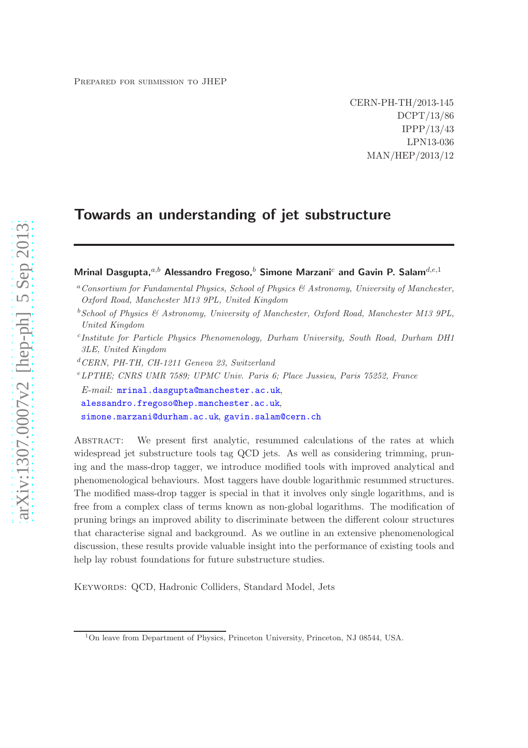Prepared for submission to JHEP

CERN-PH-TH/2013-145
DCPT/13/86
IPPP/13/43
LPN13-036
MAN/HEP/2013/12

# Towards an understanding of jet substructure

**Mrinal Dasgupta,**[a,b] **Alessandro Fregoso,**[b] **Simone Marzani**[c] **and Gavin P. Salam**[d,e,1]

[a] *Consortium for Fundamental Physics, School of Physics & Astronomy, University of Manchester, Oxford Road, Manchester M13 9PL, United Kingdom*

[b] *School of Physics & Astronomy, University of Manchester, Oxford Road, Manchester M13 9PL, United Kingdom*

[c] *Institute for Particle Physics Phenomenology, Durham University, South Road, Durham DH1 3LE, United Kingdom*

[d] *CERN, PH-TH, CH-1211 Geneva 23, Switzerland*

[e] *LPTHE; CNRS UMR 7589; UPMC Univ. Paris 6; Place Jussieu, Paris 75252, France*

*E-mail:* mrinal.dasgupta@manchester.ac.uk, alessandro.fregoso@hep.manchester.ac.uk, simone.marzani@durham.ac.uk, gavin.salam@cern.ch

Abstract: We present first analytic, resummed calculations of the rates at which widespread jet substructure tools tag QCD jets. As well as considering trimming, pruning and the mass-drop tagger, we introduce modified tools with improved analytical and phenomenological behaviours. Most taggers have double logarithmic resummed structures. The modified mass-drop tagger is special in that it involves only single logarithms, and is free from a complex class of terms known as non-global logarithms. The modification of pruning brings an improved ability to discriminate between the different colour structures that characterise signal and background. As we outline in an extensive phenomenological discussion, these results provide valuable insight into the performance of existing tools and help lay robust foundations for future substructure studies.

Keywords: QCD, Hadronic Colliders, Standard Model, Jets

[1] On leave from Department of Physics, Princeton University, Princeton, NJ 08544, USA.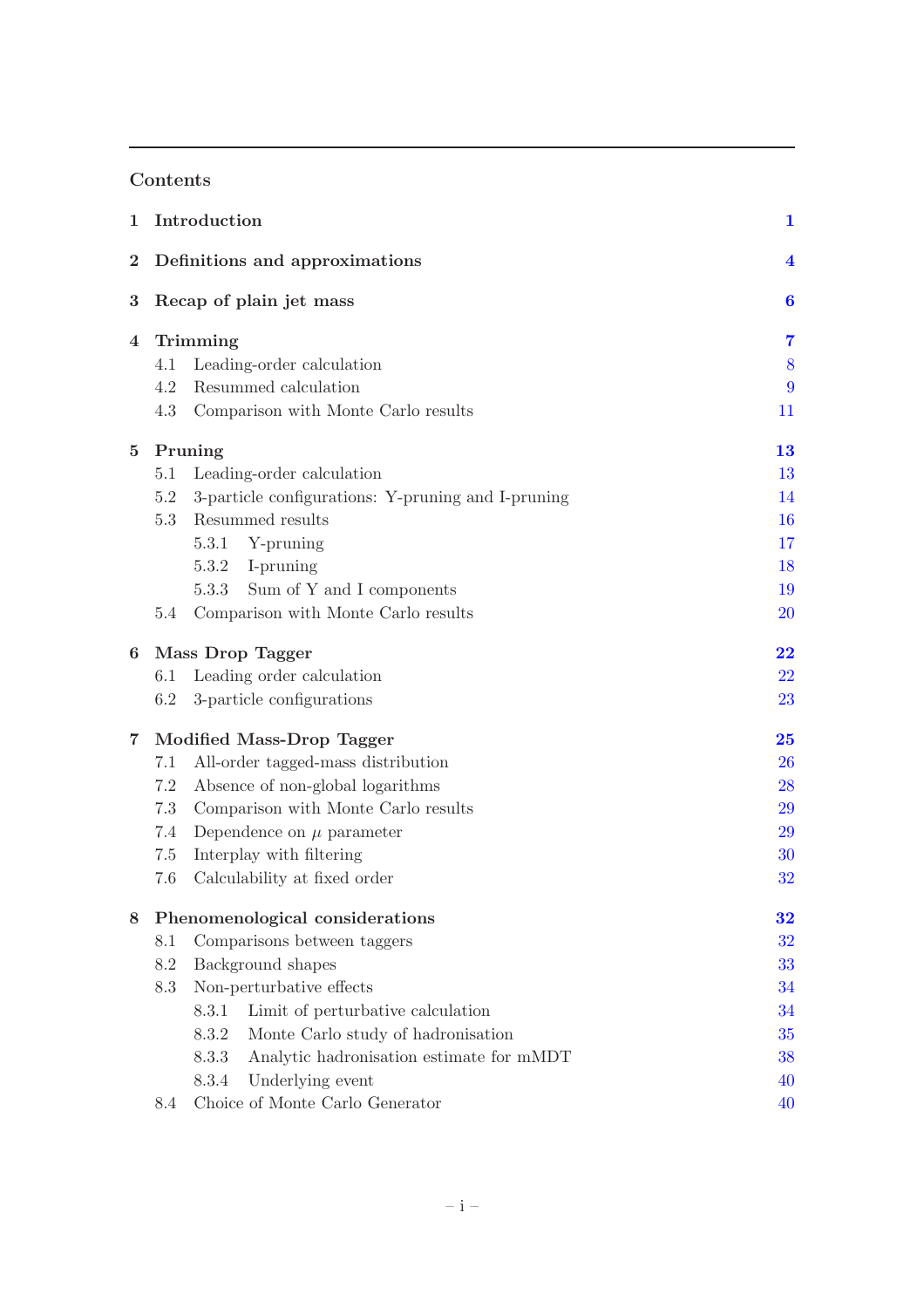## Contents

**1 Introduction** **1**

**2 Definitions and approximations** **4**

**3 Recap of plain jet mass** **6**

**4 Trimming** **7**
- 4.1 Leading-order calculation 8
- 4.2 Resummed calculation 9
- 4.3 Comparison with Monte Carlo results 11

**5 Pruning** **13**
- 5.1 Leading-order calculation 13
- 5.2 3-particle configurations: Y-pruning and I-pruning 14
- 5.3 Resummed results 16
  - 5.3.1 Y-pruning 17
  - 5.3.2 I-pruning 18
  - 5.3.3 Sum of Y and I components 19
- 5.4 Comparison with Monte Carlo results 20

**6 Mass Drop Tagger** **22**
- 6.1 Leading order calculation 22
- 6.2 3-particle configurations 23

**7 Modified Mass-Drop Tagger** **25**
- 7.1 All-order tagged-mass distribution 26
- 7.2 Absence of non-global logarithms 28
- 7.3 Comparison with Monte Carlo results 29
- 7.4 Dependence on $\mu$ parameter 29
- 7.5 Interplay with filtering 30
- 7.6 Calculability at fixed order 32

**8 Phenomenological considerations** **32**
- 8.1 Comparisons between taggers 32
- 8.2 Background shapes 33
- 8.3 Non-perturbative effects 34
  - 8.3.1 Limit of perturbative calculation 34
  - 8.3.2 Monte Carlo study of hadronisation 35
  - 8.3.3 Analytic hadronisation estimate for mMDT 38
  - 8.3.4 Underlying event 40
- 8.4 Choice of Monte Carlo Generator 40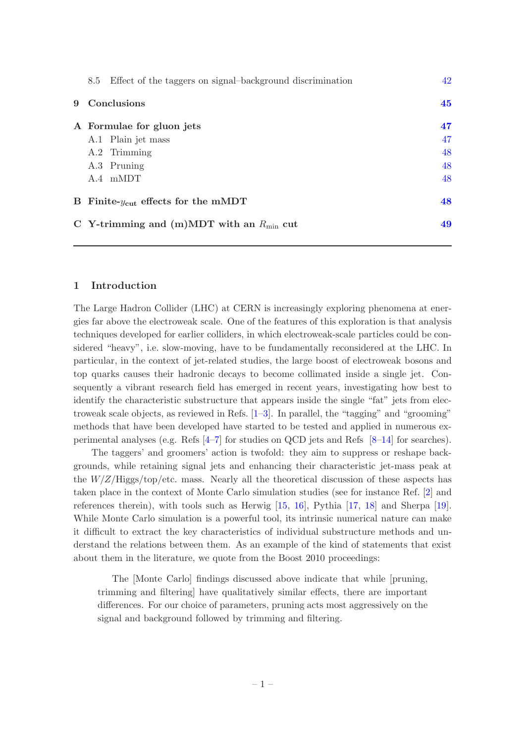8.5 Effect of the taggers on signal–background discrimination 42

**9 Conclusions** **45**

**A Formulae for gluon jets** **47**

A.1 Plain jet mass 47

A.2 Trimming 48

A.3 Pruning 48

A.4 mMDT 48

**B Finite-$y_{\text{cut}}$ effects for the mMDT** **48**

**C Y-trimming and (m)MDT with an $R_{\text{min}}$ cut** **49**

## 1 Introduction

The Large Hadron Collider (LHC) at CERN is increasingly exploring phenomena at energies far above the electroweak scale. One of the features of this exploration is that analysis techniques developed for earlier colliders, in which electroweak-scale particles could be considered "heavy", i.e. slow-moving, have to be fundamentally reconsidered at the LHC. In particular, in the context of jet-related studies, the large boost of electroweak bosons and top quarks causes their hadronic decays to become collimated inside a single jet. Consequently a vibrant research field has emerged in recent years, investigating how best to identify the characteristic substructure that appears inside the single "fat" jets from electroweak scale objects, as reviewed in Refs. [1–3]. In parallel, the "tagging" and "grooming" methods that have been developed have started to be tested and applied in numerous experimental analyses (e.g. Refs [4–7] for studies on QCD jets and Refs [8–14] for searches).

The taggers' and groomers' action is twofold: they aim to suppress or reshape backgrounds, while retaining signal jets and enhancing their characteristic jet-mass peak at the $W/Z$/Higgs/top/etc. mass. Nearly all the theoretical discussion of these aspects has taken place in the context of Monte Carlo simulation studies (see for instance Ref. [2] and references therein), with tools such as Herwig [15, 16], Pythia [17, 18] and Sherpa [19]. While Monte Carlo simulation is a powerful tool, its intrinsic numerical nature can make it difficult to extract the key characteristics of individual substructure methods and understand the relations between them. As an example of the kind of statements that exist about them in the literature, we quote from the Boost 2010 proceedings:

> The [Monte Carlo] findings discussed above indicate that while [pruning, trimming and filtering] have qualitatively similar effects, there are important differences. For our choice of parameters, pruning acts most aggressively on the signal and background followed by trimming and filtering.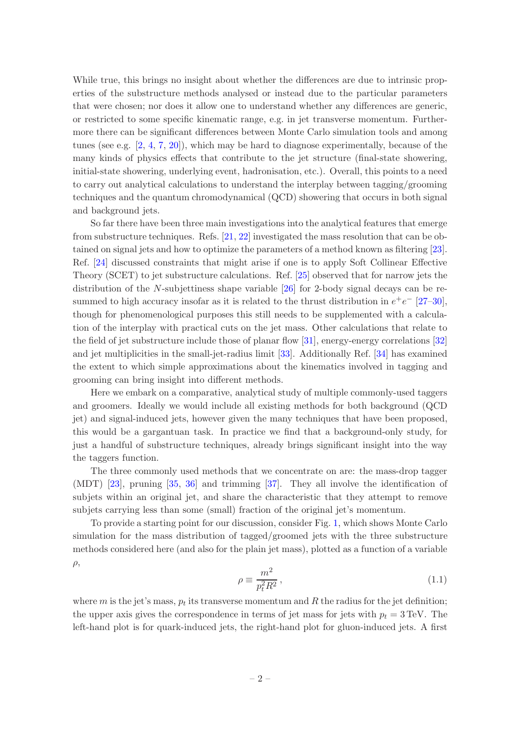While true, this brings no insight about whether the differences are due to intrinsic properties of the substructure methods analysed or instead due to the particular parameters that were chosen; nor does it allow one to understand whether any differences are generic, or restricted to some specific kinematic range, e.g. in jet transverse momentum. Furthermore there can be significant differences between Monte Carlo simulation tools and among tunes (see e.g. [2, 4, 7, 20]), which may be hard to diagnose experimentally, because of the many kinds of physics effects that contribute to the jet structure (final-state showering, initial-state showering, underlying event, hadronisation, etc.). Overall, this points to a need to carry out analytical calculations to understand the interplay between tagging/grooming techniques and the quantum chromodynamical (QCD) showering that occurs in both signal and background jets.

So far there have been three main investigations into the analytical features that emerge from substructure techniques. Refs. [21, 22] investigated the mass resolution that can be obtained on signal jets and how to optimize the parameters of a method known as filtering [23]. Ref. [24] discussed constraints that might arise if one is to apply Soft Collinear Effective Theory (SCET) to jet substructure calculations. Ref. [25] observed that for narrow jets the distribution of the $N$-subjettiness shape variable [26] for 2-body signal decays can be resummed to high accuracy insofar as it is related to the thrust distribution in $e^+e^-$ [27–30], though for phenomenological purposes this still needs to be supplemented with a calculation of the interplay with practical cuts on the jet mass. Other calculations that relate to the field of jet substructure include those of planar flow [31], energy-energy correlations [32] and jet multiplicities in the small-jet-radius limit [33]. Additionally Ref. [34] has examined the extent to which simple approximations about the kinematics involved in tagging and grooming can bring insight into different methods.

Here we embark on a comparative, analytical study of multiple commonly-used taggers and groomers. Ideally we would include all existing methods for both background (QCD jet) and signal-induced jets, however given the many techniques that have been proposed, this would be a gargantuan task. In practice we find that a background-only study, for just a handful of substructure techniques, already brings significant insight into the way the taggers function.

The three commonly used methods that we concentrate on are: the mass-drop tagger (MDT) [23], pruning [35, 36] and trimming [37]. They all involve the identification of subjets within an original jet, and share the characteristic that they attempt to remove subjets carrying less than some (small) fraction of the original jet's momentum.

To provide a starting point for our discussion, consider Fig. 1, which shows Monte Carlo simulation for the mass distribution of tagged/groomed jets with the three substructure methods considered here (and also for the plain jet mass), plotted as a function of a variable $\rho$,

$$\rho \equiv \frac{m^2}{p_t^2 R^2}\,, \tag{1.1}$$

where $m$ is the jet's mass, $p_t$ its transverse momentum and $R$ the radius for the jet definition; the upper axis gives the correspondence in terms of jet mass for jets with $p_t = 3\,\text{TeV}$. The left-hand plot is for quark-induced jets, the right-hand plot for gluon-induced jets. A first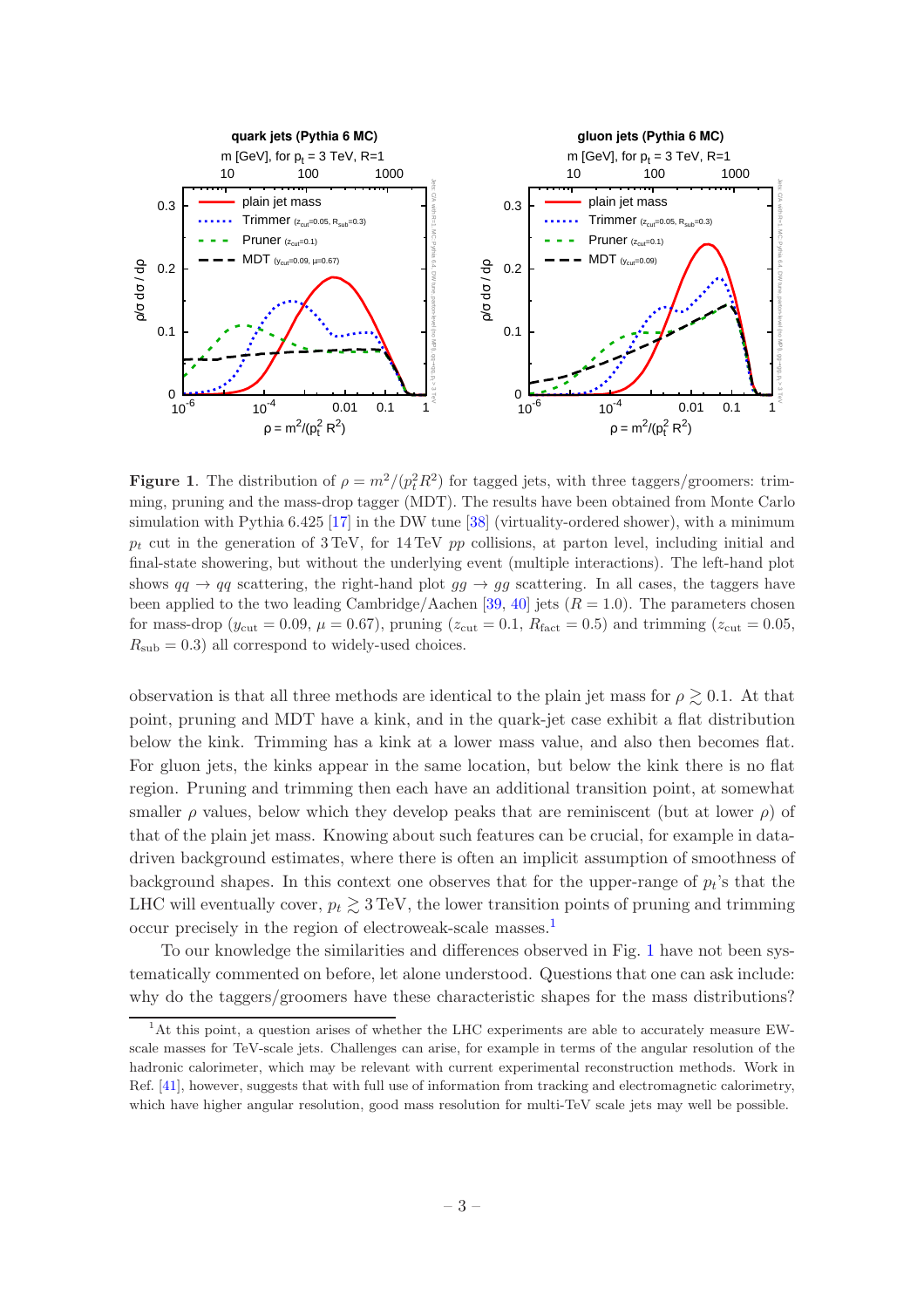**Figure 1**. The distribution of $\rho = m^2/(p_t^2 R^2)$ for tagged jets, with three taggers/groomers: trimming, pruning and the mass-drop tagger (MDT). The results have been obtained from Monte Carlo simulation with Pythia 6.425 [17] in the DW tune [38] (virtuality-ordered shower), with a minimum $p_t$ cut in the generation of 3 TeV, for 14 TeV $pp$ collisions, at parton level, including initial and final-state showering, but without the underlying event (multiple interactions). The left-hand plot shows $qq \to qq$ scattering, the right-hand plot $gg \to gg$ scattering. In all cases, the taggers have been applied to the two leading Cambridge/Aachen [39, 40] jets ($R = 1.0$). The parameters chosen for mass-drop ($y_{\text{cut}} = 0.09$, $\mu = 0.67$), pruning ($z_{\text{cut}} = 0.1$, $R_{\text{fact}} = 0.5$) and trimming ($z_{\text{cut}} = 0.05$, $R_{\text{sub}} = 0.3$) all correspond to widely-used choices.

observation is that all three methods are identical to the plain jet mass for $\rho \gtrsim 0.1$. At that point, pruning and MDT have a kink, and in the quark-jet case exhibit a flat distribution below the kink. Trimming has a kink at a lower mass value, and also then becomes flat. For gluon jets, the kinks appear in the same location, but below the kink there is no flat region. Pruning and trimming then each have an additional transition point, at somewhat smaller $\rho$ values, below which they develop peaks that are reminiscent (but at lower $\rho$) of that of the plain jet mass. Knowing about such features can be crucial, for example in data-driven background estimates, where there is often an implicit assumption of smoothness of background shapes. In this context one observes that for the upper-range of $p_t$'s that the LHC will eventually cover, $p_t \gtrsim 3$ TeV, the lower transition points of pruning and trimming occur precisely in the region of electroweak-scale masses.[1]

To our knowledge the similarities and differences observed in Fig. 1 have not been systematically commented on before, let alone understood. Questions that one can ask include: why do the taggers/groomers have these characteristic shapes for the mass distributions?

[1] At this point, a question arises of whether the LHC experiments are able to accurately measure EW-scale masses for TeV-scale jets. Challenges can arise, for example in terms of the angular resolution of the hadronic calorimeter, which may be relevant with current experimental reconstruction methods. Work in Ref. [41], however, suggests that with full use of information from tracking and electromagnetic calorimetry, which have higher angular resolution, good mass resolution for multi-TeV scale jets may well be possible.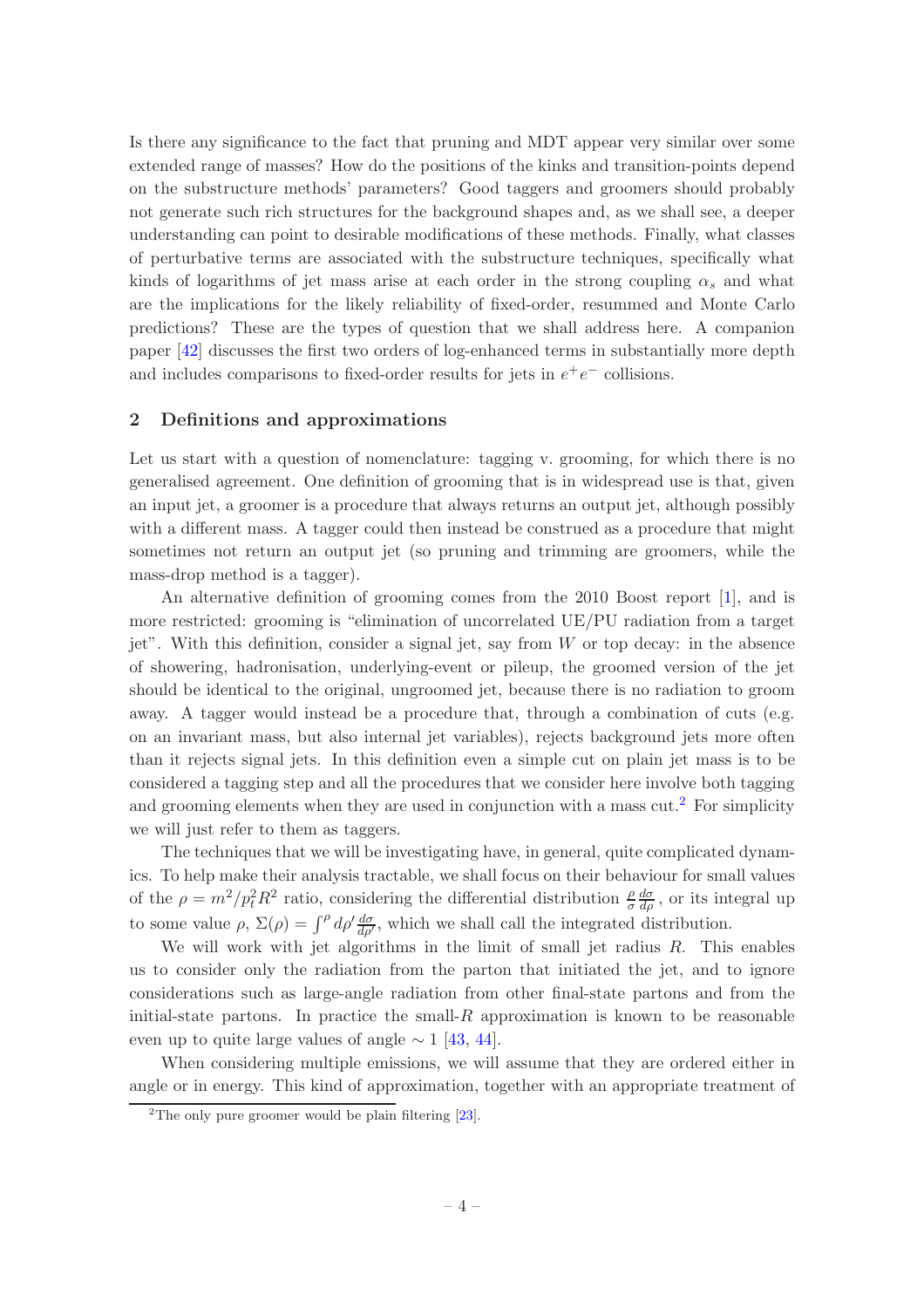Is there any significance to the fact that pruning and MDT appear very similar over some extended range of masses? How do the positions of the kinks and transition-points depend on the substructure methods' parameters? Good taggers and groomers should probably not generate such rich structures for the background shapes and, as we shall see, a deeper understanding can point to desirable modifications of these methods. Finally, what classes of perturbative terms are associated with the substructure techniques, specifically what kinds of logarithms of jet mass arise at each order in the strong coupling $\alpha_s$ and what are the implications for the likely reliability of fixed-order, resummed and Monte Carlo predictions? These are the types of question that we shall address here. A companion paper [42] discusses the first two orders of log-enhanced terms in substantially more depth and includes comparisons to fixed-order results for jets in $e^+e^-$ collisions.

## 2 Definitions and approximations

Let us start with a question of nomenclature: tagging v. grooming, for which there is no generalised agreement. One definition of grooming that is in widespread use is that, given an input jet, a groomer is a procedure that always returns an output jet, although possibly with a different mass. A tagger could then instead be construed as a procedure that might sometimes not return an output jet (so pruning and trimming are groomers, while the mass-drop method is a tagger).

An alternative definition of grooming comes from the 2010 Boost report [1], and is more restricted: grooming is "elimination of uncorrelated UE/PU radiation from a target jet". With this definition, consider a signal jet, say from $W$ or top decay: in the absence of showering, hadronisation, underlying-event or pileup, the groomed version of the jet should be identical to the original, ungroomed jet, because there is no radiation to groom away. A tagger would instead be a procedure that, through a combination of cuts (e.g. on an invariant mass, but also internal jet variables), rejects background jets more often than it rejects signal jets. In this definition even a simple cut on plain jet mass is to be considered a tagging step and all the procedures that we consider here involve both tagging and grooming elements when they are used in conjunction with a mass cut.[2] For simplicity we will just refer to them as taggers.

The techniques that we will be investigating have, in general, quite complicated dynamics. To help make their analysis tractable, we shall focus on their behaviour for small values of the $\rho = m^2/p_t^2 R^2$ ratio, considering the differential distribution $\frac{\rho}{\sigma}\frac{d\sigma}{d\rho}$, or its integral up to some value $\rho$, $\Sigma(\rho) = \int^{\rho} d\rho' \frac{d\sigma}{d\rho'}$, which we shall call the integrated distribution.

We will work with jet algorithms in the limit of small jet radius $R$. This enables us to consider only the radiation from the parton that initiated the jet, and to ignore considerations such as large-angle radiation from other final-state partons and from the initial-state partons. In practice the small-$R$ approximation is known to be reasonable even up to quite large values of angle $\sim 1$ [43, 44].

When considering multiple emissions, we will assume that they are ordered either in angle or in energy. This kind of approximation, together with an appropriate treatment of

[2]The only pure groomer would be plain filtering [23].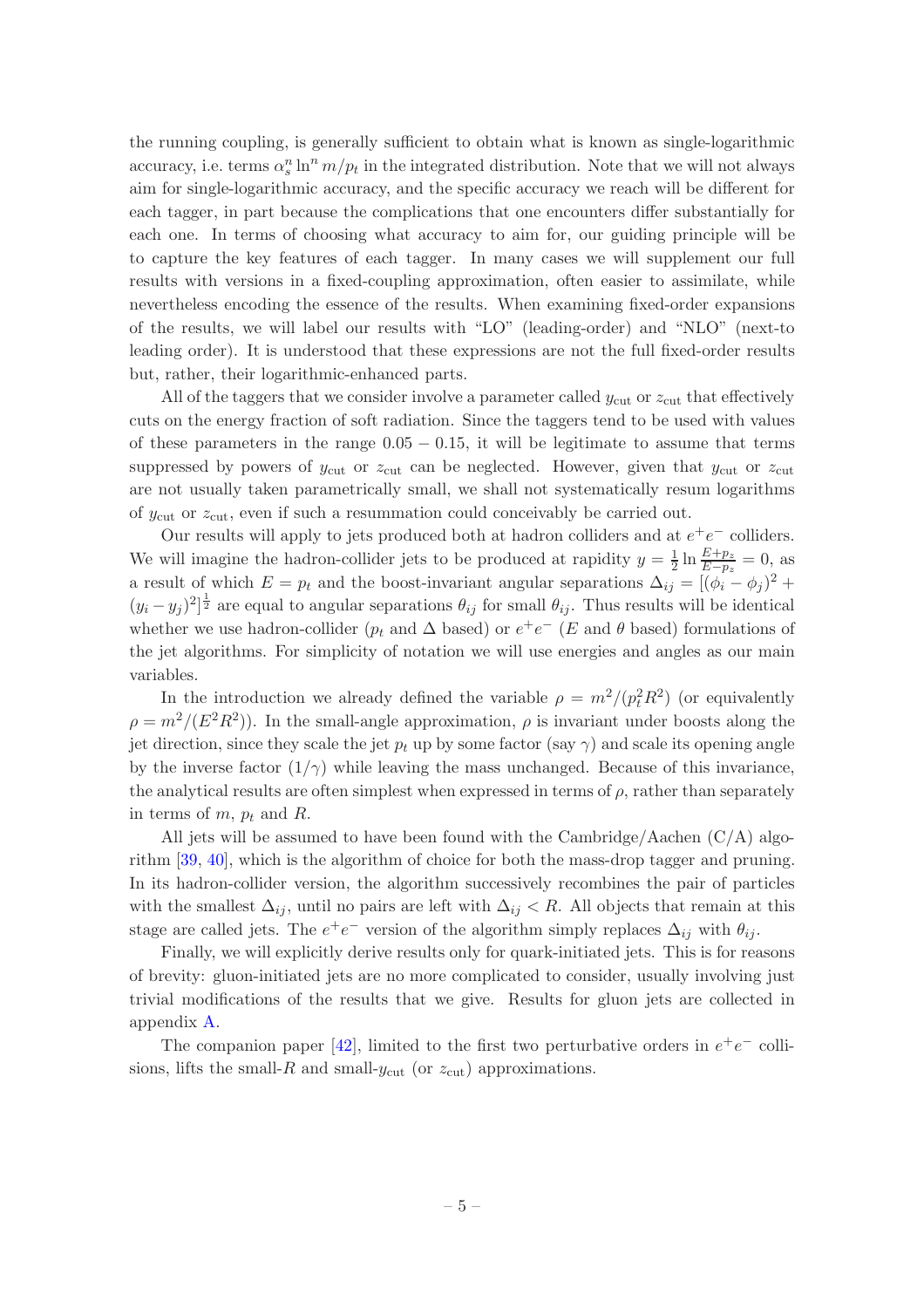the running coupling, is generally sufficient to obtain what is known as single-logarithmic accuracy, i.e. terms $\alpha_s^n \ln^n m/p_t$ in the integrated distribution. Note that we will not always aim for single-logarithmic accuracy, and the specific accuracy we reach will be different for each tagger, in part because the complications that one encounters differ substantially for each one. In terms of choosing what accuracy to aim for, our guiding principle will be to capture the key features of each tagger. In many cases we will supplement our full results with versions in a fixed-coupling approximation, often easier to assimilate, while nevertheless encoding the essence of the results. When examining fixed-order expansions of the results, we will label our results with "LO" (leading-order) and "NLO" (next-to leading order). It is understood that these expressions are not the full fixed-order results but, rather, their logarithmic-enhanced parts.

All of the taggers that we consider involve a parameter called $y_{\text{cut}}$ or $z_{\text{cut}}$ that effectively cuts on the energy fraction of soft radiation. Since the taggers tend to be used with values of these parameters in the range $0.05 - 0.15$, it will be legitimate to assume that terms suppressed by powers of $y_{\text{cut}}$ or $z_{\text{cut}}$ can be neglected. However, given that $y_{\text{cut}}$ or $z_{\text{cut}}$ are not usually taken parametrically small, we shall not systematically resum logarithms of $y_{\text{cut}}$ or $z_{\text{cut}}$, even if such a resummation could conceivably be carried out.

Our results will apply to jets produced both at hadron colliders and at $e^+e^-$ colliders. We will imagine the hadron-collider jets to be produced at rapidity $y = \frac{1}{2}\ln\frac{E+p_z}{E-p_z} = 0$, as a result of which $E = p_t$ and the boost-invariant angular separations $\Delta_{ij} = [(\phi_i - \phi_j)^2 + (y_i - y_j)^2]^{\frac{1}{2}}$ are equal to angular separations $\theta_{ij}$ for small $\theta_{ij}$. Thus results will be identical whether we use hadron-collider ($p_t$ and $\Delta$ based) or $e^+e^-$ ($E$ and $\theta$ based) formulations of the jet algorithms. For simplicity of notation we will use energies and angles as our main variables.

In the introduction we already defined the variable $\rho = m^2/(p_t^2 R^2)$ (or equivalently $\rho = m^2/(E^2R^2)$). In the small-angle approximation, $\rho$ is invariant under boosts along the jet direction, since they scale the jet $p_t$ up by some factor (say $\gamma$) and scale its opening angle by the inverse factor $(1/\gamma)$ while leaving the mass unchanged. Because of this invariance, the analytical results are often simplest when expressed in terms of $\rho$, rather than separately in terms of $m$, $p_t$ and $R$.

All jets will be assumed to have been found with the Cambridge/Aachen (C/A) algorithm [39, 40], which is the algorithm of choice for both the mass-drop tagger and pruning. In its hadron-collider version, the algorithm successively recombines the pair of particles with the smallest $\Delta_{ij}$, until no pairs are left with $\Delta_{ij} < R$. All objects that remain at this stage are called jets. The $e^+e^-$ version of the algorithm simply replaces $\Delta_{ij}$ with $\theta_{ij}$.

Finally, we will explicitly derive results only for quark-initiated jets. This is for reasons of brevity: gluon-initiated jets are no more complicated to consider, usually involving just trivial modifications of the results that we give. Results for gluon jets are collected in appendix A.

The companion paper [42], limited to the first two perturbative orders in $e^+e^-$ collisions, lifts the small-$R$ and small-$y_{\text{cut}}$ (or $z_{\text{cut}}$) approximations.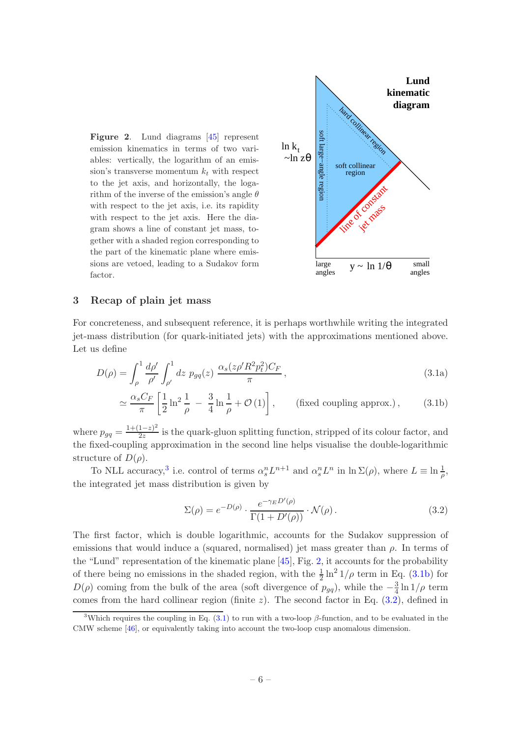**Figure 2**. Lund diagrams [45] represent emission kinematics in terms of two variables: vertically, the logarithm of an emission's transverse momentum $k_t$ with respect to the jet axis, and horizontally, the logarithm of the inverse of the emission's angle $\theta$ with respect to the jet axis, i.e. its rapidity with respect to the jet axis. Here the diagram shows a line of constant jet mass, together with a shaded region corresponding to the part of the kinematic plane where emissions are vetoed, leading to a Sudakov form factor.

## 3 Recap of plain jet mass

For concreteness, and subsequent reference, it is perhaps worthwhile writing the integrated jet-mass distribution (for quark-initiated jets) with the approximations mentioned above. Let us define

$$D(\rho) = \int_\rho^1 \frac{d\rho'}{\rho'} \int_{\rho'}^1 dz\; p_{gq}(z)\, \frac{\alpha_s(z\rho' R^2 p_t^2) C_F}{\pi}\,, \tag{3.1a}$$

$$\simeq \frac{\alpha_s C_F}{\pi}\left[\frac{1}{2}\ln^2\frac{1}{\rho} \;-\; \frac{3}{4}\ln\frac{1}{\rho} + \mathcal{O}(1)\right], \qquad \text{(fixed coupling approx.)}\,, \tag{3.1b}$$

where $p_{gq} = \frac{1+(1-z)^2}{2z}$ is the quark-gluon splitting function, stripped of its colour factor, and the fixed-coupling approximation in the second line helps visualise the double-logarithmic structure of $D(\rho)$.

To NLL accuracy,[3] i.e. control of terms $\alpha_s^n L^{n+1}$ and $\alpha_s^n L^n$ in $\ln \Sigma(\rho)$, where $L \equiv \ln\frac{1}{\rho}$, the integrated jet mass distribution is given by

$$\Sigma(\rho) = e^{-D(\rho)} \cdot \frac{e^{-\gamma_E D'(\rho)}}{\Gamma(1 + D'(\rho))} \cdot \mathcal{N}(\rho)\,. \tag{3.2}$$

The first factor, which is double logarithmic, accounts for the Sudakov suppression of emissions that would induce a (squared, normalised) jet mass greater than $\rho$. In terms of the "Lund" representation of the kinematic plane [45], Fig. 2, it accounts for the probability of there being no emissions in the shaded region, with the $\frac{1}{2}\ln^2 1/\rho$ term in Eq. (3.1b) for $D(\rho)$ coming from the bulk of the area (soft divergence of $p_{gq}$), while the $-\frac{3}{4}\ln 1/\rho$ term comes from the hard collinear region (finite $z$). The second factor in Eq. (3.2), defined in

[3] Which requires the coupling in Eq. (3.1) to run with a two-loop $\beta$-function, and to be evaluated in the CMW scheme [46], or equivalently taking into account the two-loop cusp anomalous dimension.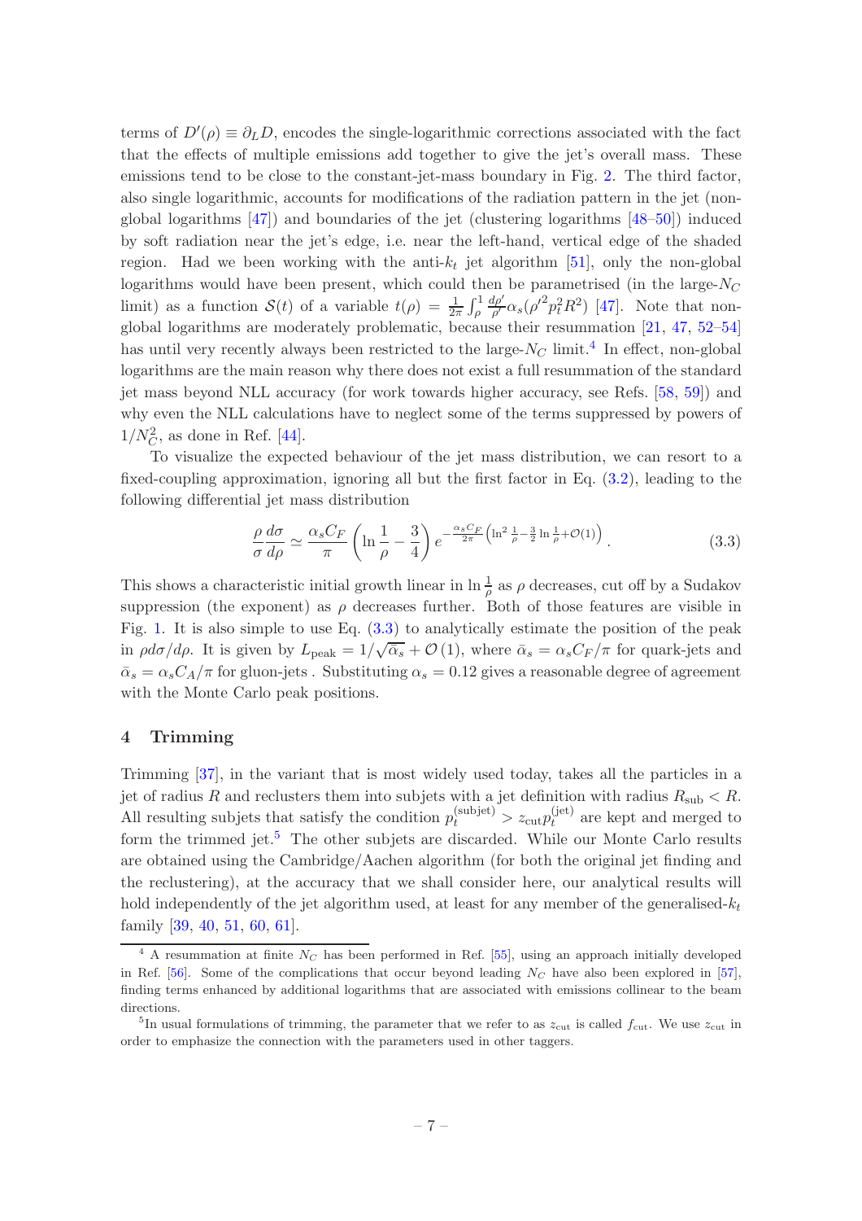terms of $D'(\rho) \equiv \partial_L D$, encodes the single-logarithmic corrections associated with the fact that the effects of multiple emissions add together to give the jet's overall mass. These emissions tend to be close to the constant-jet-mass boundary in Fig. 2. The third factor, also single logarithmic, accounts for modifications of the radiation pattern in the jet (non-global logarithms [47]) and boundaries of the jet (clustering logarithms [48–50]) induced by soft radiation near the jet's edge, i.e. near the left-hand, vertical edge of the shaded region. Had we been working with the anti-$k_t$ jet algorithm [51], only the non-global logarithms would have been present, which could then be parametrised (in the large-$N_C$ limit) as a function $\mathcal{S}(t)$ of a variable $t(\rho) = \frac{1}{2\pi}\int_\rho^1 \frac{d\rho'}{\rho'}\alpha_s(\rho'^2 p_t^2 R^2)$ [47]. Note that non-global logarithms are moderately problematic, because their resummation [21, 47, 52–54] has until very recently always been restricted to the large-$N_C$ limit.[4] In effect, non-global logarithms are the main reason why there does not exist a full resummation of the standard jet mass beyond NLL accuracy (for work towards higher accuracy, see Refs. [58, 59]) and why even the NLL calculations have to neglect some of the terms suppressed by powers of $1/N_C^2$, as done in Ref. [44].

To visualize the expected behaviour of the jet mass distribution, we can resort to a fixed-coupling approximation, ignoring all but the first factor in Eq. (3.2), leading to the following differential jet mass distribution

$$\frac{\rho}{\sigma}\frac{d\sigma}{d\rho} \simeq \frac{\alpha_s C_F}{\pi}\left(\ln\frac{1}{\rho} - \frac{3}{4}\right) e^{-\frac{\alpha_s C_F}{2\pi}\left(\ln^2\frac{1}{\rho} - \frac{3}{2}\ln\frac{1}{\rho} + \mathcal{O}(1)\right)}. \tag{3.3}$$

This shows a characteristic initial growth linear in $\ln\frac{1}{\rho}$ as $\rho$ decreases, cut off by a Sudakov suppression (the exponent) as $\rho$ decreases further. Both of those features are visible in Fig. 1. It is also simple to use Eq. (3.3) to analytically estimate the position of the peak in $\rho d\sigma/d\rho$. It is given by $L_{\text{peak}} = 1/\sqrt{\bar{\alpha}_s} + \mathcal{O}(1)$, where $\bar{\alpha}_s = \alpha_s C_F/\pi$ for quark-jets and $\bar{\alpha}_s = \alpha_s C_A/\pi$ for gluon-jets . Substituting $\alpha_s = 0.12$ gives a reasonable degree of agreement with the Monte Carlo peak positions.

## 4 Trimming

Trimming [37], in the variant that is most widely used today, takes all the particles in a jet of radius $R$ and reclusters them into subjets with a jet definition with radius $R_{\text{sub}} < R$. All resulting subjets that satisfy the condition $p_t^{(\text{subjet})} > z_{\text{cut}} p_t^{(\text{jet})}$ are kept and merged to form the trimmed jet.[5] The other subjets are discarded. While our Monte Carlo results are obtained using the Cambridge/Aachen algorithm (for both the original jet finding and the reclustering), at the accuracy that we shall consider here, our analytical results will hold independently of the jet algorithm used, at least for any member of the generalised-$k_t$ family [39, 40, 51, 60, 61].

[4] A resummation at finite $N_C$ has been performed in Ref. [55], using an approach initially developed in Ref. [56]. Some of the complications that occur beyond leading $N_C$ have also been explored in [57], finding terms enhanced by additional logarithms that are associated with emissions collinear to the beam directions.

[5] In usual formulations of trimming, the parameter that we refer to as $z_{\text{cut}}$ is called $f_{\text{cut}}$. We use $z_{\text{cut}}$ in order to emphasize the connection with the parameters used in other taggers.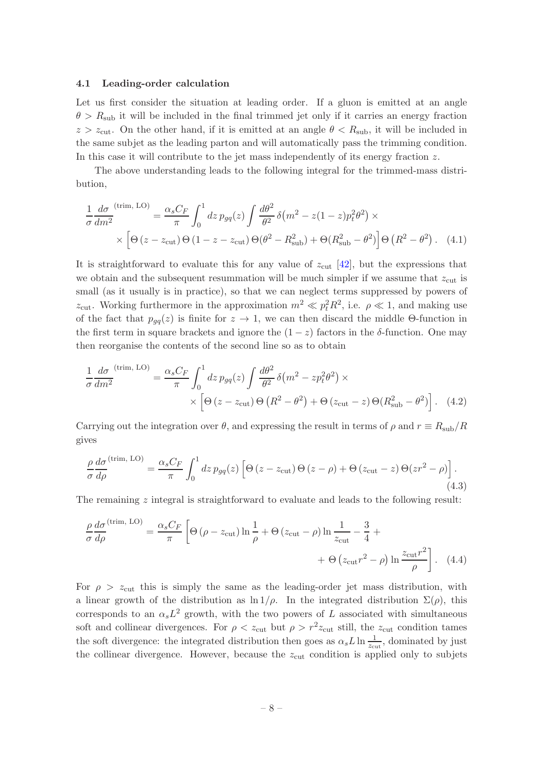### 4.1 Leading-order calculation

Let us first consider the situation at leading order. If a gluon is emitted at an angle $\theta > R_{\rm sub}$ it will be included in the final trimmed jet only if it carries an energy fraction $z > z_{\rm cut}$. On the other hand, if it is emitted at an angle $\theta < R_{\rm sub}$, it will be included in the same subjet as the leading parton and will automatically pass the trimming condition. In this case it will contribute to the jet mass independently of its energy fraction $z$.

The above understanding leads to the following integral for the trimmed-mass distribution,

$$\frac{1}{\sigma}\frac{d\sigma}{dm^2}^{(\rm trim,\,LO)} = \frac{\alpha_s C_F}{\pi}\int_0^1 dz\, p_{gq}(z)\int \frac{d\theta^2}{\theta^2}\,\delta\big(m^2 - z(1-z)p_t^2\theta^2\big)\times \\ \times\Big[\Theta\left(z - z_{\rm cut}\right)\Theta\left(1 - z - z_{\rm cut}\right)\Theta(\theta^2 - R_{\rm sub}^2) + \Theta(R_{\rm sub}^2 - \theta^2)\Big]\Theta\left(R^2 - \theta^2\right). \quad (4.1)$$

It is straightforward to evaluate this for any value of $z_{\rm cut}$ [42], but the expressions that we obtain and the subsequent resummation will be much simpler if we assume that $z_{\rm cut}$ is small (as it usually is in practice), so that we can neglect terms suppressed by powers of $z_{\rm cut}$. Working furthermore in the approximation $m^2 \ll p_t^2 R^2$, i.e. $\rho \ll 1$, and making use of the fact that $p_{gq}(z)$ is finite for $z \to 1$, we can then discard the middle $\Theta$-function in the first term in square brackets and ignore the $(1-z)$ factors in the $\delta$-function. One may then reorganise the contents of the second line so as to obtain

$$\frac{1}{\sigma}\frac{d\sigma}{dm^2}^{(\rm trim,\,LO)} = \frac{\alpha_s C_F}{\pi}\int_0^1 dz\, p_{gq}(z)\int \frac{d\theta^2}{\theta^2}\,\delta\big(m^2 - zp_t^2\theta^2\big)\times \\ \times\Big[\Theta\left(z - z_{\rm cut}\right)\Theta\left(R^2 - \theta^2\right) + \Theta\left(z_{\rm cut} - z\right)\Theta(R_{\rm sub}^2 - \theta^2)\Big]. \quad (4.2)$$

Carrying out the integration over $\theta$, and expressing the result in terms of $\rho$ and $r \equiv R_{\rm sub}/R$ gives

$$\frac{\rho}{\sigma}\frac{d\sigma}{d\rho}^{(\rm trim,\,LO)} = \frac{\alpha_s C_F}{\pi}\int_0^1 dz\, p_{gq}(z)\Big[\Theta\left(z - z_{\rm cut}\right)\Theta\left(z - \rho\right) + \Theta\left(z_{\rm cut} - z\right)\Theta(zr^2 - \rho)\Big]. \quad (4.3)$$

The remaining $z$ integral is straightforward to evaluate and leads to the following result:

$$\frac{\rho}{\sigma}\frac{d\sigma}{d\rho}^{(\rm trim,\,LO)} = \frac{\alpha_s C_F}{\pi}\Big[\Theta\left(\rho - z_{\rm cut}\right)\ln\frac{1}{\rho} + \Theta\left(z_{\rm cut} - \rho\right)\ln\frac{1}{z_{\rm cut}} - \frac{3}{4} + \\ + \Theta\left(z_{\rm cut}r^2 - \rho\right)\ln\frac{z_{\rm cut}r^2}{\rho}\Big]. \quad (4.4)$$

For $\rho > z_{\rm cut}$ this is simply the same as the leading-order jet mass distribution, with a linear growth of the distribution as $\ln 1/\rho$. In the integrated distribution $\Sigma(\rho)$, this corresponds to an $\alpha_s L^2$ growth, with the two powers of $L$ associated with simultaneous soft and collinear divergences. For $\rho < z_{\rm cut}$ but $\rho > r^2 z_{\rm cut}$ still, the $z_{\rm cut}$ condition tames the soft divergence: the integrated distribution then goes as $\alpha_s L \ln\frac{1}{z_{\rm cut}}$, dominated by just the collinear divergence. However, because the $z_{\rm cut}$ condition is applied only to subjets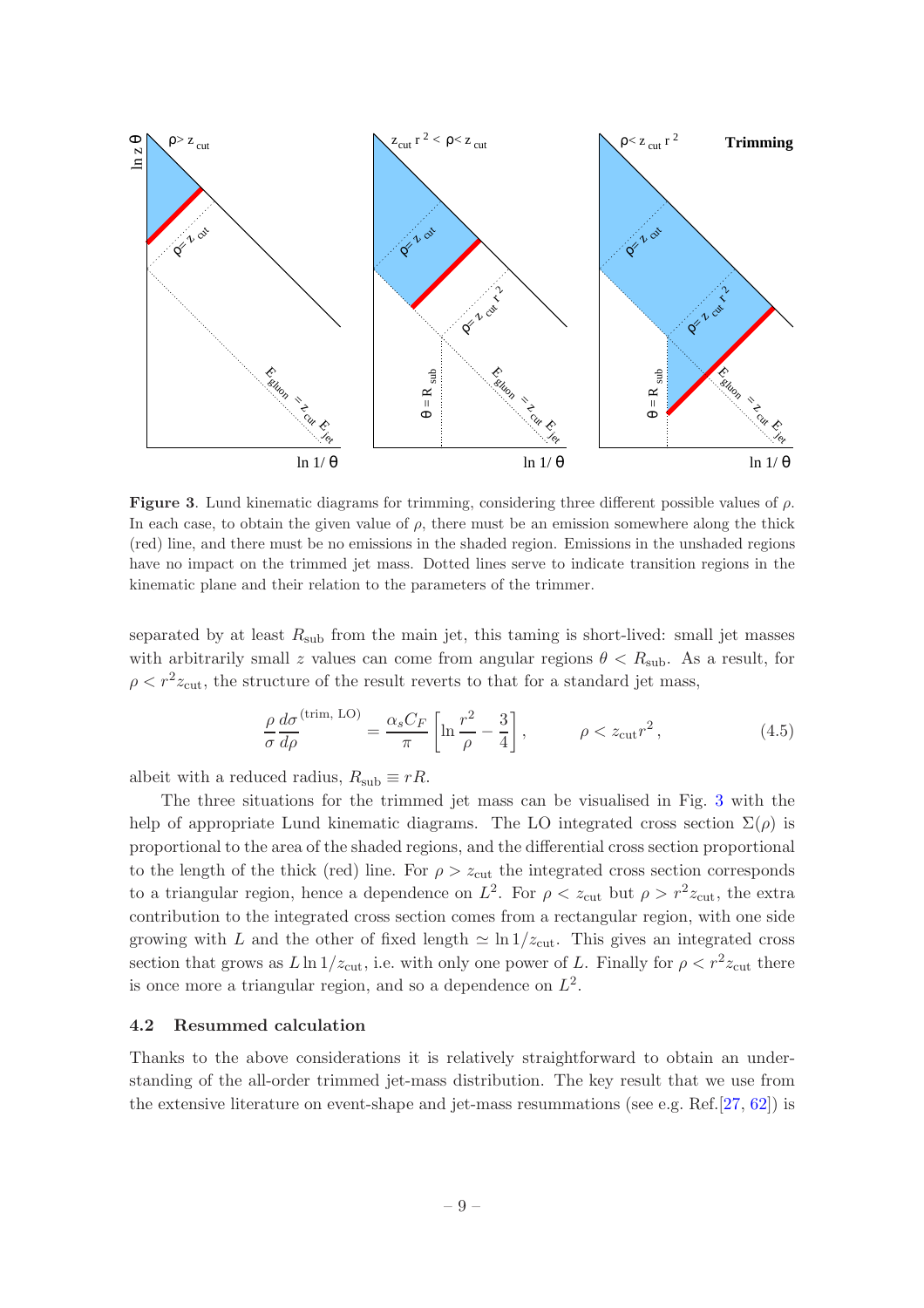**Figure 3**. Lund kinematic diagrams for trimming, considering three different possible values of $\rho$. In each case, to obtain the given value of $\rho$, there must be an emission somewhere along the thick (red) line, and there must be no emissions in the shaded region. Emissions in the unshaded regions have no impact on the trimmed jet mass. Dotted lines serve to indicate transition regions in the kinematic plane and their relation to the parameters of the trimmer.

separated by at least $R_{\rm sub}$ from the main jet, this taming is short-lived: small jet masses with arbitrarily small $z$ values can come from angular regions $\theta < R_{\rm sub}$. As a result, for $\rho < r^2 z_{\rm cut}$, the structure of the result reverts to that for a standard jet mass,

$$\frac{\rho}{\sigma}\frac{d\sigma}{d\rho}^{(\text{trim, LO})} = \frac{\alpha_s C_F}{\pi}\left[\ln\frac{r^2}{\rho} - \frac{3}{4}\right], \qquad \rho < z_{\rm cut} r^2\,, \tag{4.5}$$

albeit with a reduced radius, $R_{\rm sub} \equiv rR$.

The three situations for the trimmed jet mass can be visualised in Fig. 3 with the help of appropriate Lund kinematic diagrams. The LO integrated cross section $\Sigma(\rho)$ is proportional to the area of the shaded regions, and the differential cross section proportional to the length of the thick (red) line. For $\rho > z_{\rm cut}$ the integrated cross section corresponds to a triangular region, hence a dependence on $L^2$. For $\rho < z_{\rm cut}$ but $\rho > r^2 z_{\rm cut}$, the extra contribution to the integrated cross section comes from a rectangular region, with one side growing with $L$ and the other of fixed length $\simeq \ln 1/z_{\rm cut}$. This gives an integrated cross section that grows as $L \ln 1/z_{\rm cut}$, i.e. with only one power of $L$. Finally for $\rho < r^2 z_{\rm cut}$ there is once more a triangular region, and so a dependence on $L^2$.

### 4.2 Resummed calculation

Thanks to the above considerations it is relatively straightforward to obtain an understanding of the all-order trimmed jet-mass distribution. The key result that we use from the extensive literature on event-shape and jet-mass resummations (see e.g. Ref.[27, 62]) is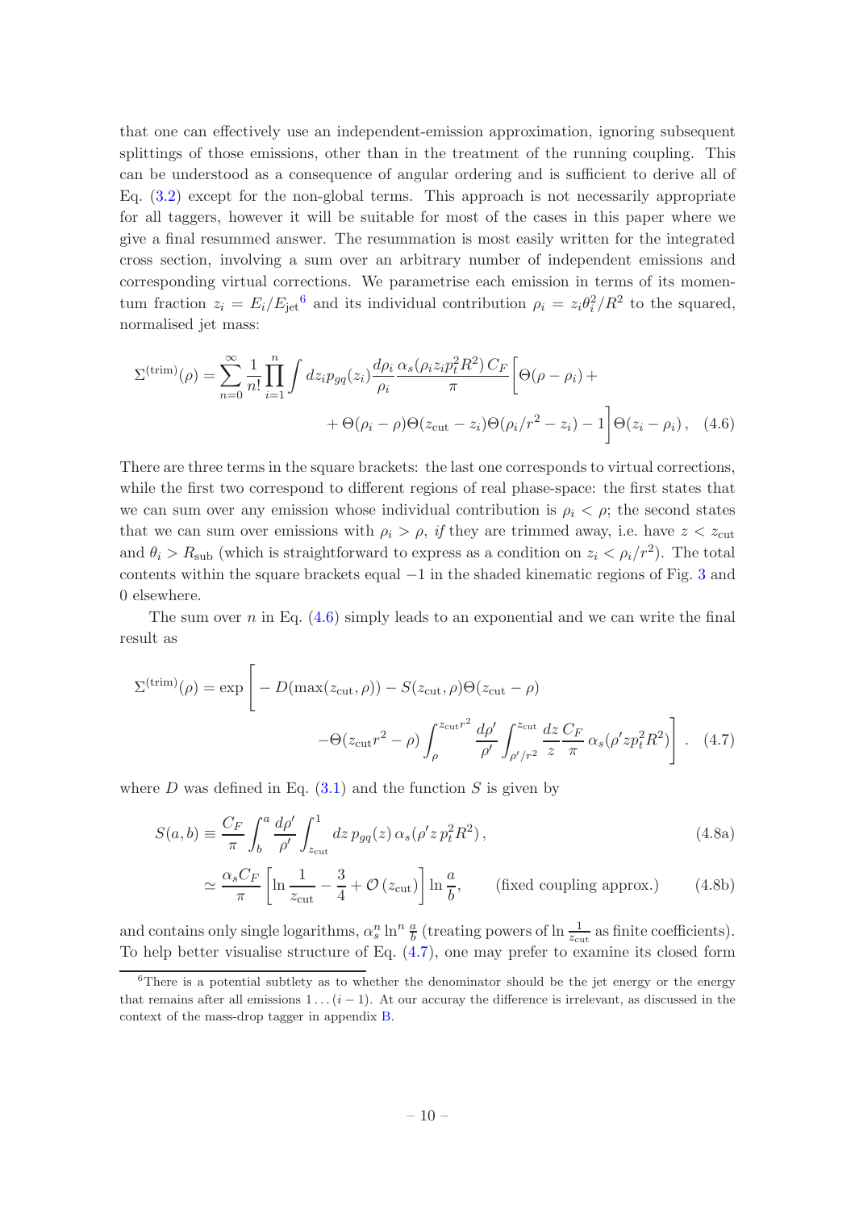that one can effectively use an independent-emission approximation, ignoring subsequent splittings of those emissions, other than in the treatment of the running coupling. This can be understood as a consequence of angular ordering and is sufficient to derive all of Eq. (3.2) except for the non-global terms. This approach is not necessarily appropriate for all taggers, however it will be suitable for most of the cases in this paper where we give a final resummed answer. The resummation is most easily written for the integrated cross section, involving a sum over an arbitrary number of independent emissions and corresponding virtual corrections. We parametrise each emission in terms of its momentum fraction $z_i = E_i/E_{\rm jet}$[6] and its individual contribution $\rho_i = z_i\theta_i^2/R^2$ to the squared, normalised jet mass:

$$\Sigma^{(\rm trim)}(\rho) = \sum_{n=0}^{\infty} \frac{1}{n!} \prod_{i=1}^{n} \int dz_i p_{gq}(z_i) \frac{d\rho_i}{\rho_i} \frac{\alpha_s(\rho_i z_i p_t^2 R^2)\, C_F}{\pi} \Big[ \Theta(\rho - \rho_i) + \\ + \Theta(\rho_i - \rho)\Theta(z_{\rm cut} - z_i)\Theta(\rho_i/r^2 - z_i) - 1 \Big] \Theta(z_i - \rho_i)\,, \quad (4.6)$$

There are three terms in the square brackets: the last one corresponds to virtual corrections, while the first two correspond to different regions of real phase-space: the first states that we can sum over any emission whose individual contribution is $\rho_i < \rho$; the second states that we can sum over emissions with $\rho_i > \rho$, *if* they are trimmed away, i.e. have $z < z_{\rm cut}$ and $\theta_i > R_{\rm sub}$ (which is straightforward to express as a condition on $z_i < \rho_i/r^2$). The total contents within the square brackets equal $-1$ in the shaded kinematic regions of Fig. 3 and 0 elsewhere.

The sum over $n$ in Eq. (4.6) simply leads to an exponential and we can write the final result as

$$\Sigma^{(\rm trim)}(\rho) = \exp\Bigg[ - D(\max(z_{\rm cut}, \rho)) - S(z_{\rm cut}, \rho)\Theta(z_{\rm cut} - \rho) \\ - \Theta(z_{\rm cut} r^2 - \rho) \int_{\rho}^{z_{\rm cut} r^2} \frac{d\rho'}{\rho'} \int_{\rho'/r^2}^{z_{\rm cut}} \frac{dz}{z} \frac{C_F}{\pi}\, \alpha_s(\rho' z p_t^2 R^2) \Bigg]\,. \quad (4.7)$$

where $D$ was defined in Eq. (3.1) and the function $S$ is given by

$$S(a, b) \equiv \frac{C_F}{\pi} \int_b^a \frac{d\rho'}{\rho'} \int_{z_{\rm cut}}^{1} dz\, p_{gq}(z)\, \alpha_s(\rho' z\, p_t^2 R^2)\,, \quad (4.8a)$$

$$\simeq \frac{\alpha_s C_F}{\pi} \left[ \ln\frac{1}{z_{\rm cut}} - \frac{3}{4} + \mathcal{O}(z_{\rm cut}) \right] \ln\frac{a}{b}, \qquad \text{(fixed coupling approx.)} \quad (4.8b)$$

and contains only single logarithms, $\alpha_s^n \ln^n \frac{a}{b}$ (treating powers of $\ln\frac{1}{z_{\rm cut}}$ as finite coefficients). To help better visualise structure of Eq. (4.7), one may prefer to examine its closed form

[6] There is a potential subtlety as to whether the denominator should be the jet energy or the energy that remains after all emissions $1 \ldots (i-1)$. At our accuray the difference is irrelevant, as discussed in the context of the mass-drop tagger in appendix B.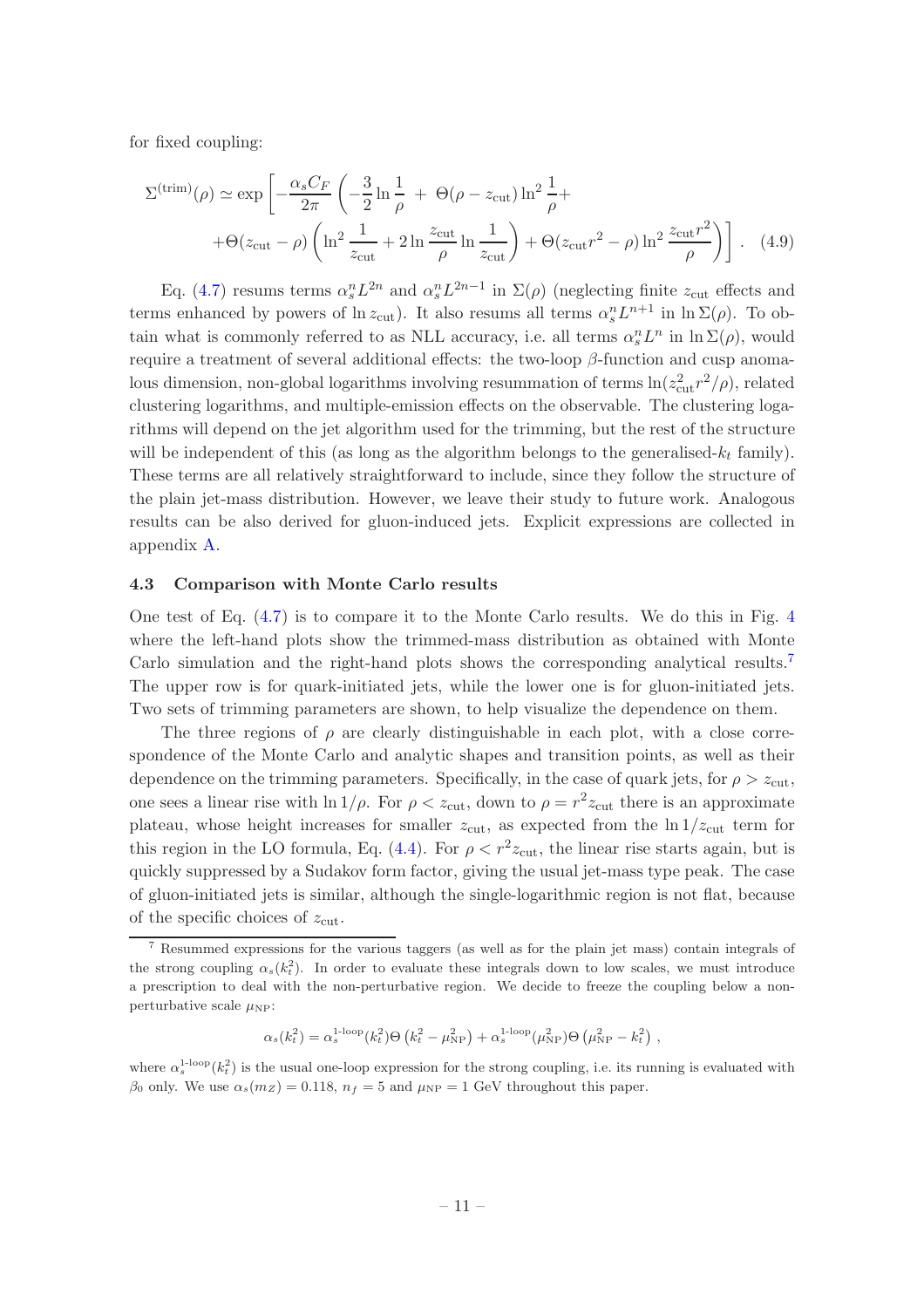for fixed coupling:

$$\Sigma^{(\text{trim})}(\rho) \simeq \exp\left[-\frac{\alpha_s C_F}{2\pi}\left(-\frac{3}{2}\ln\frac{1}{\rho} + \Theta(\rho - z_{\text{cut}})\ln^2\frac{1}{\rho} + \right.\right.$$
$$\left.\left. + \Theta(z_{\text{cut}} - \rho)\left(\ln^2\frac{1}{z_{\text{cut}}} + 2\ln\frac{z_{\text{cut}}}{\rho}\ln\frac{1}{z_{\text{cut}}}\right) + \Theta(z_{\text{cut}} r^2 - \rho)\ln^2\frac{z_{\text{cut}} r^2}{\rho}\right)\right]. \quad (4.9)$$

Eq. (4.7) resums terms $\alpha_s^n L^{2n}$ and $\alpha_s^n L^{2n-1}$ in $\Sigma(\rho)$ (neglecting finite $z_{\text{cut}}$ effects and terms enhanced by powers of $\ln z_{\text{cut}}$). It also resums all terms $\alpha_s^n L^{n+1}$ in $\ln \Sigma(\rho)$. To obtain what is commonly referred to as NLL accuracy, i.e. all terms $\alpha_s^n L^n$ in $\ln \Sigma(\rho)$, would require a treatment of several additional effects: the two-loop $\beta$-function and cusp anomalous dimension, non-global logarithms involving resummation of terms $\ln(z_{\text{cut}}^2 r^2/\rho)$, related clustering logarithms, and multiple-emission effects on the observable. The clustering logarithms will depend on the jet algorithm used for the trimming, but the rest of the structure will be independent of this (as long as the algorithm belongs to the generalised-$k_t$ family). These terms are all relatively straightforward to include, since they follow the structure of the plain jet-mass distribution. However, we leave their study to future work. Analogous results can be also derived for gluon-induced jets. Explicit expressions are collected in appendix A.

### 4.3 Comparison with Monte Carlo results

One test of Eq. (4.7) is to compare it to the Monte Carlo results. We do this in Fig. 4 where the left-hand plots show the trimmed-mass distribution as obtained with Monte Carlo simulation and the right-hand plots shows the corresponding analytical results.[7] The upper row is for quark-initiated jets, while the lower one is for gluon-initiated jets. Two sets of trimming parameters are shown, to help visualize the dependence on them.

The three regions of $\rho$ are clearly distinguishable in each plot, with a close correspondence of the Monte Carlo and analytic shapes and transition points, as well as their dependence on the trimming parameters. Specifically, in the case of quark jets, for $\rho > z_{\text{cut}}$, one sees a linear rise with $\ln 1/\rho$. For $\rho < z_{\text{cut}}$, down to $\rho = r^2 z_{\text{cut}}$ there is an approximate plateau, whose height increases for smaller $z_{\text{cut}}$, as expected from the $\ln 1/z_{\text{cut}}$ term for this region in the LO formula, Eq. (4.4). For $\rho < r^2 z_{\text{cut}}$, the linear rise starts again, but is quickly suppressed by a Sudakov form factor, giving the usual jet-mass type peak. The case of gluon-initiated jets is similar, although the single-logarithmic region is not flat, because of the specific choices of $z_{\text{cut}}$.

---

[7] Resummed expressions for the various taggers (as well as for the plain jet mass) contain integrals of the strong coupling $\alpha_s(k_t^2)$. In order to evaluate these integrals down to low scales, we must introduce a prescription to deal with the non-perturbative region. We decide to freeze the coupling below a non-perturbative scale $\mu_{\text{NP}}$:

$$\alpha_s(k_t^2) = \alpha_s^{\text{1-loop}}(k_t^2)\Theta\left(k_t^2 - \mu_{\text{NP}}^2\right) + \alpha_s^{\text{1-loop}}(\mu_{\text{NP}}^2)\Theta\left(\mu_{\text{NP}}^2 - k_t^2\right),$$

where $\alpha_s^{\text{1-loop}}(k_t^2)$ is the usual one-loop expression for the strong coupling, i.e. its running is evaluated with $\beta_0$ only. We use $\alpha_s(m_Z) = 0.118$, $n_f = 5$ and $\mu_{\text{NP}} = 1$ GeV throughout this paper.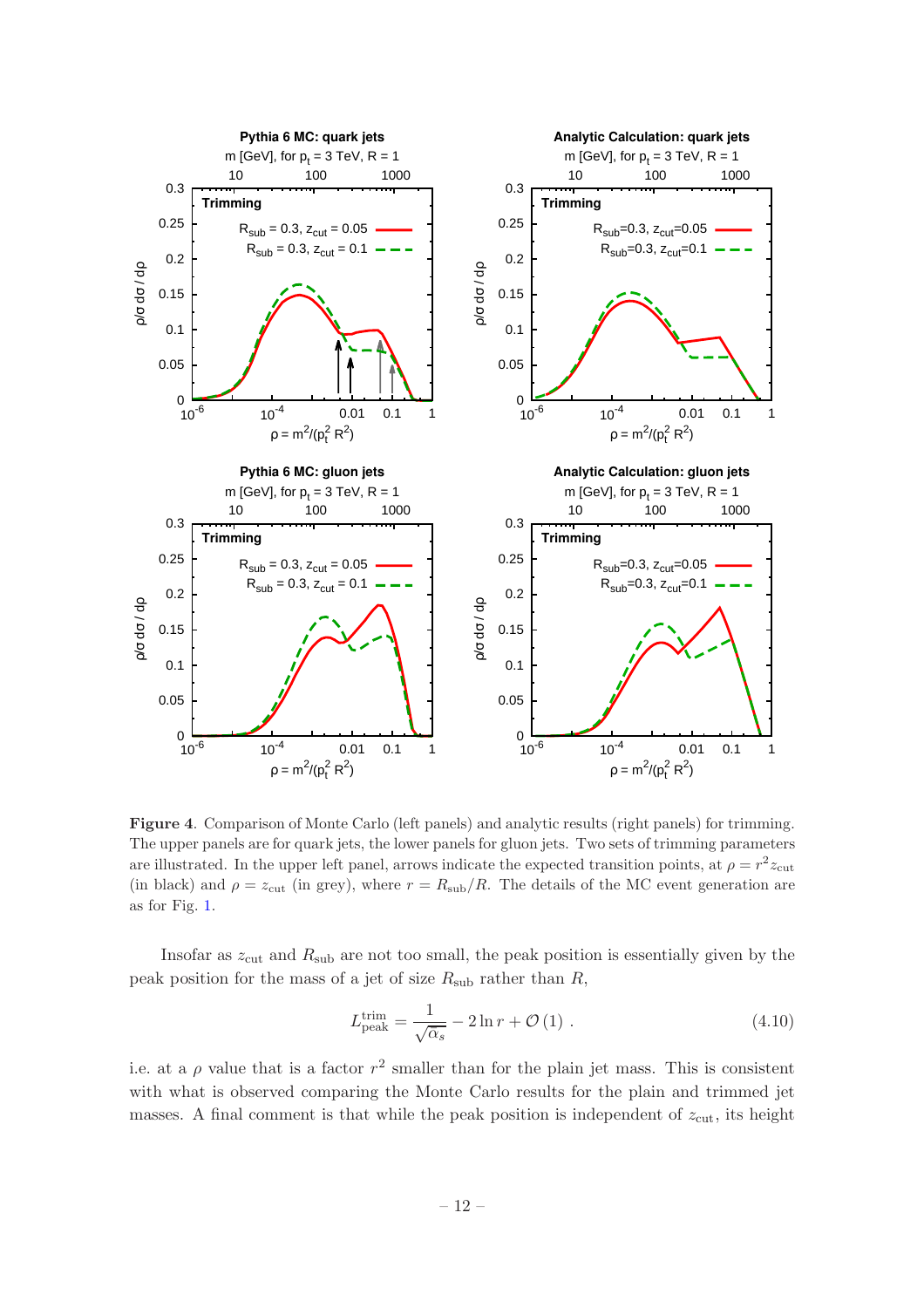**Figure 4**. Comparison of Monte Carlo (left panels) and analytic results (right panels) for trimming. The upper panels are for quark jets, the lower panels for gluon jets. Two sets of trimming parameters are illustrated. In the upper left panel, arrows indicate the expected transition points, at $\rho = r^2 z_{\rm cut}$ (in black) and $\rho = z_{\rm cut}$ (in grey), where $r = R_{\rm sub}/R$. The details of the MC event generation are as for Fig. 1.

Insofar as $z_{\rm cut}$ and $R_{\rm sub}$ are not too small, the peak position is essentially given by the peak position for the mass of a jet of size $R_{\rm sub}$ rather than $R$,

$$L^{\rm trim}_{\rm peak} = \frac{1}{\sqrt{\bar{\alpha}_s}} - 2\ln r + \mathcal{O}(1) \; . \tag{4.10}$$

i.e. at a $\rho$ value that is a factor $r^2$ smaller than for the plain jet mass. This is consistent with what is observed comparing the Monte Carlo results for the plain and trimmed jet masses. A final comment is that while the peak position is independent of $z_{\rm cut}$, its height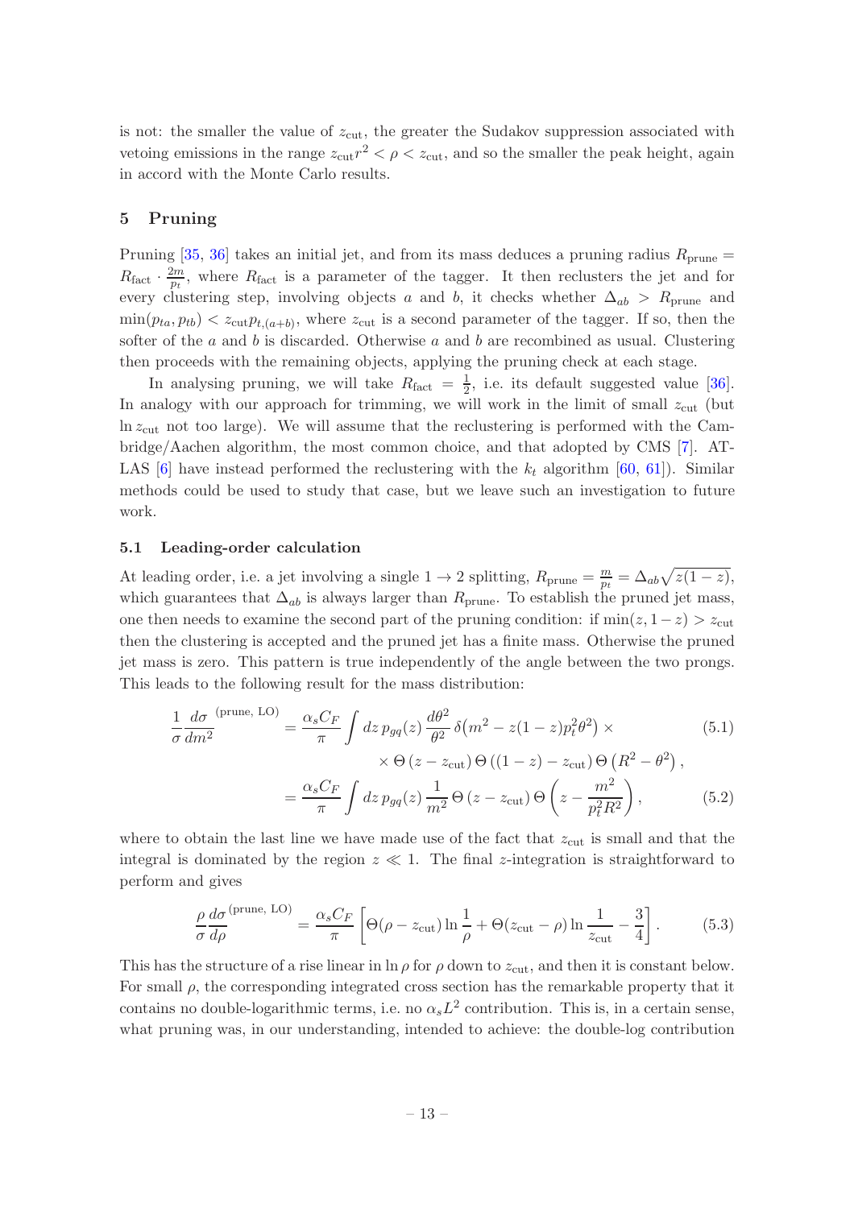is not: the smaller the value of $z_{\rm cut}$, the greater the Sudakov suppression associated with vetoing emissions in the range $z_{\rm cut} r^2 < \rho < z_{\rm cut}$, and so the smaller the peak height, again in accord with the Monte Carlo results.

## 5 Pruning

Pruning [35, 36] takes an initial jet, and from its mass deduces a pruning radius $R_{\rm prune} = R_{\rm fact} \cdot \frac{2m}{p_t}$, where $R_{\rm fact}$ is a parameter of the tagger. It then reclusters the jet and for every clustering step, involving objects $a$ and $b$, it checks whether $\Delta_{ab} > R_{\rm prune}$ and $\min(p_{ta}, p_{tb}) < z_{\rm cut} p_{t,(a+b)}$, where $z_{\rm cut}$ is a second parameter of the tagger. If so, then the softer of the $a$ and $b$ is discarded. Otherwise $a$ and $b$ are recombined as usual. Clustering then proceeds with the remaining objects, applying the pruning check at each stage.

In analysing pruning, we will take $R_{\rm fact} = \frac{1}{2}$, i.e. its default suggested value [36]. In analogy with our approach for trimming, we will work in the limit of small $z_{\rm cut}$ (but $\ln z_{\rm cut}$ not too large). We will assume that the reclustering is performed with the Cambridge/Aachen algorithm, the most common choice, and that adopted by CMS [7]. ATLAS [6] have instead performed the reclustering with the $k_t$ algorithm [60, 61]). Similar methods could be used to study that case, but we leave such an investigation to future work.

### 5.1 Leading-order calculation

At leading order, i.e. a jet involving a single $1 \to 2$ splitting, $R_{\rm prune} = \frac{m}{p_t} = \Delta_{ab}\sqrt{z(1-z)}$, which guarantees that $\Delta_{ab}$ is always larger than $R_{\rm prune}$. To establish the pruned jet mass, one then needs to examine the second part of the pruning condition: if $\min(z, 1-z) > z_{\rm cut}$ then the clustering is accepted and the pruned jet has a finite mass. Otherwise the pruned jet mass is zero. This pattern is true independently of the angle between the two prongs. This leads to the following result for the mass distribution:

$$
\begin{aligned}
\frac{1}{\sigma}\frac{d\sigma}{dm^2}^{(\rm prune,\, LO)} &= \frac{\alpha_s C_F}{\pi} \int dz\, p_{gq}(z)\, \frac{d\theta^2}{\theta^2}\, \delta\big(m^2 - z(1-z)p_t^2\theta^2\big) \times \qquad (5.1)\\
&\qquad\qquad \times \Theta\left(z - z_{\rm cut}\right)\Theta\left((1-z) - z_{\rm cut}\right)\Theta\left(R^2 - \theta^2\right), \\
&= \frac{\alpha_s C_F}{\pi} \int dz\, p_{gq}(z)\, \frac{1}{m^2}\,\Theta\left(z - z_{\rm cut}\right)\Theta\left(z - \frac{m^2}{p_t^2 R^2}\right), \qquad (5.2)
\end{aligned}
$$

where to obtain the last line we have made use of the fact that $z_{\rm cut}$ is small and that the integral is dominated by the region $z \ll 1$. The final $z$-integration is straightforward to perform and gives

$$
\frac{\rho}{\sigma}\frac{d\sigma}{d\rho}^{(\rm prune,\, LO)} = \frac{\alpha_s C_F}{\pi}\left[\Theta(\rho - z_{\rm cut})\ln\frac{1}{\rho} + \Theta(z_{\rm cut} - \rho)\ln\frac{1}{z_{\rm cut}} - \frac{3}{4}\right]. \qquad (5.3)
$$

This has the structure of a rise linear in $\ln\rho$ for $\rho$ down to $z_{\rm cut}$, and then it is constant below. For small $\rho$, the corresponding integrated cross section has the remarkable property that it contains no double-logarithmic terms, i.e. no $\alpha_s L^2$ contribution. This is, in a certain sense, what pruning was, in our understanding, intended to achieve: the double-log contribution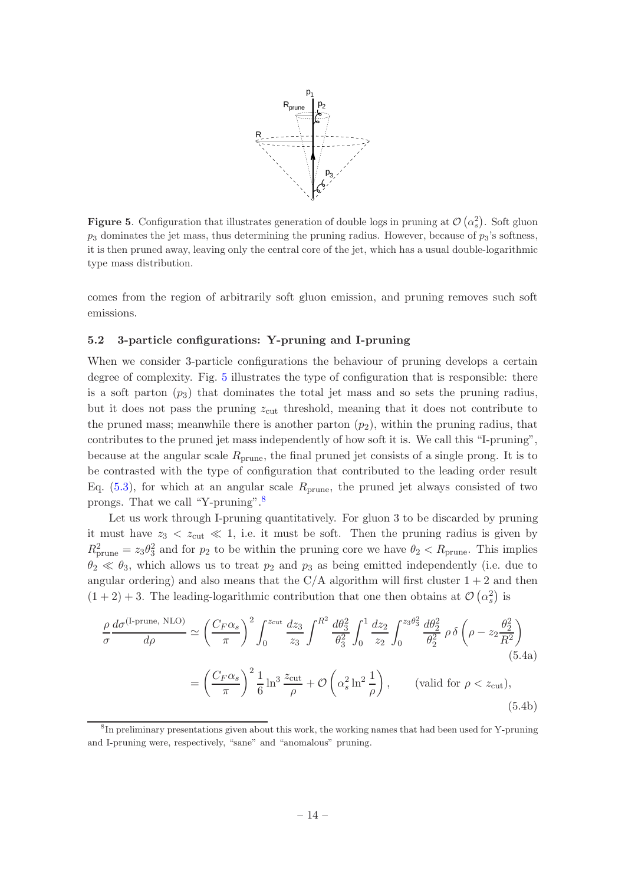**Figure 5**. Configuration that illustrates generation of double logs in pruning at $\mathcal{O}(\alpha_s^2)$. Soft gluon $p_3$ dominates the jet mass, thus determining the pruning radius. However, because of $p_3$'s softness, it is then pruned away, leaving only the central core of the jet, which has a usual double-logarithmic type mass distribution.

comes from the region of arbitrarily soft gluon emission, and pruning removes such soft emissions.

### 5.2 3-particle configurations: Y-pruning and I-pruning

When we consider 3-particle configurations the behaviour of pruning develops a certain degree of complexity. Fig. 5 illustrates the type of configuration that is responsible: there is a soft parton ($p_3$) that dominates the total jet mass and so sets the pruning radius, but it does not pass the pruning $z_{\text{cut}}$ threshold, meaning that it does not contribute to the pruned mass; meanwhile there is another parton ($p_2$), within the pruning radius, that contributes to the pruned jet mass independently of how soft it is. We call this "I-pruning", because at the angular scale $R_{\text{prune}}$, the final pruned jet consists of a single prong. It is to be contrasted with the type of configuration that contributed to the leading order result Eq. (5.3), for which at an angular scale $R_{\text{prune}}$, the pruned jet always consisted of two prongs. That we call "Y-pruning".[8]

Let us work through I-pruning quantitatively. For gluon 3 to be discarded by pruning it must have $z_3 < z_{\text{cut}} \ll 1$, i.e. it must be soft. Then the pruning radius is given by $R_{\text{prune}}^2 = z_3\theta_3^2$ and for $p_2$ to be within the pruning core we have $\theta_2 < R_{\text{prune}}$. This implies $\theta_2 \ll \theta_3$, which allows us to treat $p_2$ and $p_3$ as being emitted independently (i.e. due to angular ordering) and also means that the C/A algorithm will first cluster $1+2$ and then $(1+2)+3$. The leading-logarithmic contribution that one then obtains at $\mathcal{O}(\alpha_s^2)$ is

$$\frac{\rho}{\sigma}\frac{d\sigma^{(\text{I-prune, NLO})}}{d\rho} \simeq \left(\frac{C_F\alpha_s}{\pi}\right)^2 \int_0^{z_{\text{cut}}} \frac{dz_3}{z_3} \int^{R^2} \frac{d\theta_3^2}{\theta_3^2} \int_0^1 \frac{dz_2}{z_2} \int_0^{z_3\theta_3^2} \frac{d\theta_2^2}{\theta_2^2}\, \rho\, \delta\!\left(\rho - z_2\frac{\theta_2^2}{R^2}\right) \tag{5.4a}$$

$$= \left(\frac{C_F\alpha_s}{\pi}\right)^2 \frac{1}{6}\ln^3\frac{z_{\text{cut}}}{\rho} + \mathcal{O}\left(\alpha_s^2 \ln^2\frac{1}{\rho}\right), \qquad \text{(valid for } \rho < z_{\text{cut}}\text{)}, \tag{5.4b}$$

[8] In preliminary presentations given about this work, the working names that had been used for Y-pruning and I-pruning were, respectively, "sane" and "anomalous" pruning.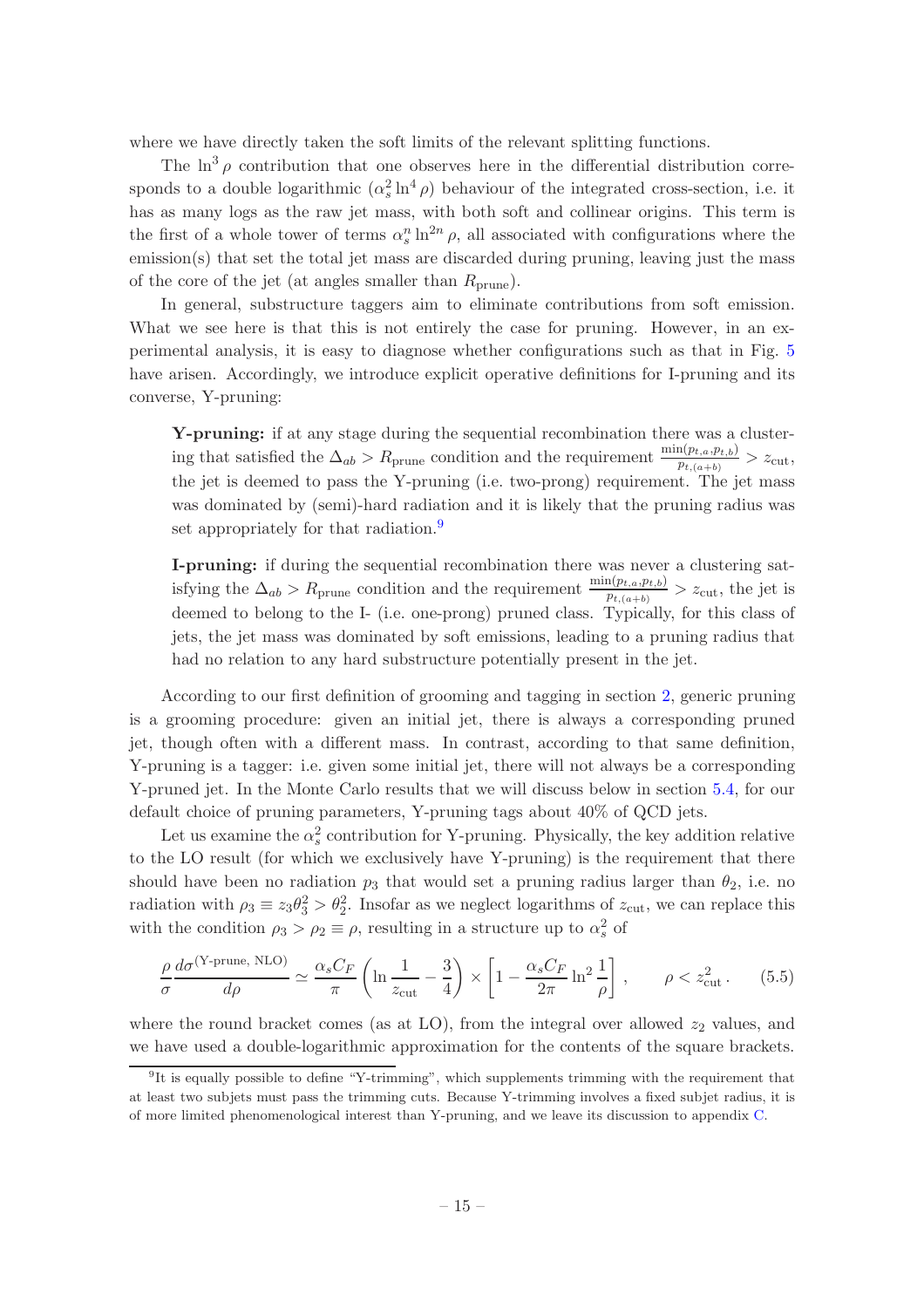where we have directly taken the soft limits of the relevant splitting functions.

The $\ln^3 \rho$ contribution that one observes here in the differential distribution corresponds to a double logarithmic ($\alpha_s^2 \ln^4 \rho$) behaviour of the integrated cross-section, i.e. it has as many logs as the raw jet mass, with both soft and collinear origins. This term is the first of a whole tower of terms $\alpha_s^n \ln^{2n} \rho$, all associated with configurations where the emission(s) that set the total jet mass are discarded during pruning, leaving just the mass of the core of the jet (at angles smaller than $R_{\text{prune}}$).

In general, substructure taggers aim to eliminate contributions from soft emission. What we see here is that this is not entirely the case for pruning. However, in an experimental analysis, it is easy to diagnose whether configurations such as that in Fig. 5 have arisen. Accordingly, we introduce explicit operative definitions for I-pruning and its converse, Y-pruning:

> **Y-pruning:** if at any stage during the sequential recombination there was a clustering that satisfied the $\Delta_{ab} > R_{\text{prune}}$ condition and the requirement $\frac{\min(p_{t,a}, p_{t,b})}{p_{t,(a+b)}} > z_{\text{cut}}$, the jet is deemed to pass the Y-pruning (i.e. two-prong) requirement. The jet mass was dominated by (semi)-hard radiation and it is likely that the pruning radius was set appropriately for that radiation.[9]
>
> **I-pruning:** if during the sequential recombination there was never a clustering satisfying the $\Delta_{ab} > R_{\text{prune}}$ condition and the requirement $\frac{\min(p_{t,a}, p_{t,b})}{p_{t,(a+b)}} > z_{\text{cut}}$, the jet is deemed to belong to the I- (i.e. one-prong) pruned class. Typically, for this class of jets, the jet mass was dominated by soft emissions, leading to a pruning radius that had no relation to any hard substructure potentially present in the jet.

According to our first definition of grooming and tagging in section 2, generic pruning is a grooming procedure: given an initial jet, there is always a corresponding pruned jet, though often with a different mass. In contrast, according to that same definition, Y-pruning is a tagger: i.e. given some initial jet, there will not always be a corresponding Y-pruned jet. In the Monte Carlo results that we will discuss below in section 5.4, for our default choice of pruning parameters, Y-pruning tags about 40% of QCD jets.

Let us examine the $\alpha_s^2$ contribution for Y-pruning. Physically, the key addition relative to the LO result (for which we exclusively have Y-pruning) is the requirement that there should have been no radiation $p_3$ that would set a pruning radius larger than $\theta_2$, i.e. no radiation with $\rho_3 \equiv z_3 \theta_3^2 > \theta_2^2$. Insofar as we neglect logarithms of $z_{\text{cut}}$, we can replace this with the condition $\rho_3 > \rho_2 \equiv \rho$, resulting in a structure up to $\alpha_s^2$ of

$$\frac{\rho}{\sigma} \frac{d\sigma^{(\text{Y-prune, NLO})}}{d\rho} \simeq \frac{\alpha_s C_F}{\pi} \left( \ln \frac{1}{z_{\text{cut}}} - \frac{3}{4} \right) \times \left[ 1 - \frac{\alpha_s C_F}{2\pi} \ln^2 \frac{1}{\rho} \right] , \qquad \rho < z_{\text{cut}}^2 . \tag{5.5}$$

where the round bracket comes (as at LO), from the integral over allowed $z_2$ values, and we have used a double-logarithmic approximation for the contents of the square brackets.

[9] It is equally possible to define "Y-trimming", which supplements trimming with the requirement that at least two subjets must pass the trimming cuts. Because Y-trimming involves a fixed subjet radius, it is of more limited phenomenological interest than Y-pruning, and we leave its discussion to appendix C.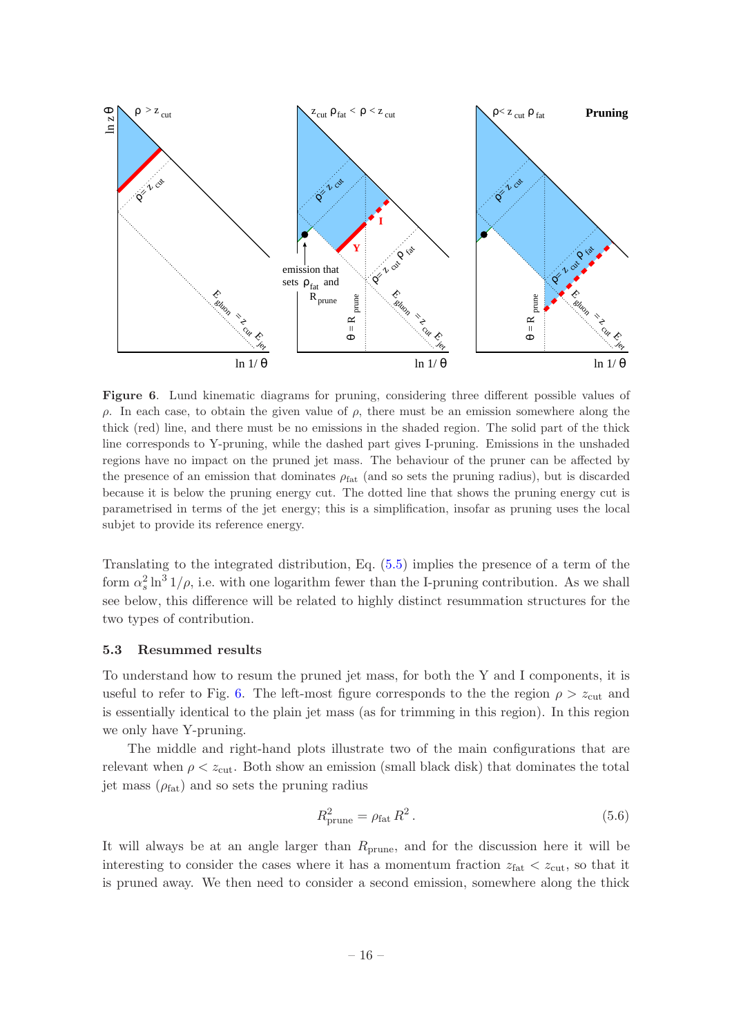**Figure 6**. Lund kinematic diagrams for pruning, considering three different possible values of $\rho$. In each case, to obtain the given value of $\rho$, there must be an emission somewhere along the thick (red) line, and there must be no emissions in the shaded region. The solid part of the thick line corresponds to Y-pruning, while the dashed part gives I-pruning. Emissions in the unshaded regions have no impact on the pruned jet mass. The behaviour of the pruner can be affected by the presence of an emission that dominates $\rho_{\text{fat}}$ (and so sets the pruning radius), but is discarded because it is below the pruning energy cut. The dotted line that shows the pruning energy cut is parametrised in terms of the jet energy; this is a simplification, insofar as pruning uses the local subjet to provide its reference energy.

Translating to the integrated distribution, Eq. (5.5) implies the presence of a term of the form $\alpha_s^2 \ln^3 1/\rho$, i.e. with one logarithm fewer than the I-pruning contribution. As we shall see below, this difference will be related to highly distinct resummation structures for the two types of contribution.

### 5.3 Resummed results

To understand how to resum the pruned jet mass, for both the Y and I components, it is useful to refer to Fig. 6. The left-most figure corresponds to the the region $\rho > z_{\text{cut}}$ and is essentially identical to the plain jet mass (as for trimming in this region). In this region we only have Y-pruning.

The middle and right-hand plots illustrate two of the main configurations that are relevant when $\rho < z_{\text{cut}}$. Both show an emission (small black disk) that dominates the total jet mass ($\rho_{\text{fat}}$) and so sets the pruning radius

$$R_{\text{prune}}^2 = \rho_{\text{fat}} R^2 \,. \tag{5.6}$$

It will always be at an angle larger than $R_{\text{prune}}$, and for the discussion here it will be interesting to consider the cases where it has a momentum fraction $z_{\text{fat}} < z_{\text{cut}}$, so that it is pruned away. We then need to consider a second emission, somewhere along the thick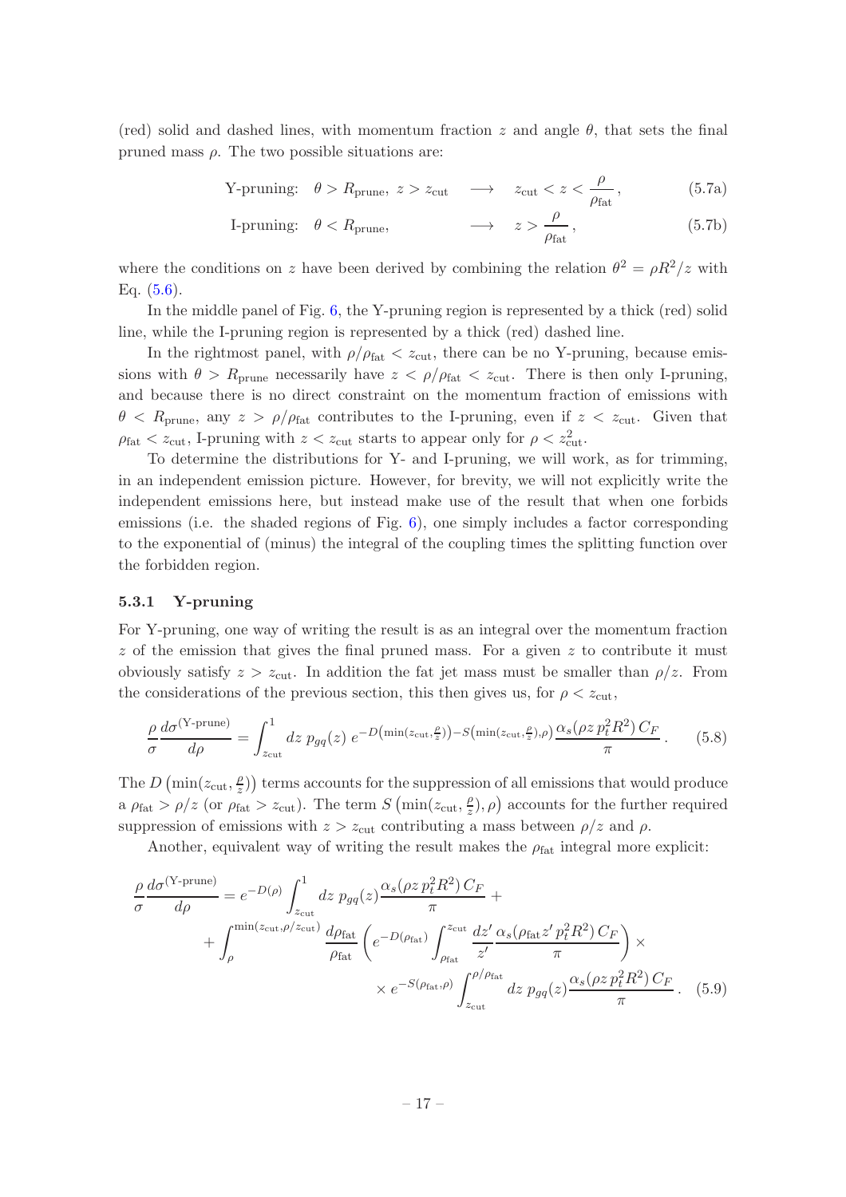(red) solid and dashed lines, with momentum fraction $z$ and angle $\theta$, that sets the final pruned mass $\rho$. The two possible situations are:

$$\text{Y-pruning:} \quad \theta > R_{\text{prune}},\ z > z_{\text{cut}} \quad \longrightarrow \quad z_{\text{cut}} < z < \frac{\rho}{\rho_{\text{fat}}}\,, \tag{5.7a}$$

$$\text{I-pruning:} \quad \theta < R_{\text{prune}}, \qquad\qquad \longrightarrow \quad z > \frac{\rho}{\rho_{\text{fat}}}\,, \tag{5.7b}$$

where the conditions on $z$ have been derived by combining the relation $\theta^2 = \rho R^2/z$ with Eq. (5.6).

In the middle panel of Fig. 6, the Y-pruning region is represented by a thick (red) solid line, while the I-pruning region is represented by a thick (red) dashed line.

In the rightmost panel, with $\rho/\rho_{\text{fat}} < z_{\text{cut}}$, there can be no Y-pruning, because emissions with $\theta > R_{\text{prune}}$ necessarily have $z < \rho/\rho_{\text{fat}} < z_{\text{cut}}$. There is then only I-pruning, and because there is no direct constraint on the momentum fraction of emissions with $\theta < R_{\text{prune}}$, any $z > \rho/\rho_{\text{fat}}$ contributes to the I-pruning, even if $z < z_{\text{cut}}$. Given that $\rho_{\text{fat}} < z_{\text{cut}}$, I-pruning with $z < z_{\text{cut}}$ starts to appear only for $\rho < z_{\text{cut}}^2$.

To determine the distributions for Y- and I-pruning, we will work, as for trimming, in an independent emission picture. However, for brevity, we will not explicitly write the independent emissions here, but instead make use of the result that when one forbids emissions (i.e. the shaded regions of Fig. 6), one simply includes a factor corresponding to the exponential of (minus) the integral of the coupling times the splitting function over the forbidden region.

### 5.3.1 Y-pruning

For Y-pruning, one way of writing the result is as an integral over the momentum fraction $z$ of the emission that gives the final pruned mass. For a given $z$ to contribute it must obviously satisfy $z > z_{\text{cut}}$. In addition the fat jet mass must be smaller than $\rho/z$. From the considerations of the previous section, this then gives us, for $\rho < z_{\text{cut}}$,

$$\frac{\rho}{\sigma}\frac{d\sigma^{(\text{Y-prune})}}{d\rho} = \int_{z_{\text{cut}}}^{1} dz\ p_{gq}(z)\ e^{-D\left(\min(z_{\text{cut}},\frac{\rho}{z})\right)-S\left(\min(z_{\text{cut}},\frac{\rho}{z}),\rho\right)}\frac{\alpha_s(\rho z\, p_t^2 R^2)\, C_F}{\pi}\,. \tag{5.8}$$

The $D\left(\min(z_{\text{cut}}, \frac{\rho}{z})\right)$ terms accounts for the suppression of all emissions that would produce a $\rho_{\text{fat}} > \rho/z$ (or $\rho_{\text{fat}} > z_{\text{cut}}$). The term $S\left(\min(z_{\text{cut}}, \frac{\rho}{z}), \rho\right)$ accounts for the further required suppression of emissions with $z > z_{\text{cut}}$ contributing a mass between $\rho/z$ and $\rho$.

Another, equivalent way of writing the result makes the $\rho_{\text{fat}}$ integral more explicit:

$$\begin{aligned}
\frac{\rho}{\sigma}\frac{d\sigma^{(\text{Y-prune})}}{d\rho} = e^{-D(\rho)} \int_{z_{\text{cut}}}^{1} dz\ p_{gq}(z)\frac{\alpha_s(\rho z\, p_t^2 R^2)\, C_F}{\pi} + \\
+ \int_{\rho}^{\min(z_{\text{cut}},\rho/z_{\text{cut}})} \frac{d\rho_{\text{fat}}}{\rho_{\text{fat}}} \left( e^{-D(\rho_{\text{fat}})} \int_{\rho_{\text{fat}}}^{z_{\text{cut}}} \frac{dz'}{z'} \frac{\alpha_s(\rho_{\text{fat}} z'\, p_t^2 R^2)\, C_F}{\pi} \right) \times \\
\times\, e^{-S(\rho_{\text{fat}},\rho)} \int_{z_{\text{cut}}}^{\rho/\rho_{\text{fat}}} dz\ p_{gq}(z)\frac{\alpha_s(\rho z\, p_t^2 R^2)\, C_F}{\pi}\,.
\end{aligned} \tag{5.9}$$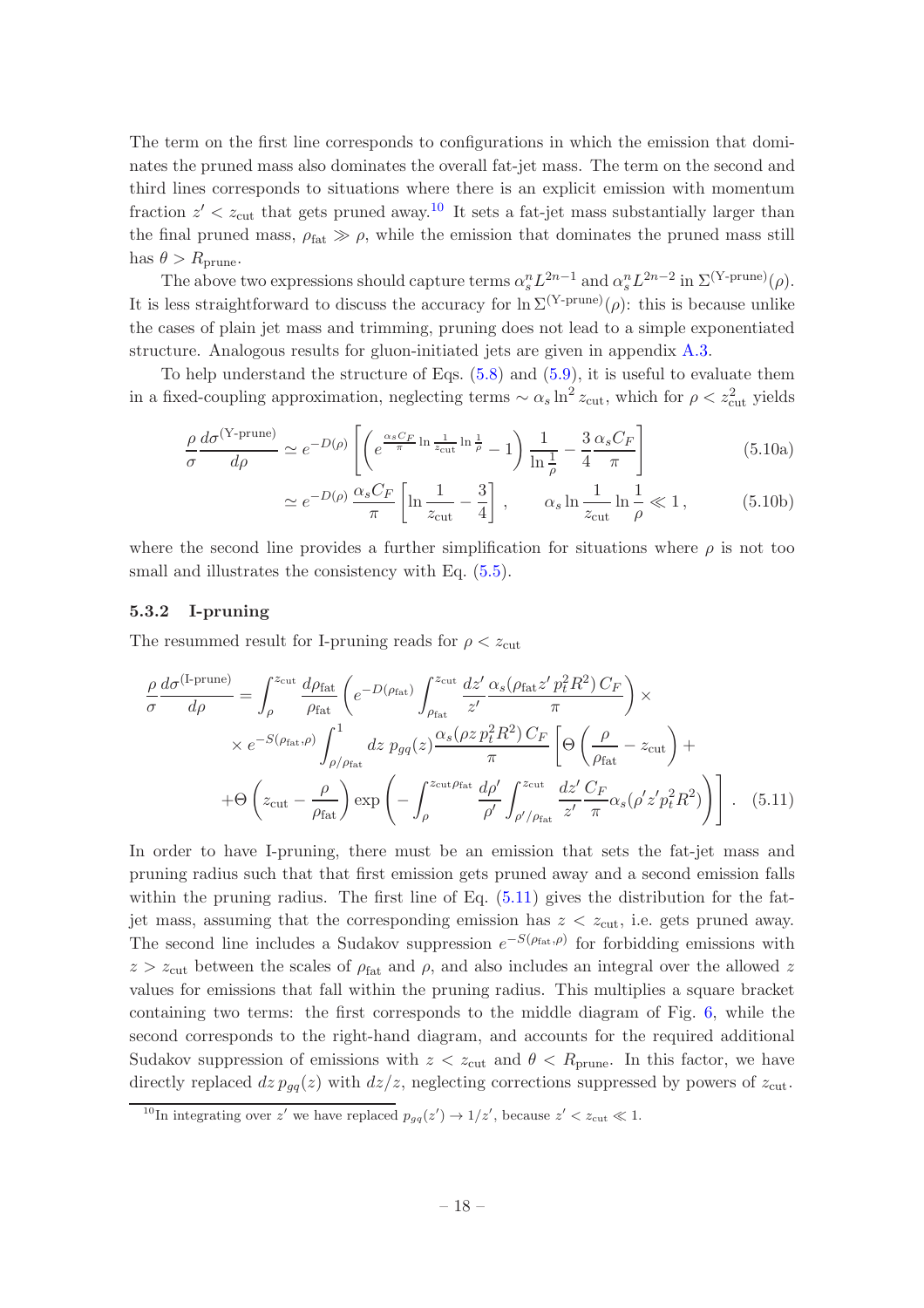The term on the first line corresponds to configurations in which the emission that dominates the pruned mass also dominates the overall fat-jet mass. The term on the second and third lines corresponds to situations where there is an explicit emission with momentum fraction $z' < z_{\rm cut}$ that gets pruned away.[10] It sets a fat-jet mass substantially larger than the final pruned mass, $\rho_{\rm fat} \gg \rho$, while the emission that dominates the pruned mass still has $\theta > R_{\rm prune}$.

The above two expressions should capture terms $\alpha_s^n L^{2n-1}$ and $\alpha_s^n L^{2n-2}$ in $\Sigma^{(\text{Y-prune})}(\rho)$. It is less straightforward to discuss the accuracy for $\ln \Sigma^{(\text{Y-prune})}(\rho)$: this is because unlike the cases of plain jet mass and trimming, pruning does not lead to a simple exponentiated structure. Analogous results for gluon-initiated jets are given in appendix A.3.

To help understand the structure of Eqs. (5.8) and (5.9), it is useful to evaluate them in a fixed-coupling approximation, neglecting terms $\sim \alpha_s \ln^2 z_{\rm cut}$, which for $\rho < z_{\rm cut}^2$ yields

$$
\frac{\rho}{\sigma}\frac{d\sigma^{(\text{Y-prune})}}{d\rho} \simeq e^{-D(\rho)} \left[ \left( e^{\frac{\alpha_s C_F}{\pi} \ln \frac{1}{z_{\rm cut}} \ln \frac{1}{\rho}} - 1 \right) \frac{1}{\ln \frac{1}{\rho}} - \frac{3}{4}\frac{\alpha_s C_F}{\pi} \right] \tag{5.10a}
$$

$$
\simeq e^{-D(\rho)} \frac{\alpha_s C_F}{\pi} \left[ \ln \frac{1}{z_{\rm cut}} - \frac{3}{4} \right], \qquad \alpha_s \ln \frac{1}{z_{\rm cut}} \ln \frac{1}{\rho} \ll 1 , \tag{5.10b}
$$

where the second line provides a further simplification for situations where $\rho$ is not too small and illustrates the consistency with Eq. (5.5).

### 5.3.2 I-pruning

The resummed result for I-pruning reads for $\rho < z_{\rm cut}$

$$
\begin{aligned}
\frac{\rho}{\sigma}\frac{d\sigma^{(\text{I-prune})}}{d\rho} &= \int_{\rho}^{z_{\rm cut}} \frac{d\rho_{\rm fat}}{\rho_{\rm fat}} \left( e^{-D(\rho_{\rm fat})} \int_{\rho_{\rm fat}}^{z_{\rm cut}} \frac{dz'}{z'} \frac{\alpha_s(\rho_{\rm fat} z' p_t^2 R^2)\, C_F}{\pi} \right) \times \\
&\times e^{-S(\rho_{\rm fat},\rho)} \int_{\rho/\rho_{\rm fat}}^{1} dz\, p_{gq}(z) \frac{\alpha_s(\rho z\, p_t^2 R^2)\, C_F}{\pi} \left[ \Theta\left( \frac{\rho}{\rho_{\rm fat}} - z_{\rm cut} \right) + \right. \\
&\left. + \Theta\left( z_{\rm cut} - \frac{\rho}{\rho_{\rm fat}} \right) \exp\left( - \int_{\rho}^{z_{\rm cut}\rho_{\rm fat}} \frac{d\rho'}{\rho'} \int_{\rho'/\rho_{\rm fat}}^{z_{\rm cut}} \frac{dz'}{z'} \frac{C_F}{\pi} \alpha_s(\rho' z' p_t^2 R^2) \right) \right] .
\end{aligned} \tag{5.11}
$$

In order to have I-pruning, there must be an emission that sets the fat-jet mass and pruning radius such that that first emission gets pruned away and a second emission falls within the pruning radius. The first line of Eq. (5.11) gives the distribution for the fat-jet mass, assuming that the corresponding emission has $z < z_{\rm cut}$, i.e. gets pruned away. The second line includes a Sudakov suppression $e^{-S(\rho_{\rm fat},\rho)}$ for forbidding emissions with $z > z_{\rm cut}$ between the scales of $\rho_{\rm fat}$ and $\rho$, and also includes an integral over the allowed $z$ values for emissions that fall within the pruning radius. This multiplies a square bracket containing two terms: the first corresponds to the middle diagram of Fig. 6, while the second corresponds to the right-hand diagram, and accounts for the required additional Sudakov suppression of emissions with $z < z_{\rm cut}$ and $\theta < R_{\rm prune}$. In this factor, we have directly replaced $dz\, p_{gq}(z)$ with $dz/z$, neglecting corrections suppressed by powers of $z_{\rm cut}$.

[10] In integrating over $z'$ we have replaced $p_{gq}(z') \to 1/z'$, because $z' < z_{\rm cut} \ll 1$.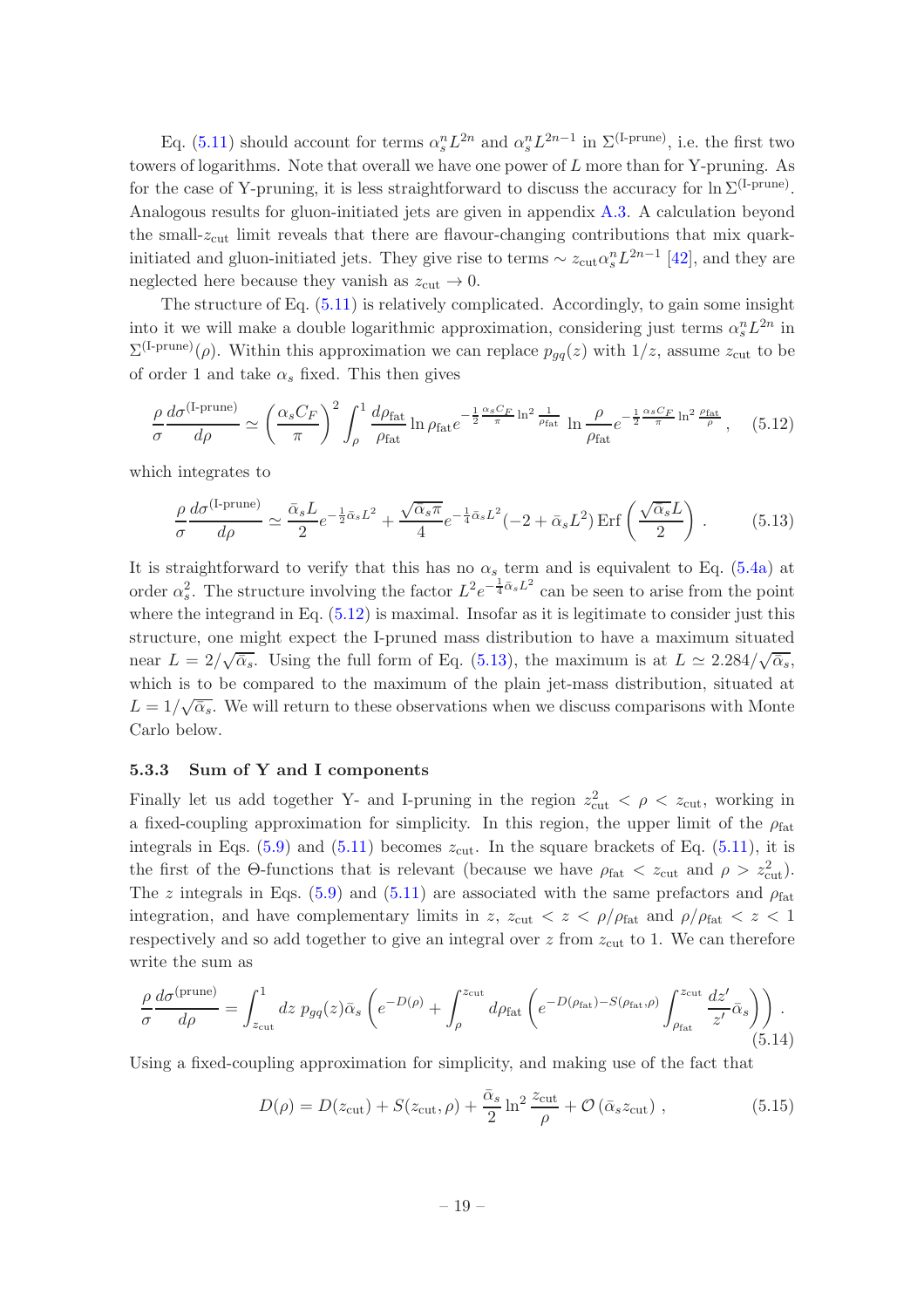Eq. (5.11) should account for terms $\alpha_s^n L^{2n}$ and $\alpha_s^n L^{2n-1}$ in $\Sigma^{(\text{I-prune})}$, i.e. the first two towers of logarithms. Note that overall we have one power of $L$ more than for Y-pruning. As for the case of Y-pruning, it is less straightforward to discuss the accuracy for $\ln \Sigma^{(\text{I-prune})}$. Analogous results for gluon-initiated jets are given in appendix A.3. A calculation beyond the small-$z_{\text{cut}}$ limit reveals that there are flavour-changing contributions that mix quark-initiated and gluon-initiated jets. They give rise to terms $\sim z_{\text{cut}} \alpha_s^n L^{2n-1}$ [42], and they are neglected here because they vanish as $z_{\text{cut}} \to 0$.

The structure of Eq. (5.11) is relatively complicated. Accordingly, to gain some insight into it we will make a double logarithmic approximation, considering just terms $\alpha_s^n L^{2n}$ in $\Sigma^{(\text{I-prune})}(\rho)$. Within this approximation we can replace $p_{gq}(z)$ with $1/z$, assume $z_{\text{cut}}$ to be of order 1 and take $\alpha_s$ fixed. This then gives

$$\frac{\rho}{\sigma}\frac{d\sigma^{(\text{I-prune})}}{d\rho} \simeq \left(\frac{\alpha_s C_F}{\pi}\right)^2 \int_\rho^1 \frac{d\rho_{\text{fat}}}{\rho_{\text{fat}}} \ln \rho_{\text{fat}} e^{-\frac{1}{2}\frac{\alpha_s C_F}{\pi}\ln^2\frac{1}{\rho_{\text{fat}}}} \ln\frac{\rho}{\rho_{\text{fat}}} e^{-\frac{1}{2}\frac{\alpha_s C_F}{\pi}\ln^2\frac{\rho_{\text{fat}}}{\rho}}, \quad (5.12)$$

which integrates to

$$\frac{\rho}{\sigma}\frac{d\sigma^{(\text{I-prune})}}{d\rho} \simeq \frac{\bar{\alpha}_s L}{2} e^{-\frac{1}{2}\bar{\alpha}_s L^2} + \frac{\sqrt{\bar{\alpha}_s \pi}}{4} e^{-\frac{1}{4}\bar{\alpha}_s L^2}(-2 + \bar{\alpha}_s L^2)\, \text{Erf}\left(\frac{\sqrt{\bar{\alpha}_s} L}{2}\right). \quad (5.13)$$

It is straightforward to verify that this has no $\alpha_s$ term and is equivalent to Eq. (5.4a) at order $\alpha_s^2$. The structure involving the factor $L^2 e^{-\frac{1}{4}\bar{\alpha}_s L^2}$ can be seen to arise from the point where the integrand in Eq. (5.12) is maximal. Insofar as it is legitimate to consider just this structure, one might expect the I-pruned mass distribution to have a maximum situated near $L = 2/\sqrt{\bar{\alpha}_s}$. Using the full form of Eq. (5.13), the maximum is at $L \simeq 2.284/\sqrt{\bar{\alpha}_s}$, which is to be compared to the maximum of the plain jet-mass distribution, situated at $L = 1/\sqrt{\bar{\alpha}_s}$. We will return to these observations when we discuss comparisons with Monte Carlo below.

### 5.3.3 Sum of Y and I components

Finally let us add together Y- and I-pruning in the region $z_{\text{cut}}^2 < \rho < z_{\text{cut}}$, working in a fixed-coupling approximation for simplicity. In this region, the upper limit of the $\rho_{\text{fat}}$ integrals in Eqs. (5.9) and (5.11) becomes $z_{\text{cut}}$. In the square brackets of Eq. (5.11), it is the first of the $\Theta$-functions that is relevant (because we have $\rho_{\text{fat}} < z_{\text{cut}}$ and $\rho > z_{\text{cut}}^2$). The $z$ integrals in Eqs. (5.9) and (5.11) are associated with the same prefactors and $\rho_{\text{fat}}$ integration, and have complementary limits in $z$, $z_{\text{cut}} < z < \rho/\rho_{\text{fat}}$ and $\rho/\rho_{\text{fat}} < z < 1$ respectively and so add together to give an integral over $z$ from $z_{\text{cut}}$ to 1. We can therefore write the sum as

$$\frac{\rho}{\sigma}\frac{d\sigma^{(\text{prune})}}{d\rho} = \int_{z_{\text{cut}}}^1 dz\, p_{gq}(z)\bar{\alpha}_s \left(e^{-D(\rho)} + \int_\rho^{z_{\text{cut}}} d\rho_{\text{fat}} \left(e^{-D(\rho_{\text{fat}}) - S(\rho_{\text{fat}},\rho)} \int_{\rho_{\text{fat}}}^{z_{\text{cut}}} \frac{dz'}{z'}\bar{\alpha}_s\right)\right). \quad (5.14)$$

Using a fixed-coupling approximation for simplicity, and making use of the fact that

$$D(\rho) = D(z_{\text{cut}}) + S(z_{\text{cut}}, \rho) + \frac{\bar{\alpha}_s}{2}\ln^2\frac{z_{\text{cut}}}{\rho} + \mathcal{O}\left(\bar{\alpha}_s z_{\text{cut}}\right), \quad (5.15)$$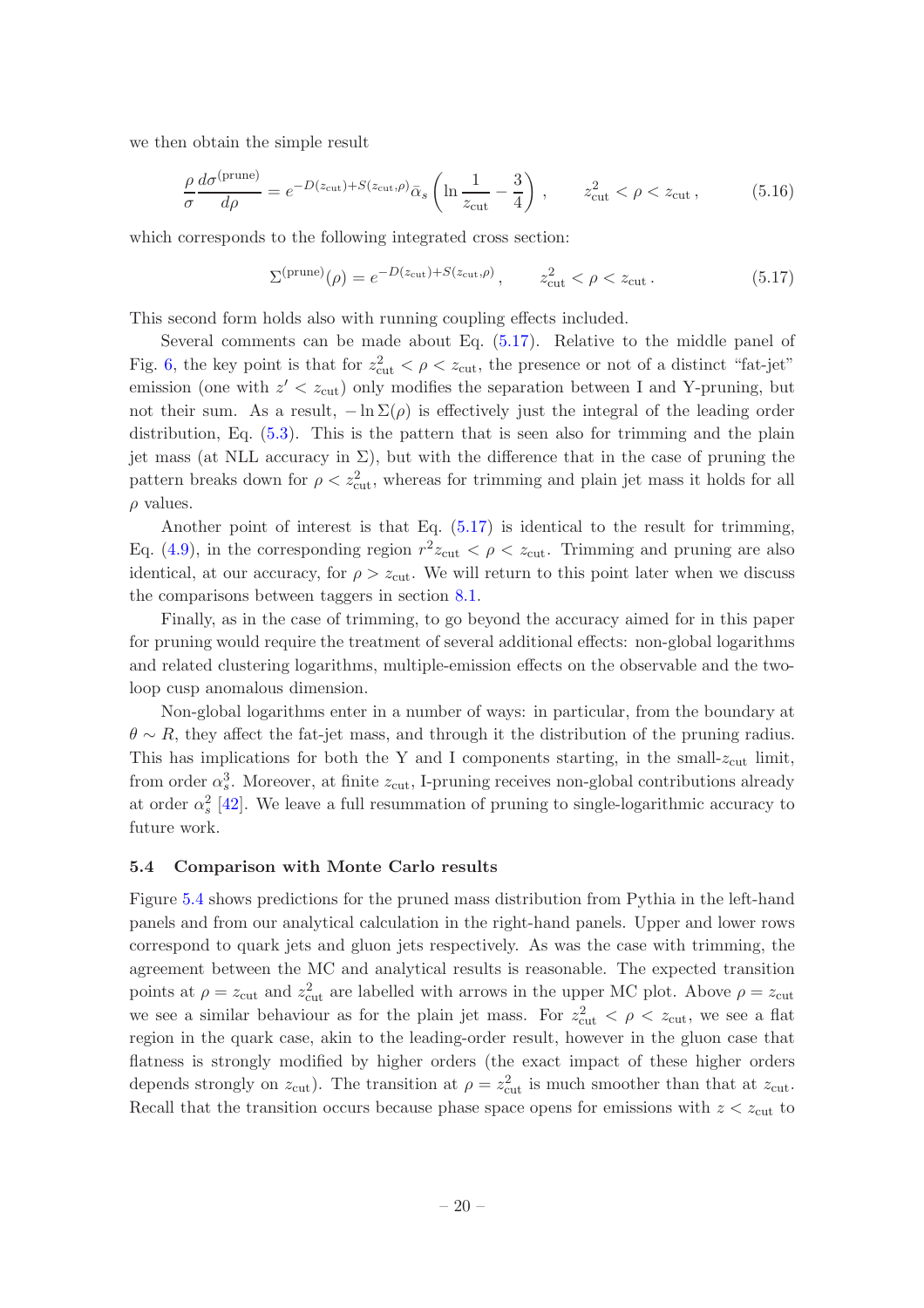we then obtain the simple result

$$\frac{\rho}{\sigma}\frac{d\sigma^{(\text{prune})}}{d\rho} = e^{-D(z_{\text{cut}})+S(z_{\text{cut}},\rho)}\bar{\alpha}_s\left(\ln\frac{1}{z_{\text{cut}}}-\frac{3}{4}\right), \qquad z_{\text{cut}}^2 < \rho < z_{\text{cut}}\,, \tag{5.16}$$

which corresponds to the following integrated cross section:

$$\Sigma^{(\text{prune})}(\rho) = e^{-D(z_{\text{cut}})+S(z_{\text{cut}},\rho)}\,, \qquad z_{\text{cut}}^2 < \rho < z_{\text{cut}}\,. \tag{5.17}$$

This second form holds also with running coupling effects included.

Several comments can be made about Eq. (5.17). Relative to the middle panel of Fig. 6, the key point is that for $z_{\text{cut}}^2 < \rho < z_{\text{cut}}$, the presence or not of a distinct "fat-jet" emission (one with $z' < z_{\text{cut}}$) only modifies the separation between I and Y-pruning, but not their sum. As a result, $-\ln\Sigma(\rho)$ is effectively just the integral of the leading order distribution, Eq. (5.3). This is the pattern that is seen also for trimming and the plain jet mass (at NLL accuracy in $\Sigma$), but with the difference that in the case of pruning the pattern breaks down for $\rho < z_{\text{cut}}^2$, whereas for trimming and plain jet mass it holds for all $\rho$ values.

Another point of interest is that Eq. (5.17) is identical to the result for trimming, Eq. (4.9), in the corresponding region $r^2 z_{\text{cut}} < \rho < z_{\text{cut}}$. Trimming and pruning are also identical, at our accuracy, for $\rho > z_{\text{cut}}$. We will return to this point later when we discuss the comparisons between taggers in section 8.1.

Finally, as in the case of trimming, to go beyond the accuracy aimed for in this paper for pruning would require the treatment of several additional effects: non-global logarithms and related clustering logarithms, multiple-emission effects on the observable and the two-loop cusp anomalous dimension.

Non-global logarithms enter in a number of ways: in particular, from the boundary at $\theta \sim R$, they affect the fat-jet mass, and through it the distribution of the pruning radius. This has implications for both the Y and I components starting, in the small-$z_{\text{cut}}$ limit, from order $\alpha_s^3$. Moreover, at finite $z_{\text{cut}}$, I-pruning receives non-global contributions already at order $\alpha_s^2$ [42]. We leave a full resummation of pruning to single-logarithmic accuracy to future work.

### 5.4 Comparison with Monte Carlo results

Figure 5.4 shows predictions for the pruned mass distribution from Pythia in the left-hand panels and from our analytical calculation in the right-hand panels. Upper and lower rows correspond to quark jets and gluon jets respectively. As was the case with trimming, the agreement between the MC and analytical results is reasonable. The expected transition points at $\rho = z_{\text{cut}}$ and $z_{\text{cut}}^2$ are labelled with arrows in the upper MC plot. Above $\rho = z_{\text{cut}}$ we see a similar behaviour as for the plain jet mass. For $z_{\text{cut}}^2 < \rho < z_{\text{cut}}$, we see a flat region in the quark case, akin to the leading-order result, however in the gluon case that flatness is strongly modified by higher orders (the exact impact of these higher orders depends strongly on $z_{\text{cut}}$). The transition at $\rho = z_{\text{cut}}^2$ is much smoother than that at $z_{\text{cut}}$. Recall that the transition occurs because phase space opens for emissions with $z < z_{\text{cut}}$ to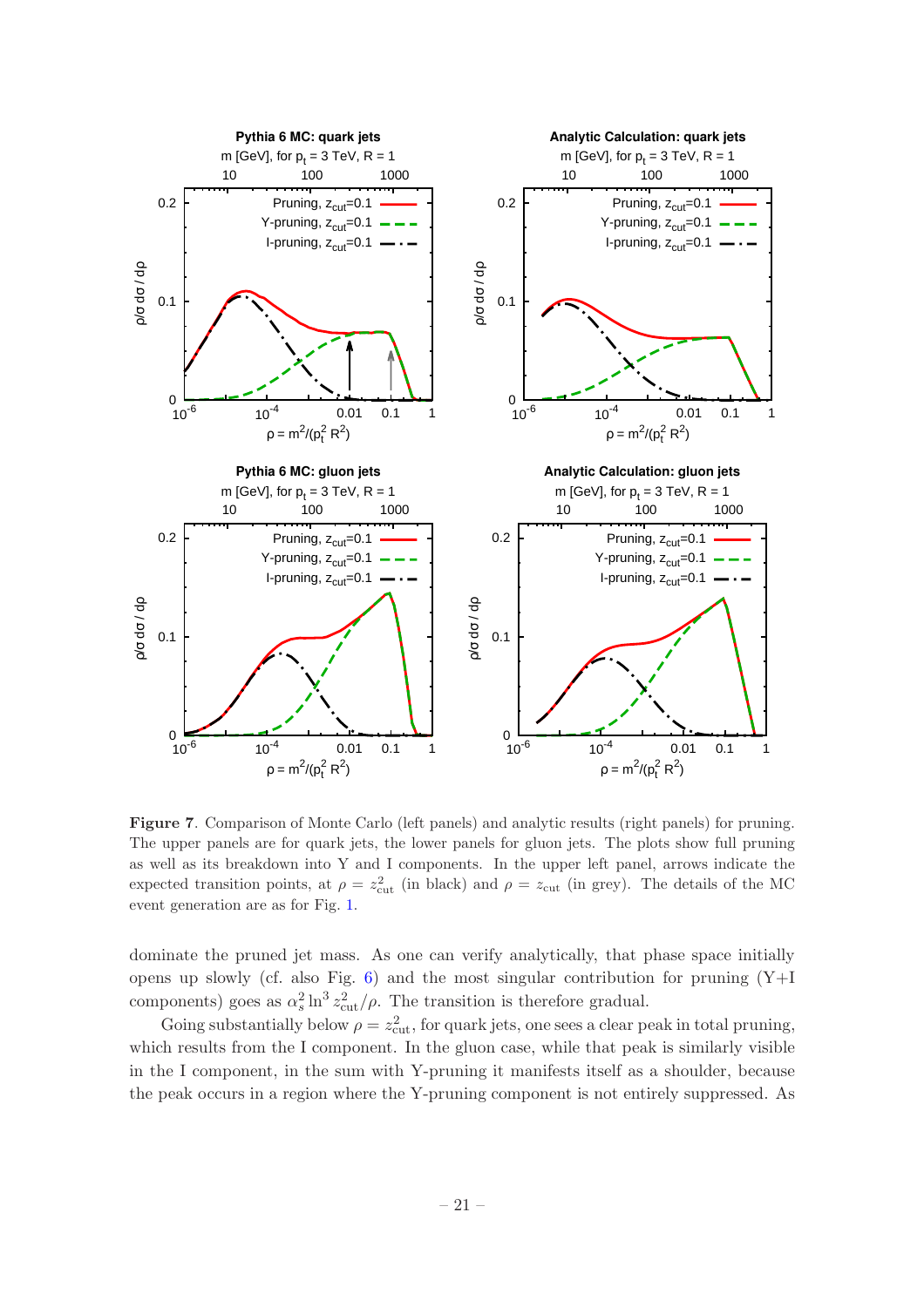**Figure 7**. Comparison of Monte Carlo (left panels) and analytic results (right panels) for pruning. The upper panels are for quark jets, the lower panels for gluon jets. The plots show full pruning as well as its breakdown into Y and I components. In the upper left panel, arrows indicate the expected transition points, at $\rho = z_{\rm cut}^2$ (in black) and $\rho = z_{\rm cut}$ (in grey). The details of the MC event generation are as for Fig. 1.

dominate the pruned jet mass. As one can verify analytically, that phase space initially opens up slowly (cf. also Fig. 6) and the most singular contribution for pruning (Y+I components) goes as $\alpha_s^2 \ln^3 z_{\rm cut}^2/\rho$. The transition is therefore gradual.

Going substantially below $\rho = z_{\rm cut}^2$, for quark jets, one sees a clear peak in total pruning, which results from the I component. In the gluon case, while that peak is similarly visible in the I component, in the sum with Y-pruning it manifests itself as a shoulder, because the peak occurs in a region where the Y-pruning component is not entirely suppressed. As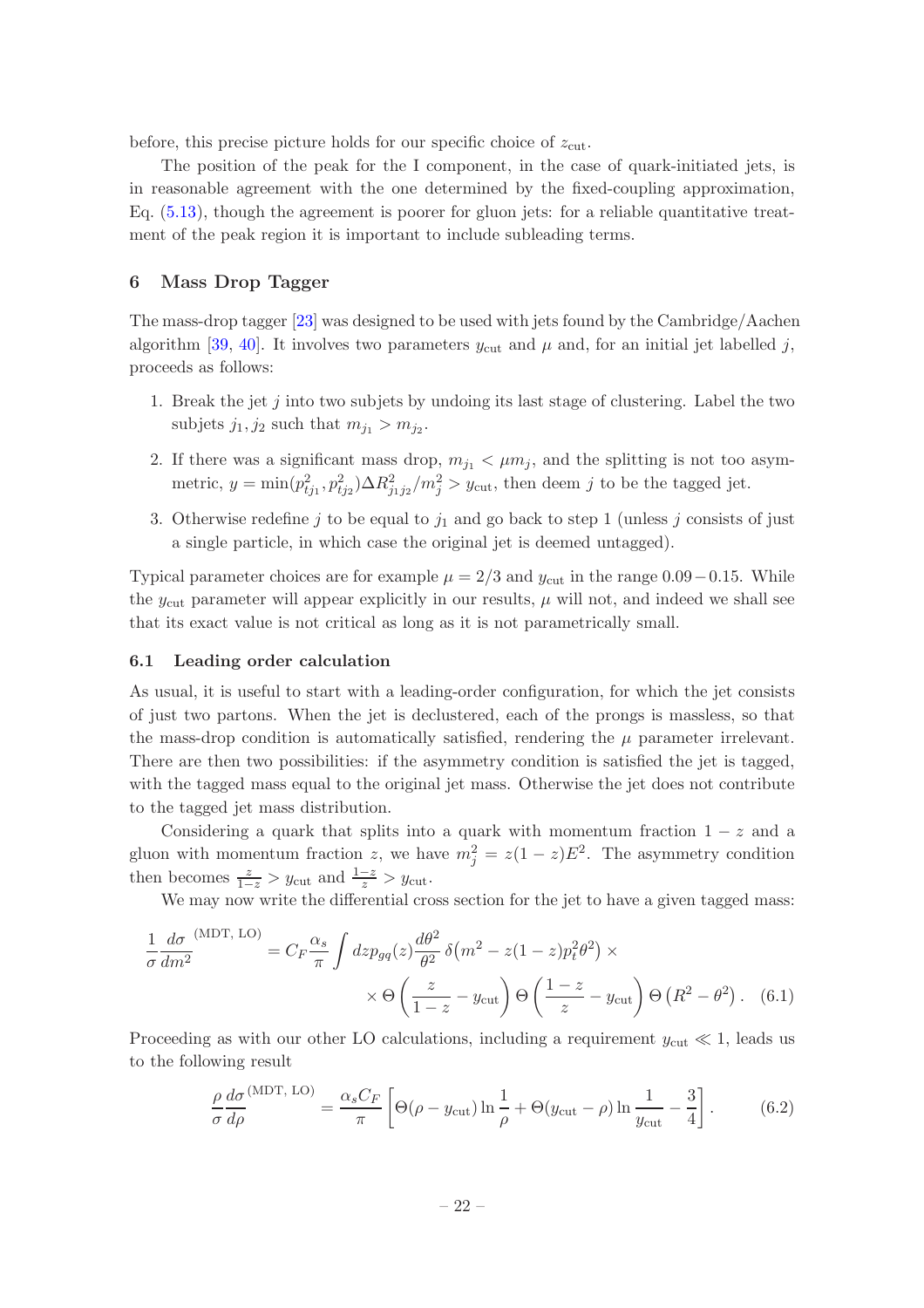before, this precise picture holds for our specific choice of $z_{\rm cut}$.

The position of the peak for the I component, in the case of quark-initiated jets, is in reasonable agreement with the one determined by the fixed-coupling approximation, Eq. (5.13), though the agreement is poorer for gluon jets: for a reliable quantitative treatment of the peak region it is important to include subleading terms.

## 6 Mass Drop Tagger

The mass-drop tagger [23] was designed to be used with jets found by the Cambridge/Aachen algorithm [39, 40]. It involves two parameters $y_{\rm cut}$ and $\mu$ and, for an initial jet labelled $j$, proceeds as follows:

1. Break the jet $j$ into two subjets by undoing its last stage of clustering. Label the two subjets $j_1, j_2$ such that $m_{j_1} > m_{j_2}$.
2. If there was a significant mass drop, $m_{j_1} < \mu m_j$, and the splitting is not too asymmetric, $y = \min(p_{tj_1}^2, p_{tj_2}^2)\Delta R_{j_1 j_2}^2/m_j^2 > y_{\rm cut}$, then deem $j$ to be the tagged jet.
3. Otherwise redefine $j$ to be equal to $j_1$ and go back to step 1 (unless $j$ consists of just a single particle, in which case the original jet is deemed untagged).

Typical parameter choices are for example $\mu = 2/3$ and $y_{\rm cut}$ in the range $0.09 - 0.15$. While the $y_{\rm cut}$ parameter will appear explicitly in our results, $\mu$ will not, and indeed we shall see that its exact value is not critical as long as it is not parametrically small.

### 6.1 Leading order calculation

As usual, it is useful to start with a leading-order configuration, for which the jet consists of just two partons. When the jet is declustered, each of the prongs is massless, so that the mass-drop condition is automatically satisfied, rendering the $\mu$ parameter irrelevant. There are then two possibilities: if the asymmetry condition is satisfied the jet is tagged, with the tagged mass equal to the original jet mass. Otherwise the jet does not contribute to the tagged jet mass distribution.

Considering a quark that splits into a quark with momentum fraction $1-z$ and a gluon with momentum fraction $z$, we have $m_j^2 = z(1-z)E^2$. The asymmetry condition then becomes $\frac{z}{1-z} > y_{\rm cut}$ and $\frac{1-z}{z} > y_{\rm cut}$.

We may now write the differential cross section for the jet to have a given tagged mass:

$$\frac{1}{\sigma}\frac{d\sigma}{dm^2}^{(\rm MDT,\, LO)} = C_F\frac{\alpha_s}{\pi}\int dz p_{gq}(z)\frac{d\theta^2}{\theta^2}\,\delta\big(m^2 - z(1-z)p_t^2\theta^2\big) \times \\ \times\,\Theta\left(\frac{z}{1-z} - y_{\rm cut}\right)\Theta\left(\frac{1-z}{z} - y_{\rm cut}\right)\Theta\left(R^2 - \theta^2\right). \quad (6.1)$$

Proceeding as with our other LO calculations, including a requirement $y_{\rm cut} \ll 1$, leads us to the following result

$$\frac{\rho}{\sigma}\frac{d\sigma}{d\rho}^{(\rm MDT,\, LO)} = \frac{\alpha_s C_F}{\pi}\left[\Theta(\rho - y_{\rm cut})\ln\frac{1}{\rho} + \Theta(y_{\rm cut} - \rho)\ln\frac{1}{y_{\rm cut}} - \frac{3}{4}\right]. \quad (6.2)$$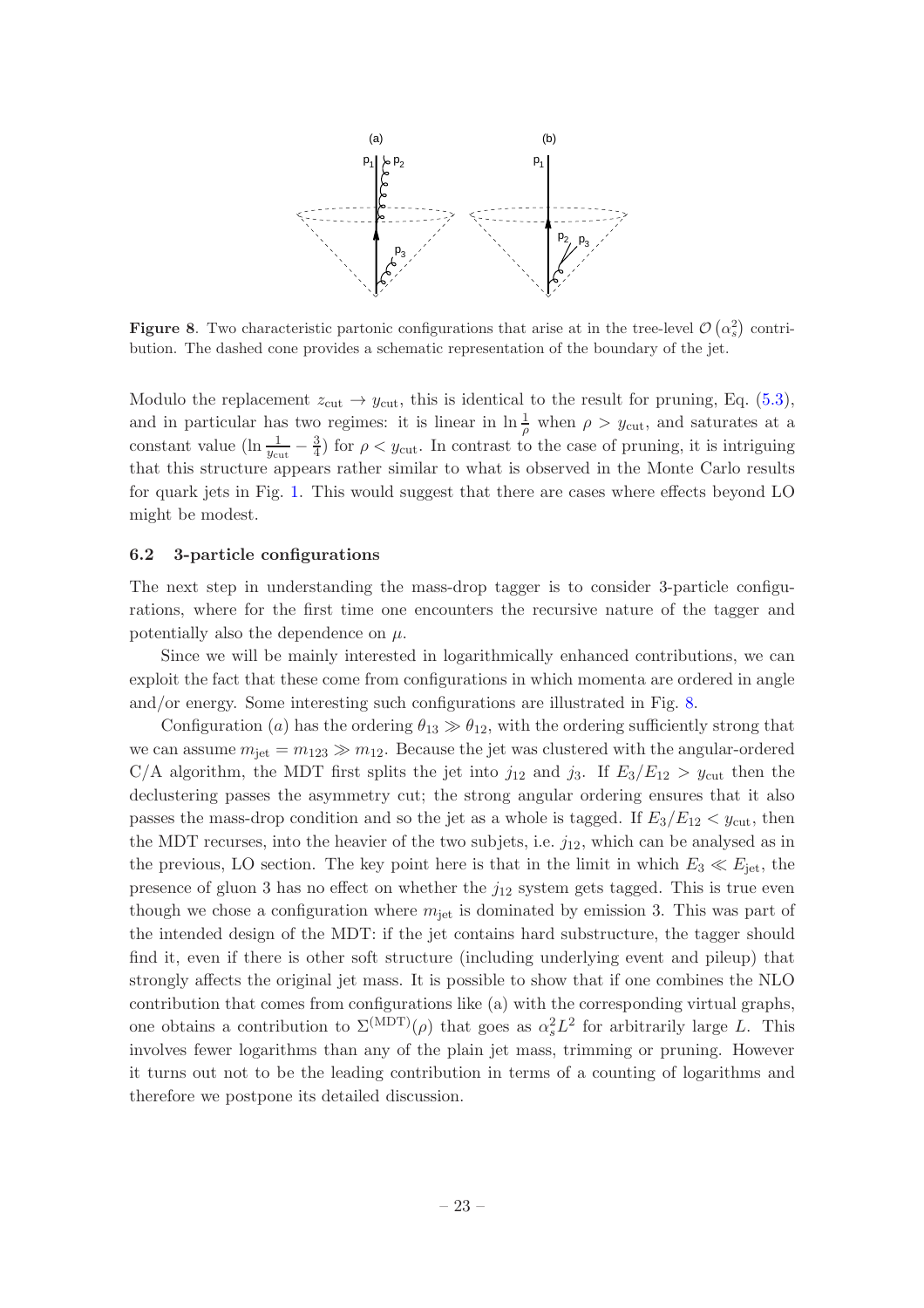**Figure 8**. Two characteristic partonic configurations that arise at in the tree-level $\mathcal{O}\left(\alpha_s^2\right)$ contribution. The dashed cone provides a schematic representation of the boundary of the jet.

Modulo the replacement $z_{\rm cut} \to y_{\rm cut}$, this is identical to the result for pruning, Eq. (5.3), and in particular has two regimes: it is linear in $\ln \frac{1}{\rho}$ when $\rho > y_{\rm cut}$, and saturates at a constant value ($\ln \frac{1}{y_{\rm cut}} - \frac{3}{4}$) for $\rho < y_{\rm cut}$. In contrast to the case of pruning, it is intriguing that this structure appears rather similar to what is observed in the Monte Carlo results for quark jets in Fig. 1. This would suggest that there are cases where effects beyond LO might be modest.

### 6.2 3-particle configurations

The next step in understanding the mass-drop tagger is to consider 3-particle configurations, where for the first time one encounters the recursive nature of the tagger and potentially also the dependence on $\mu$.

Since we will be mainly interested in logarithmically enhanced contributions, we can exploit the fact that these come from configurations in which momenta are ordered in angle and/or energy. Some interesting such configurations are illustrated in Fig. 8.

Configuration $(a)$ has the ordering $\theta_{13} \gg \theta_{12}$, with the ordering sufficiently strong that we can assume $m_{\rm jet} = m_{123} \gg m_{12}$. Because the jet was clustered with the angular-ordered C/A algorithm, the MDT first splits the jet into $j_{12}$ and $j_3$. If $E_3/E_{12} > y_{\rm cut}$ then the declustering passes the asymmetry cut; the strong angular ordering ensures that it also passes the mass-drop condition and so the jet as a whole is tagged. If $E_3/E_{12} < y_{\rm cut}$, then the MDT recurses, into the heavier of the two subjets, i.e. $j_{12}$, which can be analysed as in the previous, LO section. The key point here is that in the limit in which $E_3 \ll E_{\rm jet}$, the presence of gluon 3 has no effect on whether the $j_{12}$ system gets tagged. This is true even though we chose a configuration where $m_{\rm jet}$ is dominated by emission 3. This was part of the intended design of the MDT: if the jet contains hard substructure, the tagger should find it, even if there is other soft structure (including underlying event and pileup) that strongly affects the original jet mass. It is possible to show that if one combines the NLO contribution that comes from configurations like (a) with the corresponding virtual graphs, one obtains a contribution to $\Sigma^{(\rm MDT)}(\rho)$ that goes as $\alpha_s^2 L^2$ for arbitrarily large $L$. This involves fewer logarithms than any of the plain jet mass, trimming or pruning. However it turns out not to be the leading contribution in terms of a counting of logarithms and therefore we postpone its detailed discussion.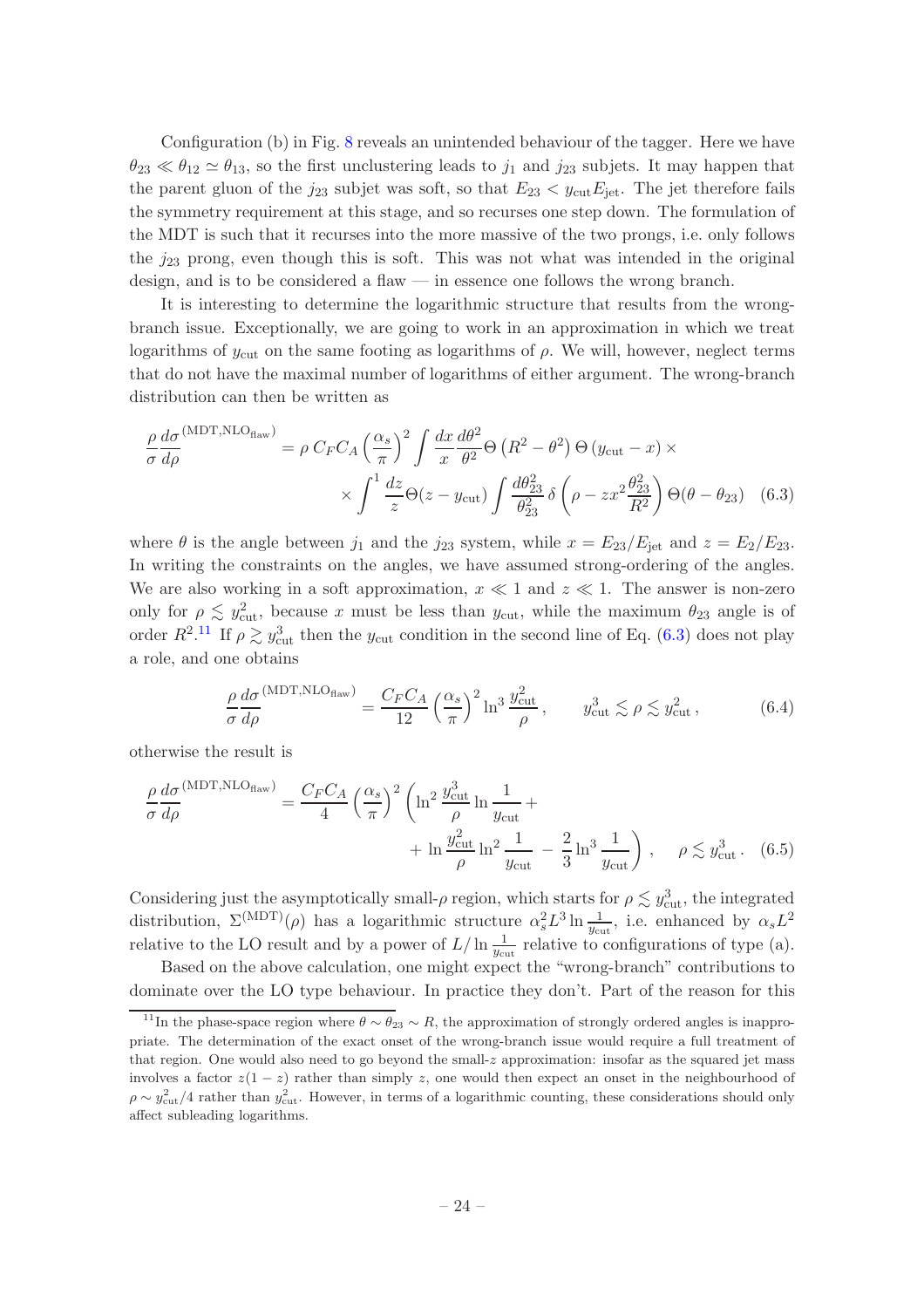Configuration (b) in Fig. 8 reveals an unintended behaviour of the tagger. Here we have $\theta_{23} \ll \theta_{12} \simeq \theta_{13}$, so the first unclustering leads to $j_1$ and $j_{23}$ subjets. It may happen that the parent gluon of the $j_{23}$ subjet was soft, so that $E_{23} < y_{\rm cut} E_{\rm jet}$. The jet therefore fails the symmetry requirement at this stage, and so recurses one step down. The formulation of the MDT is such that it recurses into the more massive of the two prongs, i.e. only follows the $j_{23}$ prong, even though this is soft. This was not what was intended in the original design, and is to be considered a flaw — in essence one follows the wrong branch.

It is interesting to determine the logarithmic structure that results from the wrong-branch issue. Exceptionally, we are going to work in an approximation in which we treat logarithms of $y_{\rm cut}$ on the same footing as logarithms of $\rho$. We will, however, neglect terms that do not have the maximal number of logarithms of either argument. The wrong-branch distribution can then be written as

$$\frac{\rho}{\sigma}\frac{d\sigma}{d\rho}^{(\rm MDT, NLO_{flaw})} = \rho\, C_F C_A \left(\frac{\alpha_s}{\pi}\right)^2 \int \frac{dx}{x}\frac{d\theta^2}{\theta^2}\Theta\left(R^2-\theta^2\right)\Theta\left(y_{\rm cut}-x\right) \times \\ \times \int^1 \frac{dz}{z}\Theta(z-y_{\rm cut})\int \frac{d\theta_{23}^2}{\theta_{23}^2}\,\delta\left(\rho - z x^2 \frac{\theta_{23}^2}{R^2}\right)\Theta(\theta-\theta_{23}) \quad (6.3)$$

where $\theta$ is the angle between $j_1$ and the $j_{23}$ system, while $x = E_{23}/E_{\rm jet}$ and $z = E_2/E_{23}$. In writing the constraints on the angles, we have assumed strong-ordering of the angles. We are also working in a soft approximation, $x \ll 1$ and $z \ll 1$. The answer is non-zero only for $\rho \lesssim y_{\rm cut}^2$, because $x$ must be less than $y_{\rm cut}$, while the maximum $\theta_{23}$ angle is of order $R^2$.[11] If $\rho \gtrsim y_{\rm cut}^3$ then the $y_{\rm cut}$ condition in the second line of Eq. (6.3) does not play a role, and one obtains

$$\frac{\rho}{\sigma}\frac{d\sigma}{d\rho}^{(\rm MDT, NLO_{flaw})} = \frac{C_F C_A}{12}\left(\frac{\alpha_s}{\pi}\right)^2 \ln^3\frac{y_{\rm cut}^2}{\rho}\,, \qquad y_{\rm cut}^3 \lesssim \rho \lesssim y_{\rm cut}^2\,, \quad (6.4)$$

otherwise the result is

$$\frac{\rho}{\sigma}\frac{d\sigma}{d\rho}^{(\rm MDT, NLO_{flaw})} = \frac{C_F C_A}{4}\left(\frac{\alpha_s}{\pi}\right)^2 \left(\ln^2\frac{y_{\rm cut}^3}{\rho}\ln\frac{1}{y_{\rm cut}} + \right. \\ \left. + \ln\frac{y_{\rm cut}^2}{\rho}\ln^2\frac{1}{y_{\rm cut}} - \frac{2}{3}\ln^3\frac{1}{y_{\rm cut}}\right)\,, \qquad \rho \lesssim y_{\rm cut}^3\,. \quad (6.5)$$

Considering just the asymptotically small-$\rho$ region, which starts for $\rho \lesssim y_{\rm cut}^3$, the integrated distribution, $\Sigma^{(\rm MDT)}(\rho)$ has a logarithmic structure $\alpha_s^2 L^3 \ln\frac{1}{y_{\rm cut}}$, i.e. enhanced by $\alpha_s L^2$ relative to the LO result and by a power of $L/\ln\frac{1}{y_{\rm cut}}$ relative to configurations of type (a).

Based on the above calculation, one might expect the "wrong-branch" contributions to dominate over the LO type behaviour. In practice they don't. Part of the reason for this

---

[11] In the phase-space region where $\theta \sim \theta_{23} \sim R$, the approximation of strongly ordered angles is inappropriate. The determination of the exact onset of the wrong-branch issue would require a full treatment of that region. One would also need to go beyond the small-$z$ approximation: insofar as the squared jet mass involves a factor $z(1-z)$ rather than simply $z$, one would then expect an onset in the neighbourhood of $\rho \sim y_{\rm cut}^2/4$ rather than $y_{\rm cut}^2$. However, in terms of a logarithmic counting, these considerations should only affect subleading logarithms.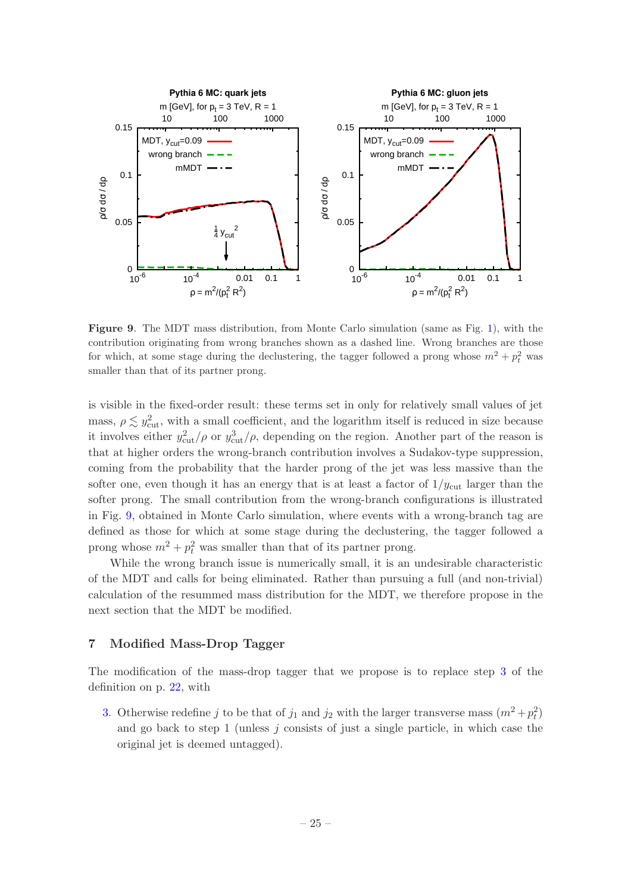**Figure 9**. The MDT mass distribution, from Monte Carlo simulation (same as Fig. 1), with the contribution originating from wrong branches shown as a dashed line. Wrong branches are those for which, at some stage during the declustering, the tagger followed a prong whose $m^2 + p_t^2$ was smaller than that of its partner prong.

is visible in the fixed-order result: these terms set in only for relatively small values of jet mass, $\rho \lesssim y_{\text{cut}}^2$, with a small coefficient, and the logarithm itself is reduced in size because it involves either $y_{\text{cut}}^2/\rho$ or $y_{\text{cut}}^3/\rho$, depending on the region. Another part of the reason is that at higher orders the wrong-branch contribution involves a Sudakov-type suppression, coming from the probability that the harder prong of the jet was less massive than the softer one, even though it has an energy that is at least a factor of $1/y_{\text{cut}}$ larger than the softer prong. The small contribution from the wrong-branch configurations is illustrated in Fig. 9, obtained in Monte Carlo simulation, where events with a wrong-branch tag are defined as those for which at some stage during the declustering, the tagger followed a prong whose $m^2 + p_t^2$ was smaller than that of its partner prong.

While the wrong branch issue is numerically small, it is an undesirable characteristic of the MDT and calls for being eliminated. Rather than pursuing a full (and non-trivial) calculation of the resummed mass distribution for the MDT, we therefore propose in the next section that the MDT be modified.

## 7 Modified Mass-Drop Tagger

The modification of the mass-drop tagger that we propose is to replace step 3 of the definition on p. 22, with

3. Otherwise redefine $j$ to be that of $j_1$ and $j_2$ with the larger transverse mass $(m^2 + p_t^2)$ and go back to step 1 (unless $j$ consists of just a single particle, in which case the original jet is deemed untagged).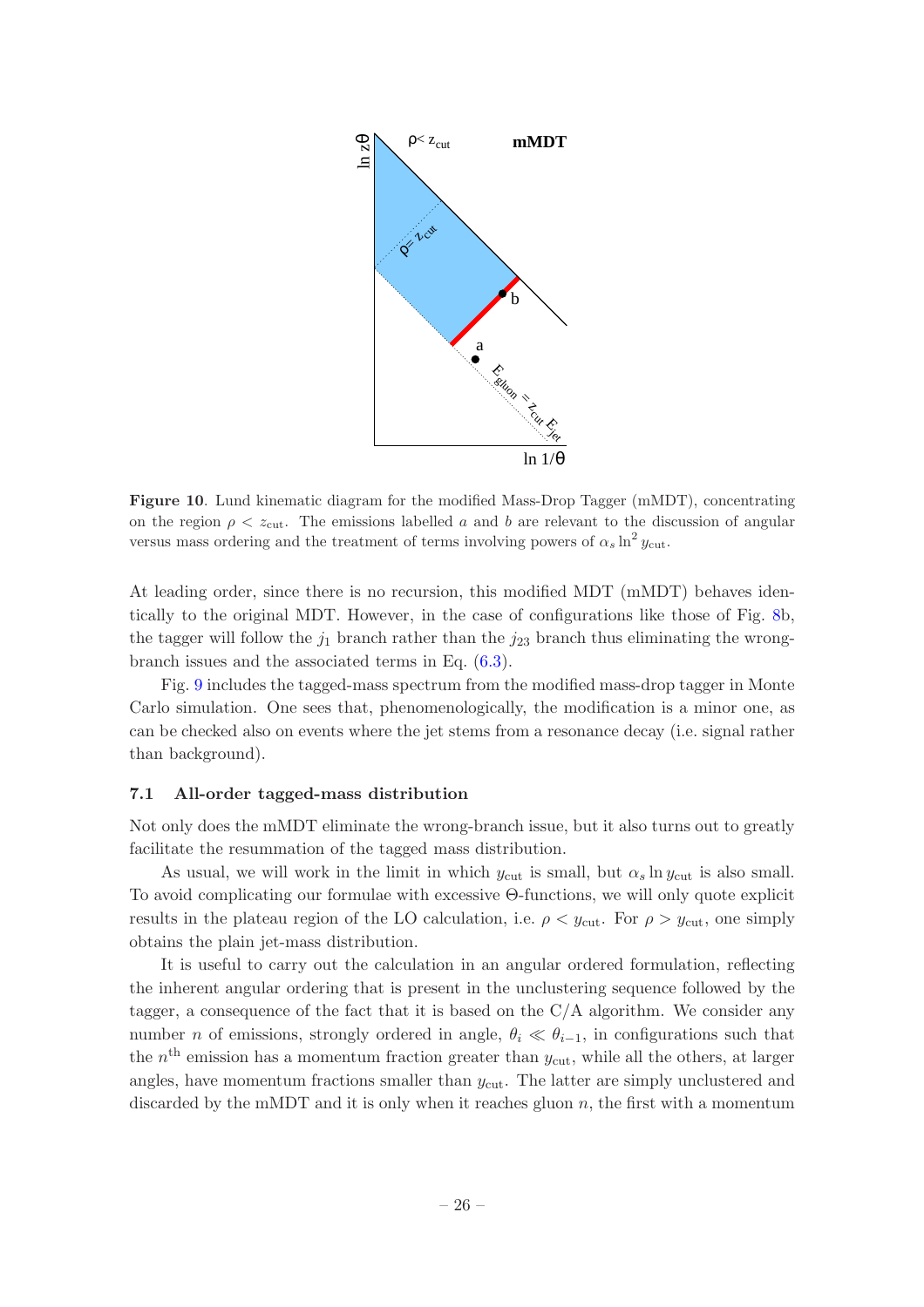**Figure 10**. Lund kinematic diagram for the modified Mass-Drop Tagger (mMDT), concentrating on the region $\rho < z_{\rm cut}$. The emissions labelled $a$ and $b$ are relevant to the discussion of angular versus mass ordering and the treatment of terms involving powers of $\alpha_s \ln^2 y_{\rm cut}$.

At leading order, since there is no recursion, this modified MDT (mMDT) behaves identically to the original MDT. However, in the case of configurations like those of Fig. 8b, the tagger will follow the $j_1$ branch rather than the $j_{23}$ branch thus eliminating the wrong-branch issues and the associated terms in Eq. (6.3).

Fig. 9 includes the tagged-mass spectrum from the modified mass-drop tagger in Monte Carlo simulation. One sees that, phenomenologically, the modification is a minor one, as can be checked also on events where the jet stems from a resonance decay (i.e. signal rather than background).

### 7.1 All-order tagged-mass distribution

Not only does the mMDT eliminate the wrong-branch issue, but it also turns out to greatly facilitate the resummation of the tagged mass distribution.

As usual, we will work in the limit in which $y_{\rm cut}$ is small, but $\alpha_s \ln y_{\rm cut}$ is also small. To avoid complicating our formulae with excessive $\Theta$-functions, we will only quote explicit results in the plateau region of the LO calculation, i.e. $\rho < y_{\rm cut}$. For $\rho > y_{\rm cut}$, one simply obtains the plain jet-mass distribution.

It is useful to carry out the calculation in an angular ordered formulation, reflecting the inherent angular ordering that is present in the unclustering sequence followed by the tagger, a consequence of the fact that it is based on the C/A algorithm. We consider any number $n$ of emissions, strongly ordered in angle, $\theta_i \ll \theta_{i-1}$, in configurations such that the $n^{\rm th}$ emission has a momentum fraction greater than $y_{\rm cut}$, while all the others, at larger angles, have momentum fractions smaller than $y_{\rm cut}$. The latter are simply unclustered and discarded by the mMDT and it is only when it reaches gluon $n$, the first with a momentum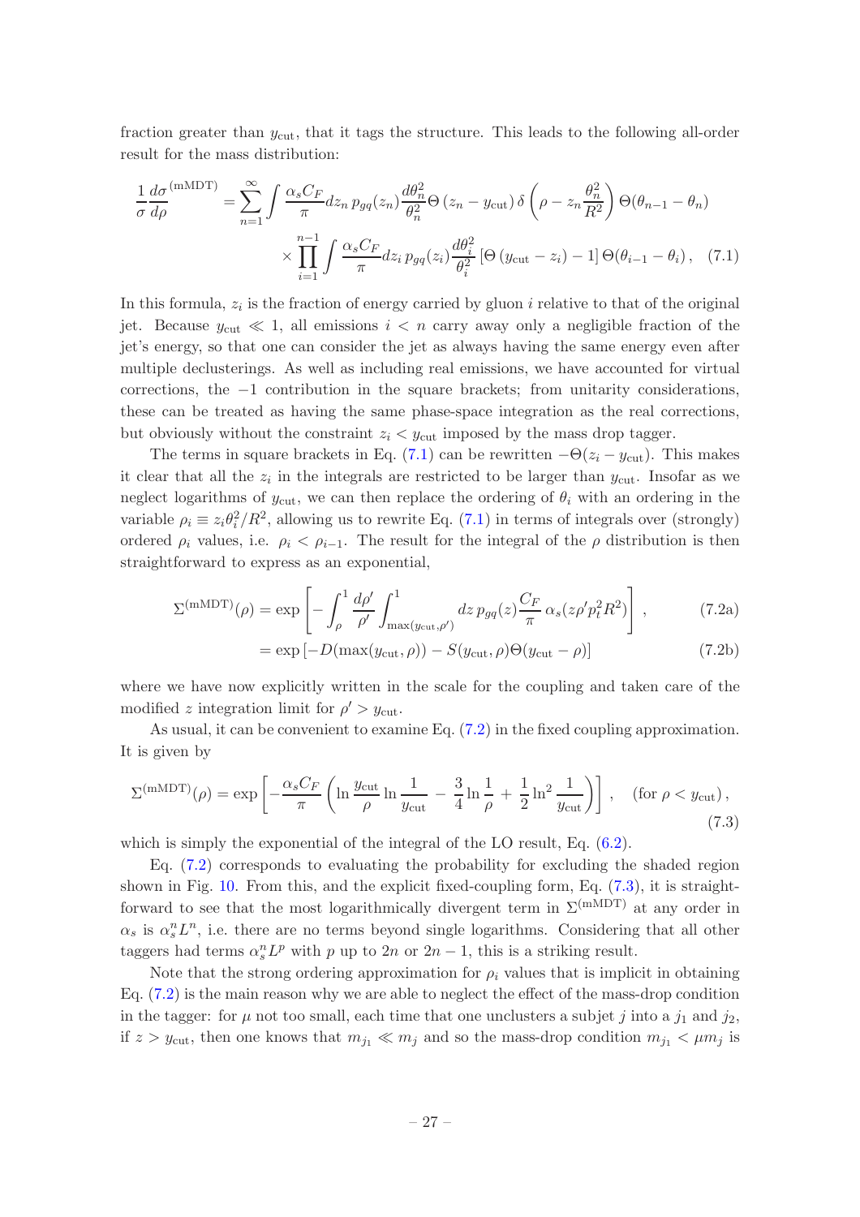fraction greater than $y_{\rm cut}$, that it tags the structure. This leads to the following all-order result for the mass distribution:

$$\frac{1}{\sigma}\frac{d\sigma}{d\rho}^{(\rm mMDT)} = \sum_{n=1}^{\infty} \int \frac{\alpha_s C_F}{\pi} dz_n \, p_{gq}(z_n) \frac{d\theta_n^2}{\theta_n^2} \Theta\left(z_n - y_{\rm cut}\right) \delta\left(\rho - z_n \frac{\theta_n^2}{R^2}\right) \Theta(\theta_{n-1} - \theta_n) \times \prod_{i=1}^{n-1} \int \frac{\alpha_s C_F}{\pi} dz_i \, p_{gq}(z_i) \frac{d\theta_i^2}{\theta_i^2} \left[\Theta\left(y_{\rm cut} - z_i\right) - 1\right] \Theta(\theta_{i-1} - \theta_i) \,, \quad (7.1)$$

In this formula, $z_i$ is the fraction of energy carried by gluon $i$ relative to that of the original jet. Because $y_{\rm cut} \ll 1$, all emissions $i < n$ carry away only a negligible fraction of the jet's energy, so that one can consider the jet as always having the same energy even after multiple declusterings. As well as including real emissions, we have accounted for virtual corrections, the $-1$ contribution in the square brackets; from unitarity considerations, these can be treated as having the same phase-space integration as the real corrections, but obviously without the constraint $z_i < y_{\rm cut}$ imposed by the mass drop tagger.

The terms in square brackets in Eq. (7.1) can be rewritten $-\Theta(z_i - y_{\rm cut})$. This makes it clear that all the $z_i$ in the integrals are restricted to be larger than $y_{\rm cut}$. Insofar as we neglect logarithms of $y_{\rm cut}$, we can then replace the ordering of $\theta_i$ with an ordering in the variable $\rho_i \equiv z_i \theta_i^2/R^2$, allowing us to rewrite Eq. (7.1) in terms of integrals over (strongly) ordered $\rho_i$ values, i.e. $\rho_i < \rho_{i-1}$. The result for the integral of the $\rho$ distribution is then straightforward to express as an exponential,

$$\Sigma^{(\rm mMDT)}(\rho) = \exp\left[-\int_\rho^1 \frac{d\rho'}{\rho'} \int_{\max(y_{\rm cut},\rho')}^1 dz \, p_{gq}(z) \frac{C_F}{\pi} \alpha_s(z\rho' p_t^2 R^2)\right] \,, \quad (7.2a)$$

$$= \exp\left[-D(\max(y_{\rm cut}, \rho)) - S(y_{\rm cut}, \rho)\Theta(y_{\rm cut} - \rho)\right] \quad (7.2b)$$

where we have now explicitly written in the scale for the coupling and taken care of the modified $z$ integration limit for $\rho' > y_{\rm cut}$.

As usual, it can be convenient to examine Eq. (7.2) in the fixed coupling approximation. It is given by

$$\Sigma^{(\rm mMDT)}(\rho) = \exp\left[-\frac{\alpha_s C_F}{\pi}\left(\ln\frac{y_{\rm cut}}{\rho}\ln\frac{1}{y_{\rm cut}} - \frac{3}{4}\ln\frac{1}{\rho} + \frac{1}{2}\ln^2\frac{1}{y_{\rm cut}}\right)\right] \,, \quad (\text{for } \rho < y_{\rm cut}) \,, \quad (7.3)$$

which is simply the exponential of the integral of the LO result, Eq. (6.2).

Eq. (7.2) corresponds to evaluating the probability for excluding the shaded region shown in Fig. 10. From this, and the explicit fixed-coupling form, Eq. (7.3), it is straightforward to see that the most logarithmically divergent term in $\Sigma^{(\rm mMDT)}$ at any order in $\alpha_s$ is $\alpha_s^n L^n$, i.e. there are no terms beyond single logarithms. Considering that all other taggers had terms $\alpha_s^n L^p$ with $p$ up to $2n$ or $2n-1$, this is a striking result.

Note that the strong ordering approximation for $\rho_i$ values that is implicit in obtaining Eq. (7.2) is the main reason why we are able to neglect the effect of the mass-drop condition in the tagger: for $\mu$ not too small, each time that one unclusters a subjet $j$ into a $j_1$ and $j_2$, if $z > y_{\rm cut}$, then one knows that $m_{j_1} \ll m_j$ and so the mass-drop condition $m_{j_1} < \mu m_j$ is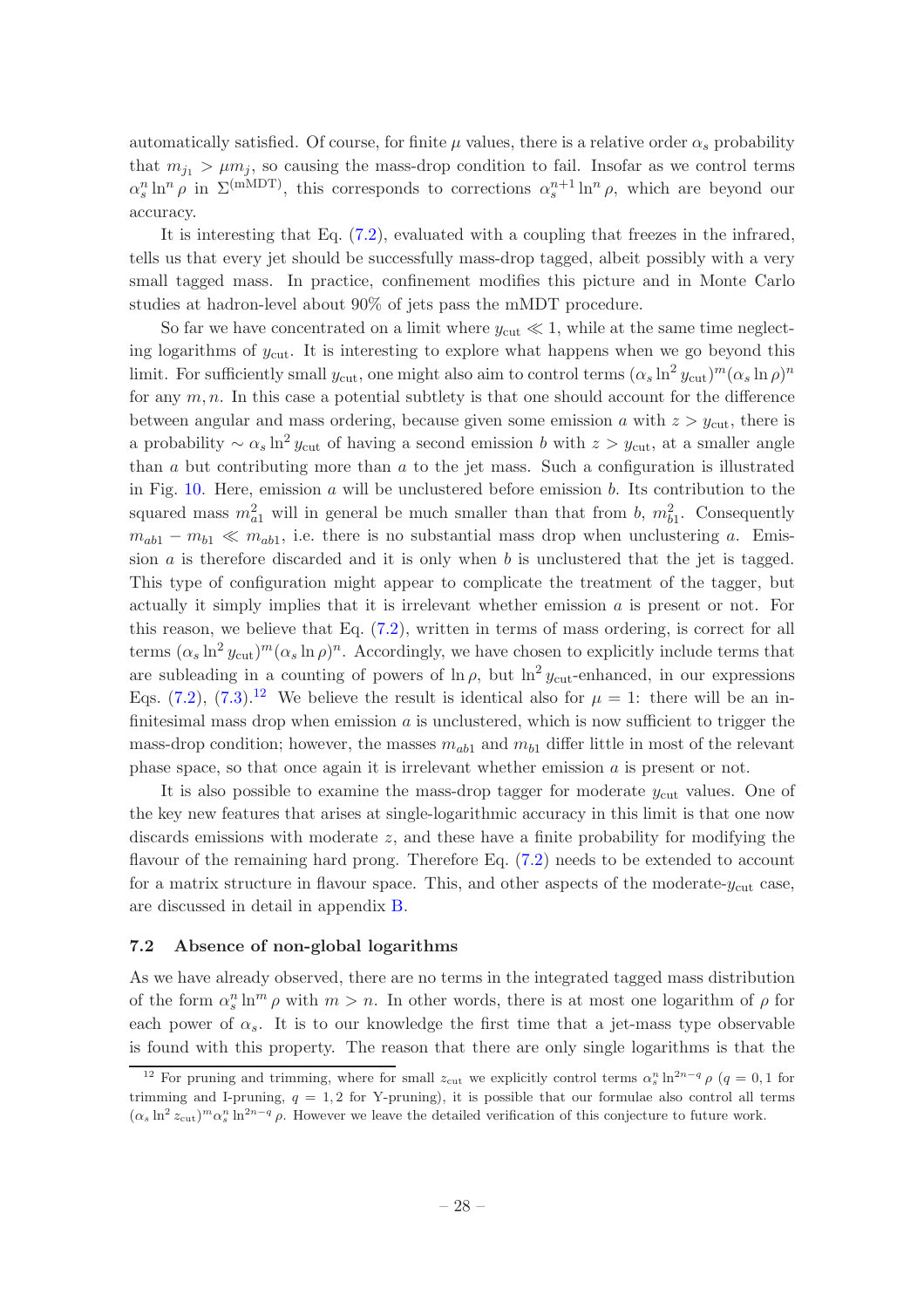automatically satisfied. Of course, for finite $\mu$ values, there is a relative order $\alpha_s$ probability that $m_{j_1} > \mu m_j$, so causing the mass-drop condition to fail. Insofar as we control terms $\alpha_s^n \ln^n \rho$ in $\Sigma^{(\text{mMDT})}$, this corresponds to corrections $\alpha_s^{n+1} \ln^n \rho$, which are beyond our accuracy.

It is interesting that Eq. (7.2), evaluated with a coupling that freezes in the infrared, tells us that every jet should be successfully mass-drop tagged, albeit possibly with a very small tagged mass. In practice, confinement modifies this picture and in Monte Carlo studies at hadron-level about 90% of jets pass the mMDT procedure.

So far we have concentrated on a limit where $y_{\text{cut}} \ll 1$, while at the same time neglecting logarithms of $y_{\text{cut}}$. It is interesting to explore what happens when we go beyond this limit. For sufficiently small $y_{\text{cut}}$, one might also aim to control terms $(\alpha_s \ln^2 y_{\text{cut}})^m (\alpha_s \ln \rho)^n$ for any $m, n$. In this case a potential subtlety is that one should account for the difference between angular and mass ordering, because given some emission $a$ with $z > y_{\text{cut}}$, there is a probability $\sim \alpha_s \ln^2 y_{\text{cut}}$ of having a second emission $b$ with $z > y_{\text{cut}}$, at a smaller angle than $a$ but contributing more than $a$ to the jet mass. Such a configuration is illustrated in Fig. 10. Here, emission $a$ will be unclustered before emission $b$. Its contribution to the squared mass $m_{a1}^2$ will in general be much smaller than that from $b$, $m_{b1}^2$. Consequently $m_{ab1} - m_{b1} \ll m_{ab1}$, i.e. there is no substantial mass drop when unclustering $a$. Emission $a$ is therefore discarded and it is only when $b$ is unclustered that the jet is tagged. This type of configuration might appear to complicate the treatment of the tagger, but actually it simply implies that it is irrelevant whether emission $a$ is present or not. For this reason, we believe that Eq. (7.2), written in terms of mass ordering, is correct for all terms $(\alpha_s \ln^2 y_{\text{cut}})^m (\alpha_s \ln \rho)^n$. Accordingly, we have chosen to explicitly include terms that are subleading in a counting of powers of $\ln \rho$, but $\ln^2 y_{\text{cut}}$-enhanced, in our expressions Eqs. (7.2), (7.3).[12] We believe the result is identical also for $\mu = 1$: there will be an infinitesimal mass drop when emission $a$ is unclustered, which is now sufficient to trigger the mass-drop condition; however, the masses $m_{ab1}$ and $m_{b1}$ differ little in most of the relevant phase space, so that once again it is irrelevant whether emission $a$ is present or not.

It is also possible to examine the mass-drop tagger for moderate $y_{\text{cut}}$ values. One of the key new features that arises at single-logarithmic accuracy in this limit is that one now discards emissions with moderate $z$, and these have a finite probability for modifying the flavour of the remaining hard prong. Therefore Eq. (7.2) needs to be extended to account for a matrix structure in flavour space. This, and other aspects of the moderate-$y_{\text{cut}}$ case, are discussed in detail in appendix B.

### 7.2 Absence of non-global logarithms

As we have already observed, there are no terms in the integrated tagged mass distribution of the form $\alpha_s^n \ln^m \rho$ with $m > n$. In other words, there is at most one logarithm of $\rho$ for each power of $\alpha_s$. It is to our knowledge the first time that a jet-mass type observable is found with this property. The reason that there are only single logarithms is that the

[12] For pruning and trimming, where for small $z_{\text{cut}}$ we explicitly control terms $\alpha_s^n \ln^{2n-q} \rho$ ($q = 0, 1$ for trimming and I-pruning, $q = 1, 2$ for Y-pruning), it is possible that our formulae also control all terms $(\alpha_s \ln^2 z_{\text{cut}})^m \alpha_s^n \ln^{2n-q} \rho$. However we leave the detailed verification of this conjecture to future work.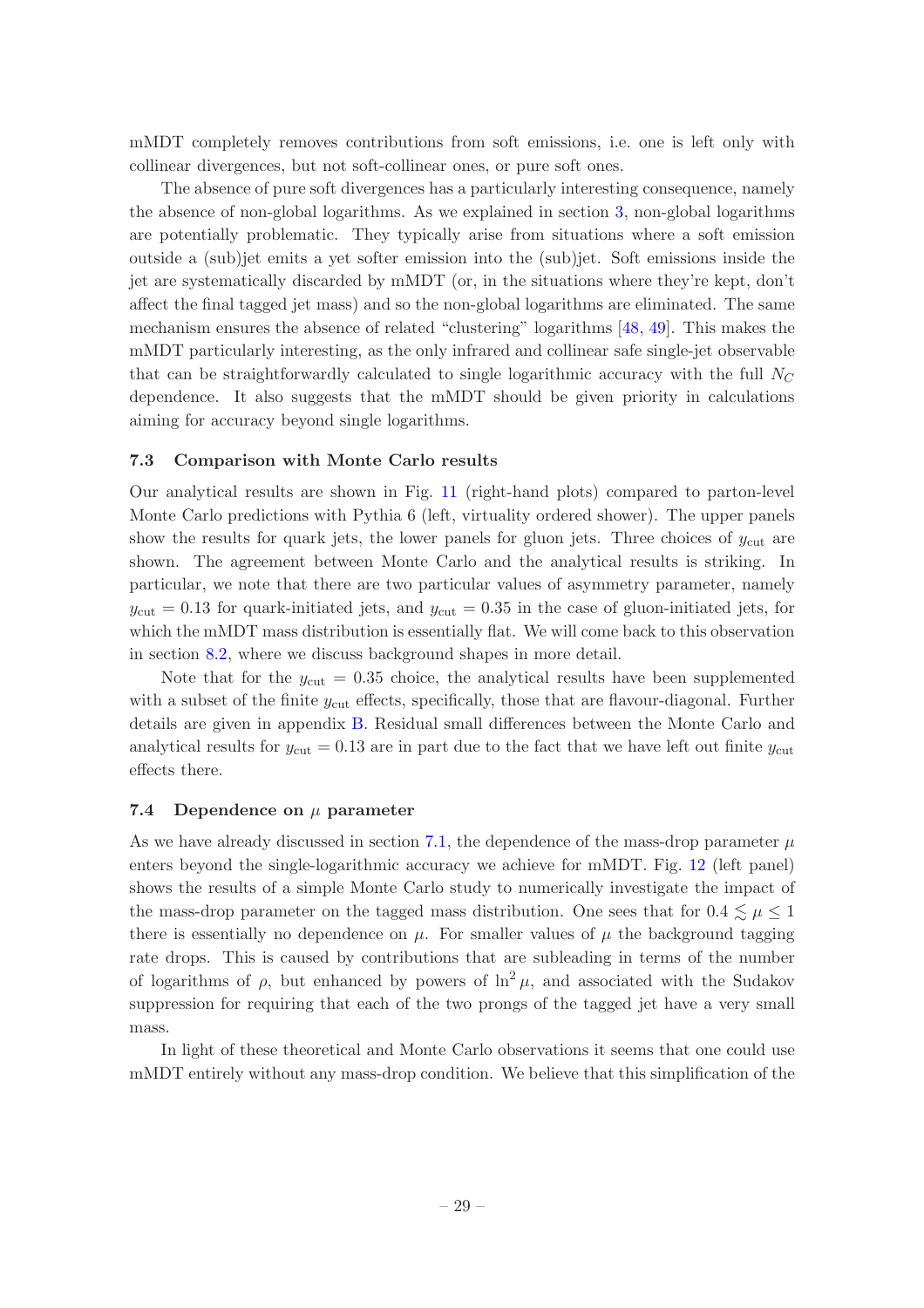mMDT completely removes contributions from soft emissions, i.e. one is left only with collinear divergences, but not soft-collinear ones, or pure soft ones.

The absence of pure soft divergences has a particularly interesting consequence, namely the absence of non-global logarithms. As we explained in section 3, non-global logarithms are potentially problematic. They typically arise from situations where a soft emission outside a (sub)jet emits a yet softer emission into the (sub)jet. Soft emissions inside the jet are systematically discarded by mMDT (or, in the situations where they're kept, don't affect the final tagged jet mass) and so the non-global logarithms are eliminated. The same mechanism ensures the absence of related "clustering" logarithms [48, 49]. This makes the mMDT particularly interesting, as the only infrared and collinear safe single-jet observable that can be straightforwardly calculated to single logarithmic accuracy with the full $N_C$ dependence. It also suggests that the mMDT should be given priority in calculations aiming for accuracy beyond single logarithms.

### 7.3 Comparison with Monte Carlo results

Our analytical results are shown in Fig. 11 (right-hand plots) compared to parton-level Monte Carlo predictions with Pythia 6 (left, virtuality ordered shower). The upper panels show the results for quark jets, the lower panels for gluon jets. Three choices of $y_{\text{cut}}$ are shown. The agreement between Monte Carlo and the analytical results is striking. In particular, we note that there are two particular values of asymmetry parameter, namely $y_{\text{cut}} = 0.13$ for quark-initiated jets, and $y_{\text{cut}} = 0.35$ in the case of gluon-initiated jets, for which the mMDT mass distribution is essentially flat. We will come back to this observation in section 8.2, where we discuss background shapes in more detail.

Note that for the $y_{\text{cut}} = 0.35$ choice, the analytical results have been supplemented with a subset of the finite $y_{\text{cut}}$ effects, specifically, those that are flavour-diagonal. Further details are given in appendix B. Residual small differences between the Monte Carlo and analytical results for $y_{\text{cut}} = 0.13$ are in part due to the fact that we have left out finite $y_{\text{cut}}$ effects there.

### 7.4 Dependence on $\mu$ parameter

As we have already discussed in section 7.1, the dependence of the mass-drop parameter $\mu$ enters beyond the single-logarithmic accuracy we achieve for mMDT. Fig. 12 (left panel) shows the results of a simple Monte Carlo study to numerically investigate the impact of the mass-drop parameter on the tagged mass distribution. One sees that for $0.4 \lesssim \mu \leq 1$ there is essentially no dependence on $\mu$. For smaller values of $\mu$ the background tagging rate drops. This is caused by contributions that are subleading in terms of the number of logarithms of $\rho$, but enhanced by powers of $\ln^2 \mu$, and associated with the Sudakov suppression for requiring that each of the two prongs of the tagged jet have a very small mass.

In light of these theoretical and Monte Carlo observations it seems that one could use mMDT entirely without any mass-drop condition. We believe that this simplification of the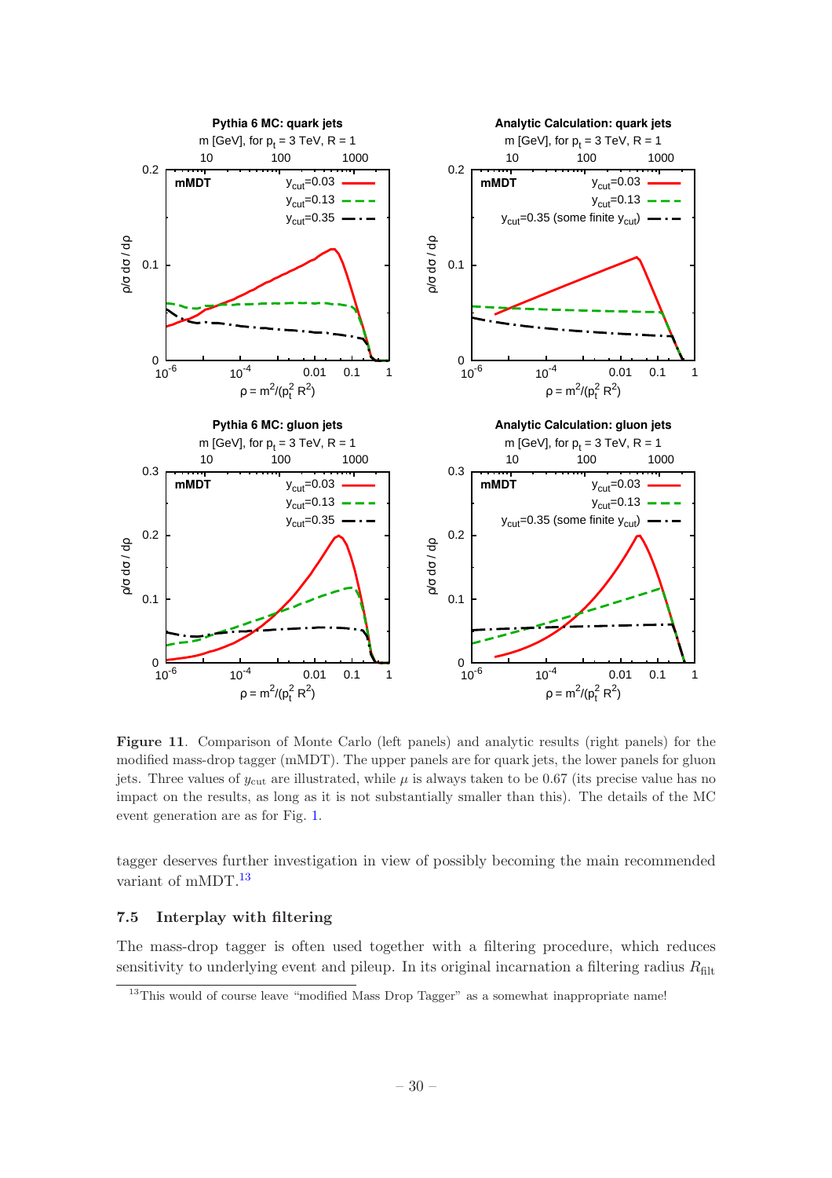**Figure 11**. Comparison of Monte Carlo (left panels) and analytic results (right panels) for the modified mass-drop tagger (mMDT). The upper panels are for quark jets, the lower panels for gluon jets. Three values of $y_{\rm cut}$ are illustrated, while $\mu$ is always taken to be 0.67 (its precise value has no impact on the results, as long as it is not substantially smaller than this). The details of the MC event generation are as for Fig. 1.

tagger deserves further investigation in view of possibly becoming the main recommended variant of mMDT.[13]

### 7.5 Interplay with filtering

The mass-drop tagger is often used together with a filtering procedure, which reduces sensitivity to underlying event and pileup. In its original incarnation a filtering radius $R_{\rm filt}$

[13] This would of course leave "modified Mass Drop Tagger" as a somewhat inappropriate name!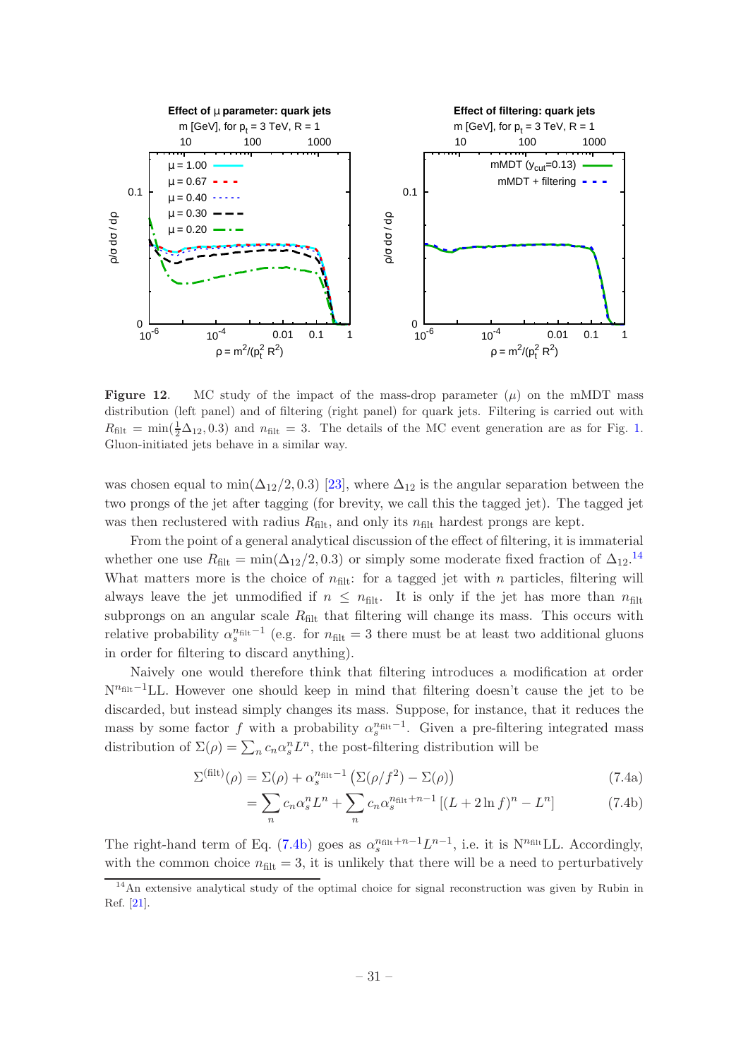**Figure 12**. MC study of the impact of the mass-drop parameter ($\mu$) on the mMDT mass distribution (left panel) and of filtering (right panel) for quark jets. Filtering is carried out with $R_{\rm filt} = \min(\frac{1}{2}\Delta_{12}, 0.3)$ and $n_{\rm filt} = 3$. The details of the MC event generation are as for Fig. 1. Gluon-initiated jets behave in a similar way.

was chosen equal to $\min(\Delta_{12}/2, 0.3)$ [23], where $\Delta_{12}$ is the angular separation between the two prongs of the jet after tagging (for brevity, we call this the tagged jet). The tagged jet was then reclustered with radius $R_{\rm filt}$, and only its $n_{\rm filt}$ hardest prongs are kept.

From the point of a general analytical discussion of the effect of filtering, it is immaterial whether one use $R_{\rm filt} = \min(\Delta_{12}/2, 0.3)$ or simply some moderate fixed fraction of $\Delta_{12}$.[14] What matters more is the choice of $n_{\rm filt}$: for a tagged jet with $n$ particles, filtering will always leave the jet unmodified if $n \le n_{\rm filt}$. It is only if the jet has more than $n_{\rm filt}$ subprongs on an angular scale $R_{\rm filt}$ that filtering will change its mass. This occurs with relative probability $\alpha_s^{n_{\rm filt}-1}$ (e.g. for $n_{\rm filt} = 3$ there must be at least two additional gluons in order for filtering to discard anything).

Naively one would therefore think that filtering introduces a modification at order $\text{N}^{n_{\rm filt}-1}$LL. However one should keep in mind that filtering doesn't cause the jet to be discarded, but instead simply changes its mass. Suppose, for instance, that it reduces the mass by some factor $f$ with a probability $\alpha_s^{n_{\rm filt}-1}$. Given a pre-filtering integrated mass distribution of $\Sigma(\rho) = \sum_n c_n \alpha_s^n L^n$, the post-filtering distribution will be

$$\Sigma^{(\rm filt)}(\rho) = \Sigma(\rho) + \alpha_s^{n_{\rm filt}-1}\left(\Sigma(\rho/f^2) - \Sigma(\rho)\right) \tag{7.4a}$$

$$= \sum_n c_n \alpha_s^n L^n + \sum_n c_n \alpha_s^{n_{\rm filt}+n-1}\left[(L + 2\ln f)^n - L^n\right] \tag{7.4b}$$

The right-hand term of Eq. (7.4b) goes as $\alpha_s^{n_{\rm filt}+n-1}L^{n-1}$, i.e. it is $\text{N}^{n_{\rm filt}}$LL. Accordingly, with the common choice $n_{\rm filt} = 3$, it is unlikely that there will be a need to perturbatively

[14] An extensive analytical study of the optimal choice for signal reconstruction was given by Rubin in Ref. [21].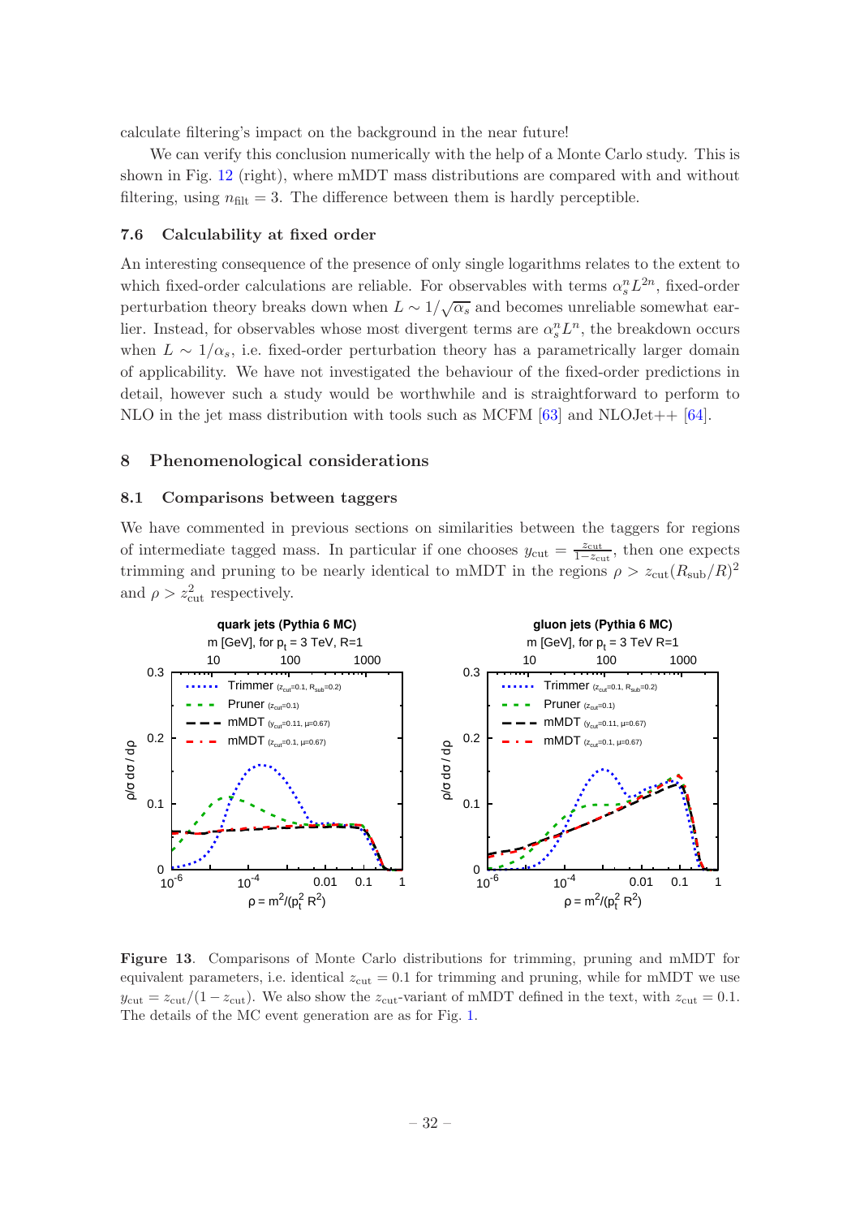calculate filtering's impact on the background in the near future!

We can verify this conclusion numerically with the help of a Monte Carlo study. This is shown in Fig. 12 (right), where mMDT mass distributions are compared with and without filtering, using $n_{\rm filt} = 3$. The difference between them is hardly perceptible.

### 7.6 Calculability at fixed order

An interesting consequence of the presence of only single logarithms relates to the extent to which fixed-order calculations are reliable. For observables with terms $\alpha_s^n L^{2n}$, fixed-order perturbation theory breaks down when $L \sim 1/\sqrt{\alpha_s}$ and becomes unreliable somewhat earlier. Instead, for observables whose most divergent terms are $\alpha_s^n L^n$, the breakdown occurs when $L \sim 1/\alpha_s$, i.e. fixed-order perturbation theory has a parametrically larger domain of applicability. We have not investigated the behaviour of the fixed-order predictions in detail, however such a study would be worthwhile and is straightforward to perform to NLO in the jet mass distribution with tools such as MCFM [63] and NLOJet++ [64].

## 8 Phenomenological considerations

### 8.1 Comparisons between taggers

We have commented in previous sections on similarities between the taggers for regions of intermediate tagged mass. In particular if one chooses $y_{\rm cut} = \frac{z_{\rm cut}}{1-z_{\rm cut}}$, then one expects trimming and pruning to be nearly identical to mMDT in the regions $\rho > z_{\rm cut}(R_{\rm sub}/R)^2$ and $\rho > z_{\rm cut}^2$ respectively.

**Figure 13**. Comparisons of Monte Carlo distributions for trimming, pruning and mMDT for equivalent parameters, i.e. identical $z_{\rm cut} = 0.1$ for trimming and pruning, while for mMDT we use $y_{\rm cut} = z_{\rm cut}/(1 - z_{\rm cut})$. We also show the $z_{\rm cut}$-variant of mMDT defined in the text, with $z_{\rm cut} = 0.1$. The details of the MC event generation are as for Fig. 1.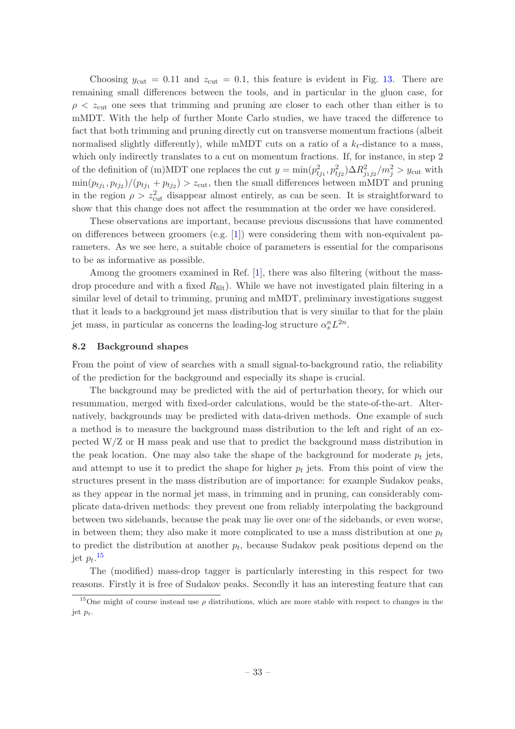Choosing $y_{\text{cut}} = 0.11$ and $z_{\text{cut}} = 0.1$, this feature is evident in Fig. 13. There are remaining small differences between the tools, and in particular in the gluon case, for $\rho < z_{\text{cut}}$ one sees that trimming and pruning are closer to each other than either is to mMDT. With the help of further Monte Carlo studies, we have traced the difference to fact that both trimming and pruning directly cut on transverse momentum fractions (albeit normalised slightly differently), while mMDT cuts on a ratio of a $k_t$-distance to a mass, which only indirectly translates to a cut on momentum fractions. If, for instance, in step 2 of the definition of (m)MDT one replaces the cut $y = \min(p_{tj_1}^2, p_{tj_2}^2)\Delta R_{j_1 j_2}^2/m_j^2 > y_{\text{cut}}$ with $\min(p_{tj_1}, p_{tj_2})/(p_{tj_1} + p_{tj_2}) > z_{\text{cut}}$, then the small differences between mMDT and pruning in the region $\rho > z_{\text{cut}}^2$ disappear almost entirely, as can be seen. It is straightforward to show that this change does not affect the resummation at the order we have considered.

These observations are important, because previous discussions that have commented on differences between groomers (e.g. [1]) were considering them with non-equivalent parameters. As we see here, a suitable choice of parameters is essential for the comparisons to be as informative as possible.

Among the groomers examined in Ref. [1], there was also filtering (without the mass-drop procedure and with a fixed $R_{\text{filt}}$). While we have not investigated plain filtering in a similar level of detail to trimming, pruning and mMDT, preliminary investigations suggest that it leads to a background jet mass distribution that is very similar to that for the plain jet mass, in particular as concerns the leading-log structure $\alpha_s^n L^{2n}$.

### 8.2 Background shapes

From the point of view of searches with a small signal-to-background ratio, the reliability of the prediction for the background and especially its shape is crucial.

The background may be predicted with the aid of perturbation theory, for which our resummation, merged with fixed-order calculations, would be the state-of-the-art. Alternatively, backgrounds may be predicted with data-driven methods. One example of such a method is to measure the background mass distribution to the left and right of an expected W/Z or H mass peak and use that to predict the background mass distribution in the peak location. One may also take the shape of the background for moderate $p_t$ jets, and attempt to use it to predict the shape for higher $p_t$ jets. From this point of view the structures present in the mass distribution are of importance: for example Sudakov peaks, as they appear in the normal jet mass, in trimming and in pruning, can considerably complicate data-driven methods: they prevent one from reliably interpolating the background between two sidebands, because the peak may lie over one of the sidebands, or even worse, in between them; they also make it more complicated to use a mass distribution at one $p_t$ to predict the distribution at another $p_t$, because Sudakov peak positions depend on the jet $p_t$.[15]

The (modified) mass-drop tagger is particularly interesting in this respect for two reasons. Firstly it is free of Sudakov peaks. Secondly it has an interesting feature that can

[15] One might of course instead use $\rho$ distributions, which are more stable with respect to changes in the jet $p_t$.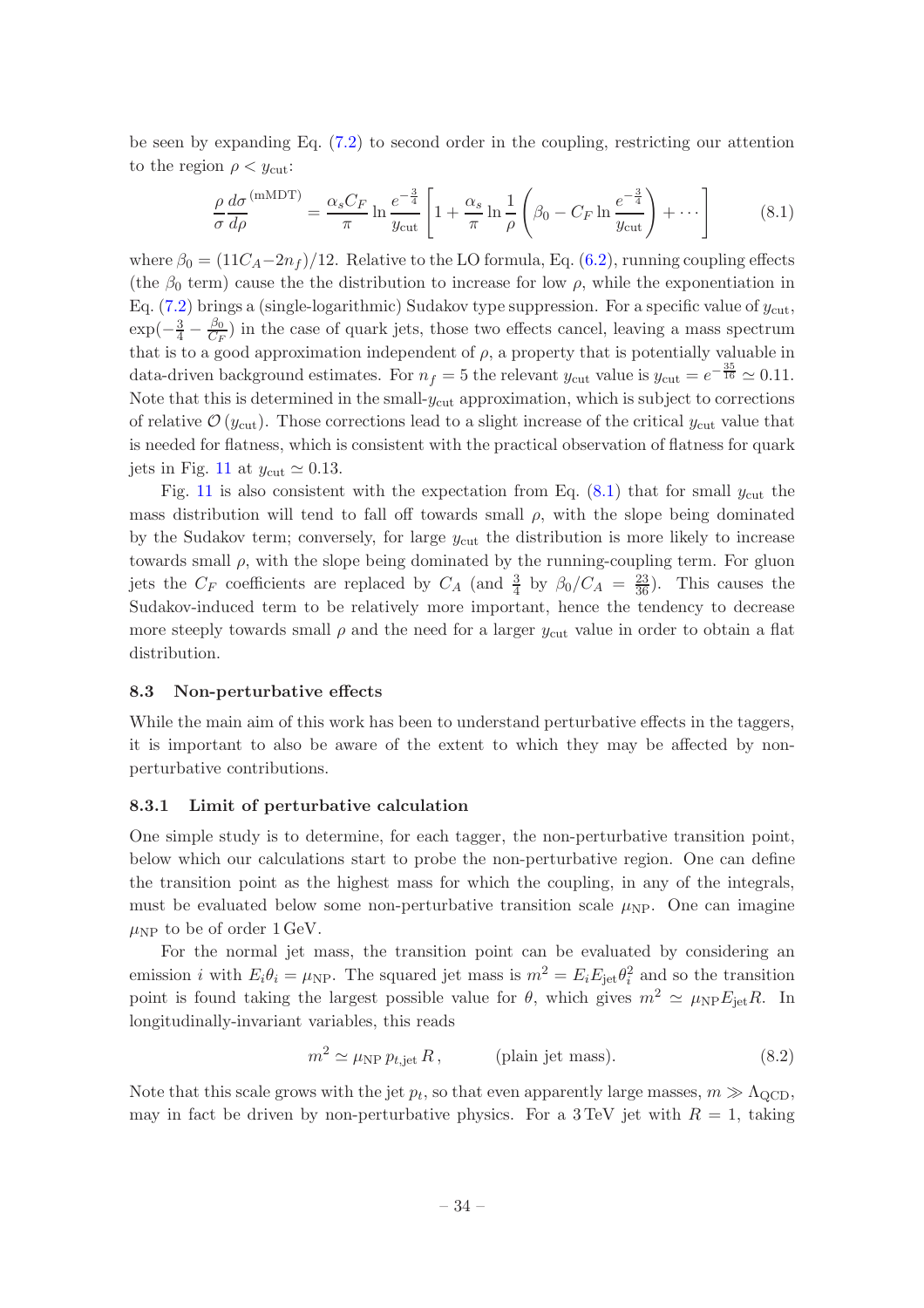be seen by expanding Eq. (7.2) to second order in the coupling, restricting our attention to the region $\rho < y_{\rm cut}$:

$$\frac{\rho}{\sigma}\frac{d\sigma}{d\rho}^{(\rm mMDT)} = \frac{\alpha_s C_F}{\pi} \ln \frac{e^{-\frac{3}{4}}}{y_{\rm cut}} \left[ 1 + \frac{\alpha_s}{\pi} \ln \frac{1}{\rho} \left( \beta_0 - C_F \ln \frac{e^{-\frac{3}{4}}}{y_{\rm cut}} \right) + \cdots \right] \tag{8.1}$$

where $\beta_0 = (11C_A - 2n_f)/12$. Relative to the LO formula, Eq. (6.2), running coupling effects (the $\beta_0$ term) cause the the distribution to increase for low $\rho$, while the exponentiation in Eq. (7.2) brings a (single-logarithmic) Sudakov type suppression. For a specific value of $y_{\rm cut}$, $\exp(-\frac{3}{4} - \frac{\beta_0}{C_F})$ in the case of quark jets, those two effects cancel, leaving a mass spectrum that is to a good approximation independent of $\rho$, a property that is potentially valuable in data-driven background estimates. For $n_f = 5$ the relevant $y_{\rm cut}$ value is $y_{\rm cut} = e^{-\frac{35}{16}} \simeq 0.11$. Note that this is determined in the small-$y_{\rm cut}$ approximation, which is subject to corrections of relative $\mathcal{O}(y_{\rm cut})$. Those corrections lead to a slight increase of the critical $y_{\rm cut}$ value that is needed for flatness, which is consistent with the practical observation of flatness for quark jets in Fig. 11 at $y_{\rm cut} \simeq 0.13$.

Fig. 11 is also consistent with the expectation from Eq. (8.1) that for small $y_{\rm cut}$ the mass distribution will tend to fall off towards small $\rho$, with the slope being dominated by the Sudakov term; conversely, for large $y_{\rm cut}$ the distribution is more likely to increase towards small $\rho$, with the slope being dominated by the running-coupling term. For gluon jets the $C_F$ coefficients are replaced by $C_A$ (and $\frac{3}{4}$ by $\beta_0/C_A = \frac{23}{36}$). This causes the Sudakov-induced term to be relatively more important, hence the tendency to decrease more steeply towards small $\rho$ and the need for a larger $y_{\rm cut}$ value in order to obtain a flat distribution.

### 8.3 Non-perturbative effects

While the main aim of this work has been to understand perturbative effects in the taggers, it is important to also be aware of the extent to which they may be affected by non-perturbative contributions.

#### 8.3.1 Limit of perturbative calculation

One simple study is to determine, for each tagger, the non-perturbative transition point, below which our calculations start to probe the non-perturbative region. One can define the transition point as the highest mass for which the coupling, in any of the integrals, must be evaluated below some non-perturbative transition scale $\mu_{\rm NP}$. One can imagine $\mu_{\rm NP}$ to be of order 1 GeV.

For the normal jet mass, the transition point can be evaluated by considering an emission $i$ with $E_i\theta_i = \mu_{\rm NP}$. The squared jet mass is $m^2 = E_i E_{\rm jet}\theta_i^2$ and so the transition point is found taking the largest possible value for $\theta$, which gives $m^2 \simeq \mu_{\rm NP} E_{\rm jet} R$. In longitudinally-invariant variables, this reads

$$m^2 \simeq \mu_{\rm NP}\, p_{t,\rm jet}\, R\,, \qquad \text{(plain jet mass)}. \tag{8.2}$$

Note that this scale grows with the jet $p_t$, so that even apparently large masses, $m \gg \Lambda_{\rm QCD}$, may in fact be driven by non-perturbative physics. For a 3 TeV jet with $R = 1$, taking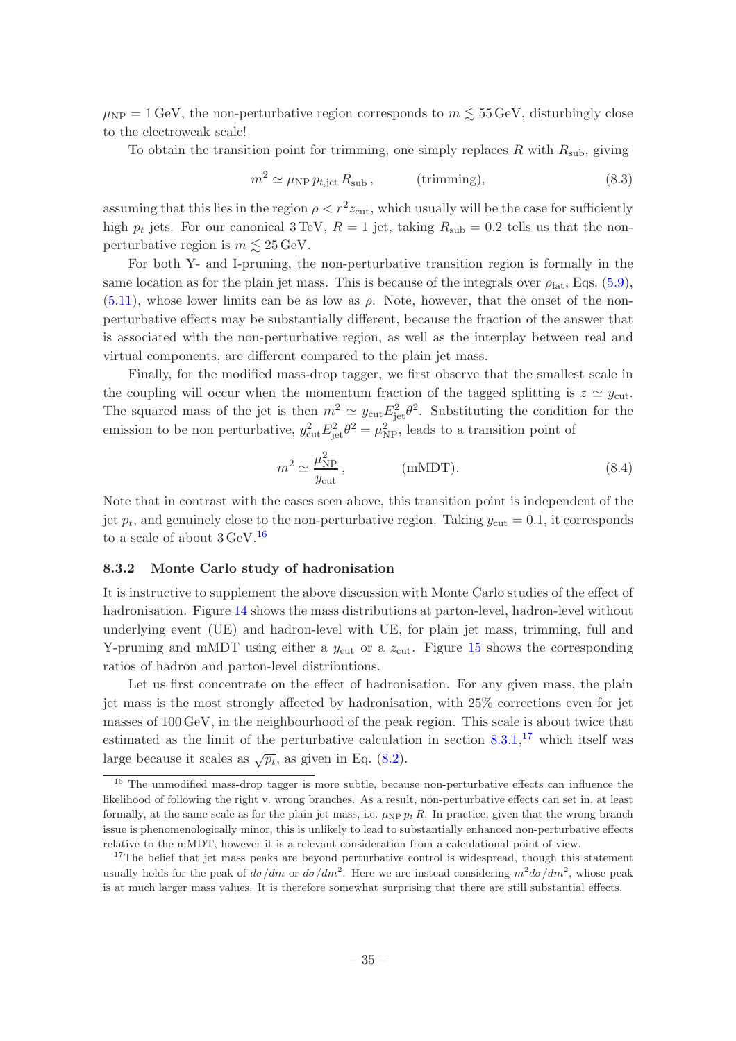$\mu_{\rm NP} = 1\,\text{GeV}$, the non-perturbative region corresponds to $m \lesssim 55\,\text{GeV}$, disturbingly close to the electroweak scale!

To obtain the transition point for trimming, one simply replaces $R$ with $R_{\rm sub}$, giving

$$m^2 \simeq \mu_{\rm NP}\, p_{t,\rm jet}\, R_{\rm sub}\,, \qquad\qquad \text{(trimming)}, \tag{8.3}$$

assuming that this lies in the region $\rho < r^2 z_{\rm cut}$, which usually will be the case for sufficiently high $p_t$ jets. For our canonical 3 TeV, $R = 1$ jet, taking $R_{\rm sub} = 0.2$ tells us that the non-perturbative region is $m \lesssim 25\,\text{GeV}$.

For both Y- and I-pruning, the non-perturbative transition region is formally in the same location as for the plain jet mass. This is because of the integrals over $\rho_{\rm fat}$, Eqs. (5.9), (5.11), whose lower limits can be as low as $\rho$. Note, however, that the onset of the non-perturbative effects may be substantially different, because the fraction of the answer that is associated with the non-perturbative region, as well as the interplay between real and virtual components, are different compared to the plain jet mass.

Finally, for the modified mass-drop tagger, we first observe that the smallest scale in the coupling will occur when the momentum fraction of the tagged splitting is $z \simeq y_{\rm cut}$. The squared mass of the jet is then $m^2 \simeq y_{\rm cut} E_{\rm jet}^2 \theta^2$. Substituting the condition for the emission to be non perturbative, $y_{\rm cut}^2 E_{\rm jet}^2 \theta^2 = \mu_{\rm NP}^2$, leads to a transition point of

$$m^2 \simeq \frac{\mu_{\rm NP}^2}{y_{\rm cut}}\,, \qquad\qquad \text{(mMDT)}. \tag{8.4}$$

Note that in contrast with the cases seen above, this transition point is independent of the jet $p_t$, and genuinely close to the non-perturbative region. Taking $y_{\rm cut} = 0.1$, it corresponds to a scale of about 3 GeV.[16]

### 8.3.2 Monte Carlo study of hadronisation

It is instructive to supplement the above discussion with Monte Carlo studies of the effect of hadronisation. Figure 14 shows the mass distributions at parton-level, hadron-level without underlying event (UE) and hadron-level with UE, for plain jet mass, trimming, full and Y-pruning and mMDT using either a $y_{\rm cut}$ or a $z_{\rm cut}$. Figure 15 shows the corresponding ratios of hadron and parton-level distributions.

Let us first concentrate on the effect of hadronisation. For any given mass, the plain jet mass is the most strongly affected by hadronisation, with 25% corrections even for jet masses of 100 GeV, in the neighbourhood of the peak region. This scale is about twice that estimated as the limit of the perturbative calculation in section 8.3.1,[17] which itself was large because it scales as $\sqrt{p_t}$, as given in Eq. (8.2).

---

[16] The unmodified mass-drop tagger is more subtle, because non-perturbative effects can influence the likelihood of following the right v. wrong branches. As a result, non-perturbative effects can set in, at least formally, at the same scale as for the plain jet mass, i.e. $\mu_{\rm NP}\, p_t\, R$. In practice, given that the wrong branch issue is phenomenologically minor, this is unlikely to lead to substantially enhanced non-perturbative effects relative to the mMDT, however it is a relevant consideration from a calculational point of view.

[17] The belief that jet mass peaks are beyond perturbative control is widespread, though this statement usually holds for the peak of $d\sigma/dm$ or $d\sigma/dm^2$. Here we are instead considering $m^2 d\sigma/dm^2$, whose peak is at much larger mass values. It is therefore somewhat surprising that there are still substantial effects.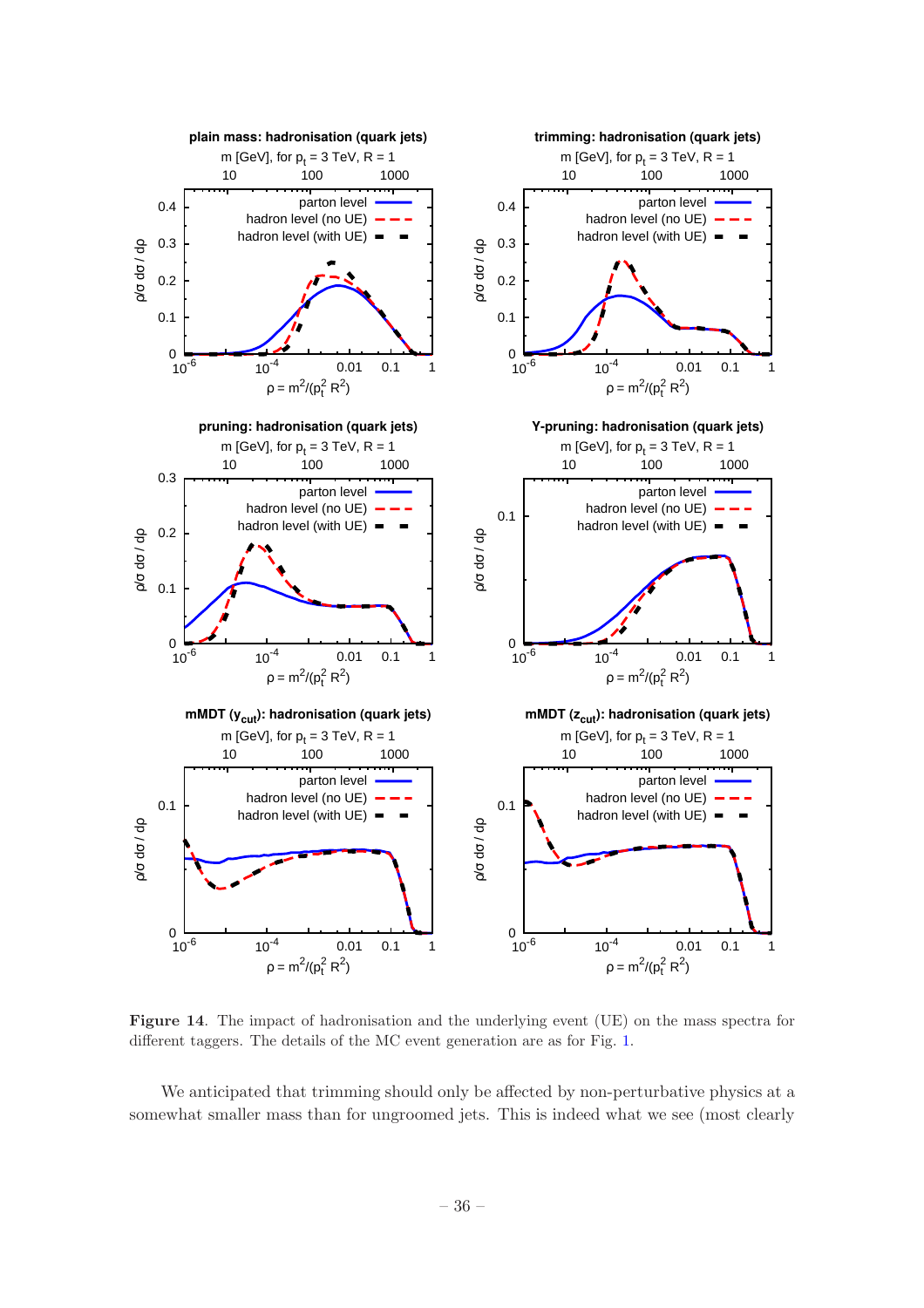**Figure 14**. The impact of hadronisation and the underlying event (UE) on the mass spectra for different taggers. The details of the MC event generation are as for Fig. 1.

We anticipated that trimming should only be affected by non-perturbative physics at a somewhat smaller mass than for ungroomed jets. This is indeed what we see (most clearly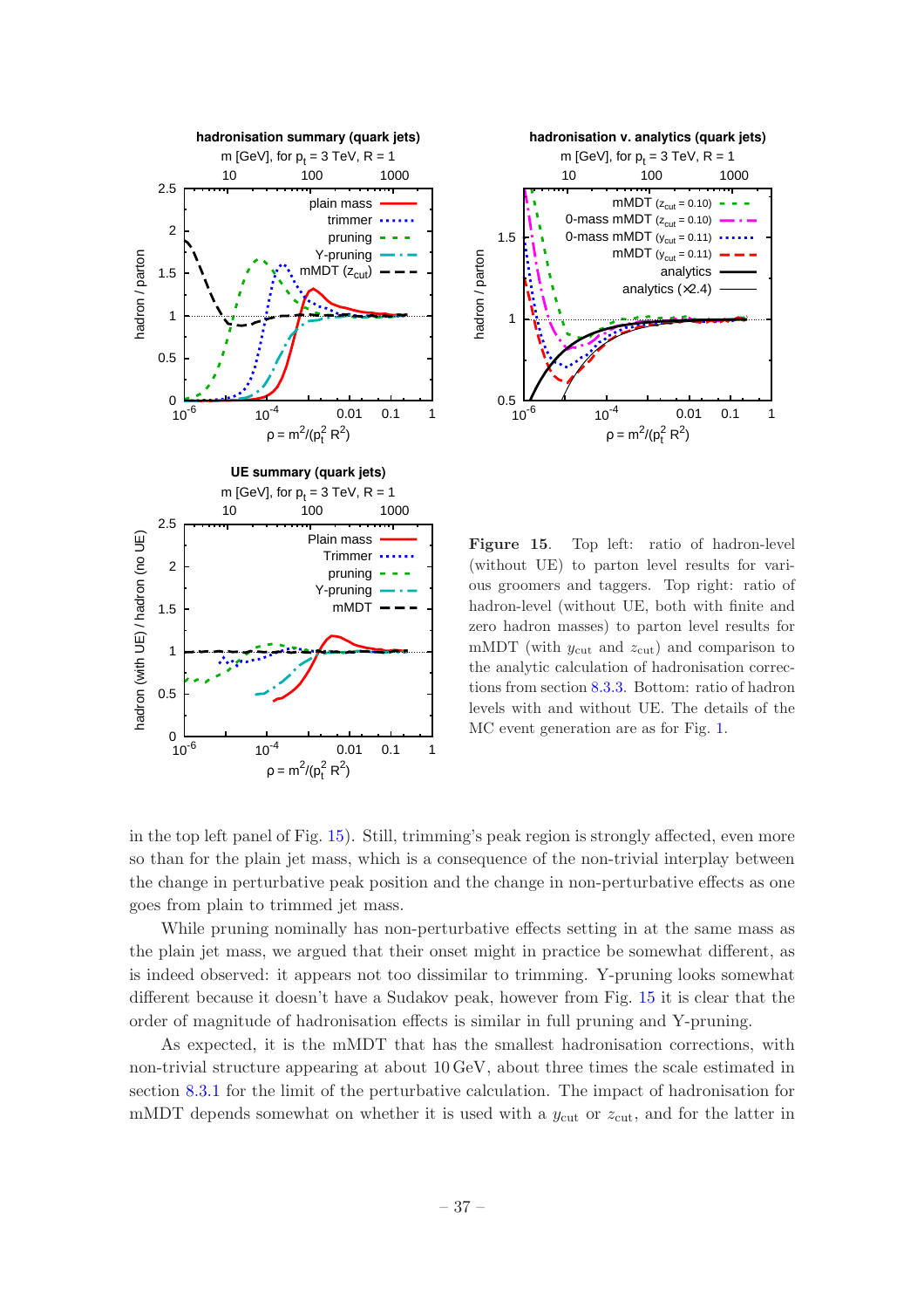**Figure 15**. Top left: ratio of hadron-level (without UE) to parton level results for various groomers and taggers. Top right: ratio of hadron-level (without UE, both with finite and zero hadron masses) to parton level results for mMDT (with $y_{\text{cut}}$ and $z_{\text{cut}}$) and comparison to the analytic calculation of hadronisation corrections from section 8.3.3. Bottom: ratio of hadron levels with and without UE. The details of the MC event generation are as for Fig. 1.

in the top left panel of Fig. 15). Still, trimming's peak region is strongly affected, even more so than for the plain jet mass, which is a consequence of the non-trivial interplay between the change in perturbative peak position and the change in non-perturbative effects as one goes from plain to trimmed jet mass.

While pruning nominally has non-perturbative effects setting in at the same mass as the plain jet mass, we argued that their onset might in practice be somewhat different, as is indeed observed: it appears not too dissimilar to trimming. Y-pruning looks somewhat different because it doesn't have a Sudakov peak, however from Fig. 15 it is clear that the order of magnitude of hadronisation effects is similar in full pruning and Y-pruning.

As expected, it is the mMDT that has the smallest hadronisation corrections, with non-trivial structure appearing at about 10 GeV, about three times the scale estimated in section 8.3.1 for the limit of the perturbative calculation. The impact of hadronisation for mMDT depends somewhat on whether it is used with a $y_{\text{cut}}$ or $z_{\text{cut}}$, and for the latter in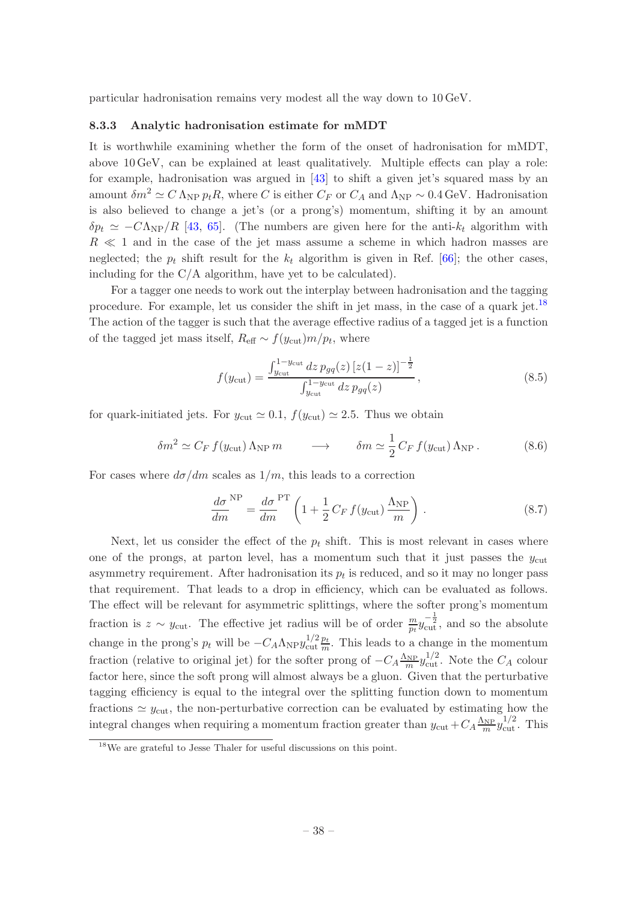particular hadronisation remains very modest all the way down to 10 GeV.

### 8.3.3 Analytic hadronisation estimate for mMDT

It is worthwhile examining whether the form of the onset of hadronisation for mMDT, above 10 GeV, can be explained at least qualitatively. Multiple effects can play a role: for example, hadronisation was argued in [43] to shift a given jet's squared mass by an amount $\delta m^2 \simeq C\,\Lambda_{\rm NP}\, p_t R$, where $C$ is either $C_F$ or $C_A$ and $\Lambda_{\rm NP} \sim 0.4\,$GeV. Hadronisation is also believed to change a jet's (or a prong's) momentum, shifting it by an amount $\delta p_t \simeq -C\Lambda_{\rm NP}/R$ [43, 65]. (The numbers are given here for the anti-$k_t$ algorithm with $R \ll 1$ and in the case of the jet mass assume a scheme in which hadron masses are neglected; the $p_t$ shift result for the $k_t$ algorithm is given in Ref. [66]; the other cases, including for the C/A algorithm, have yet to be calculated).

For a tagger one needs to work out the interplay between hadronisation and the tagging procedure. For example, let us consider the shift in jet mass, in the case of a quark jet.[18] The action of the tagger is such that the average effective radius of a tagged jet is a function of the tagged jet mass itself, $R_{\rm eff} \sim f(y_{\rm cut}) m/p_t$, where

$$f(y_{\rm cut}) = \frac{\int_{y_{\rm cut}}^{1-y_{\rm cut}} dz\, p_{gq}(z)\, [z(1-z)]^{-\frac{1}{2}}}{\int_{y_{\rm cut}}^{1-y_{\rm cut}} dz\, p_{gq}(z)}\,, \tag{8.5}$$

for quark-initiated jets. For $y_{\rm cut} \simeq 0.1$, $f(y_{\rm cut}) \simeq 2.5$. Thus we obtain

$$\delta m^2 \simeq C_F\, f(y_{\rm cut})\, \Lambda_{\rm NP}\, m \qquad \longrightarrow \qquad \delta m \simeq \frac{1}{2}\, C_F\, f(y_{\rm cut})\, \Lambda_{\rm NP}\,. \tag{8.6}$$

For cases where $d\sigma/dm$ scales as $1/m$, this leads to a correction

$$\frac{d\sigma}{dm}^{\rm NP} = \frac{d\sigma}{dm}^{\rm PT} \left(1 + \frac{1}{2}\, C_F\, f(y_{\rm cut})\, \frac{\Lambda_{\rm NP}}{m}\right). \tag{8.7}$$

Next, let us consider the effect of the $p_t$ shift. This is most relevant in cases where one of the prongs, at parton level, has a momentum such that it just passes the $y_{\rm cut}$ asymmetry requirement. After hadronisation its $p_t$ is reduced, and so it may no longer pass that requirement. That leads to a drop in efficiency, which can be evaluated as follows. The effect will be relevant for asymmetric splittings, where the softer prong's momentum fraction is $z \sim y_{\rm cut}$. The effective jet radius will be of order $\frac{m}{p_t} y_{\rm cut}^{-\frac{1}{2}}$, and so the absolute change in the prong's $p_t$ will be $-C_A \Lambda_{\rm NP} y_{\rm cut}^{1/2} \frac{p_t}{m}$. This leads to a change in the momentum fraction (relative to original jet) for the softer prong of $-C_A \frac{\Lambda_{\rm NP}}{m} y_{\rm cut}^{1/2}$. Note the $C_A$ colour factor here, since the soft prong will almost always be a gluon. Given that the perturbative tagging efficiency is equal to the integral over the splitting function down to momentum fractions $\simeq y_{\rm cut}$, the non-perturbative correction can be evaluated by estimating how the integral changes when requiring a momentum fraction greater than $y_{\rm cut} + C_A \frac{\Lambda_{\rm NP}}{m} y_{\rm cut}^{1/2}$. This

[18] We are grateful to Jesse Thaler for useful discussions on this point.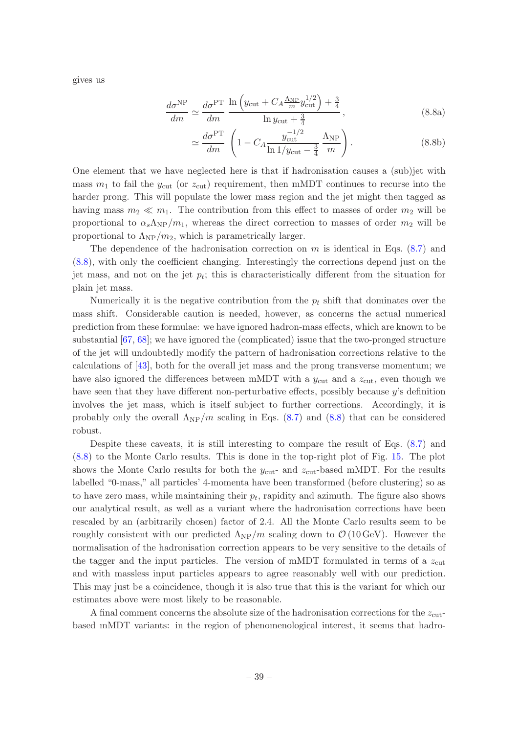gives us

$$\frac{d\sigma^{\rm NP}}{dm} \simeq \frac{d\sigma^{\rm PT}}{dm}\,\frac{\ln\left(y_{\rm cut} + C_A \frac{\Lambda_{\rm NP}}{m} y_{\rm cut}^{1/2}\right) + \frac{3}{4}}{\ln y_{\rm cut} + \frac{3}{4}}\,, \tag{8.8a}$$

$$\simeq \frac{d\sigma^{\rm PT}}{dm}\left(1 - C_A \frac{y_{\rm cut}^{-1/2}}{\ln 1/y_{\rm cut} - \frac{3}{4}}\,\frac{\Lambda_{\rm NP}}{m}\right). \tag{8.8b}$$

One element that we have neglected here is that if hadronisation causes a (sub)jet with mass $m_1$ to fail the $y_{\rm cut}$ (or $z_{\rm cut}$) requirement, then mMDT continues to recurse into the harder prong. This will populate the lower mass region and the jet might then tagged as having mass $m_2 \ll m_1$. The contribution from this effect to masses of order $m_2$ will be proportional to $\alpha_s \Lambda_{\rm NP}/m_1$, whereas the direct correction to masses of order $m_2$ will be proportional to $\Lambda_{\rm NP}/m_2$, which is parametrically larger.

The dependence of the hadronisation correction on $m$ is identical in Eqs. (8.7) and (8.8), with only the coefficient changing. Interestingly the corrections depend just on the jet mass, and not on the jet $p_t$; this is characteristically different from the situation for plain jet mass.

Numerically it is the negative contribution from the $p_t$ shift that dominates over the mass shift. Considerable caution is needed, however, as concerns the actual numerical prediction from these formulae: we have ignored hadron-mass effects, which are known to be substantial [67, 68]; we have ignored the (complicated) issue that the two-pronged structure of the jet will undoubtedly modify the pattern of hadronisation corrections relative to the calculations of [43], both for the overall jet mass and the prong transverse momentum; we have also ignored the differences between mMDT with a $y_{\rm cut}$ and a $z_{\rm cut}$, even though we have seen that they have different non-perturbative effects, possibly because $y$'s definition involves the jet mass, which is itself subject to further corrections. Accordingly, it is probably only the overall $\Lambda_{\rm NP}/m$ scaling in Eqs. (8.7) and (8.8) that can be considered robust.

Despite these caveats, it is still interesting to compare the result of Eqs. (8.7) and (8.8) to the Monte Carlo results. This is done in the top-right plot of Fig. 15. The plot shows the Monte Carlo results for both the $y_{\rm cut}$- and $z_{\rm cut}$-based mMDT. For the results labelled "0-mass," all particles' 4-momenta have been transformed (before clustering) so as to have zero mass, while maintaining their $p_t$, rapidity and azimuth. The figure also shows our analytical result, as well as a variant where the hadronisation corrections have been rescaled by an (arbitrarily chosen) factor of 2.4. All the Monte Carlo results seem to be roughly consistent with our predicted $\Lambda_{\rm NP}/m$ scaling down to $\mathcal{O}(10\,\text{GeV})$. However the normalisation of the hadronisation correction appears to be very sensitive to the details of the tagger and the input particles. The version of mMDT formulated in terms of a $z_{\rm cut}$ and with massless input particles appears to agree reasonably well with our prediction. This may just be a coincidence, though it is also true that this is the variant for which our estimates above were most likely to be reasonable.

A final comment concerns the absolute size of the hadronisation corrections for the $z_{\rm cut}$-based mMDT variants: in the region of phenomenological interest, it seems that hadro-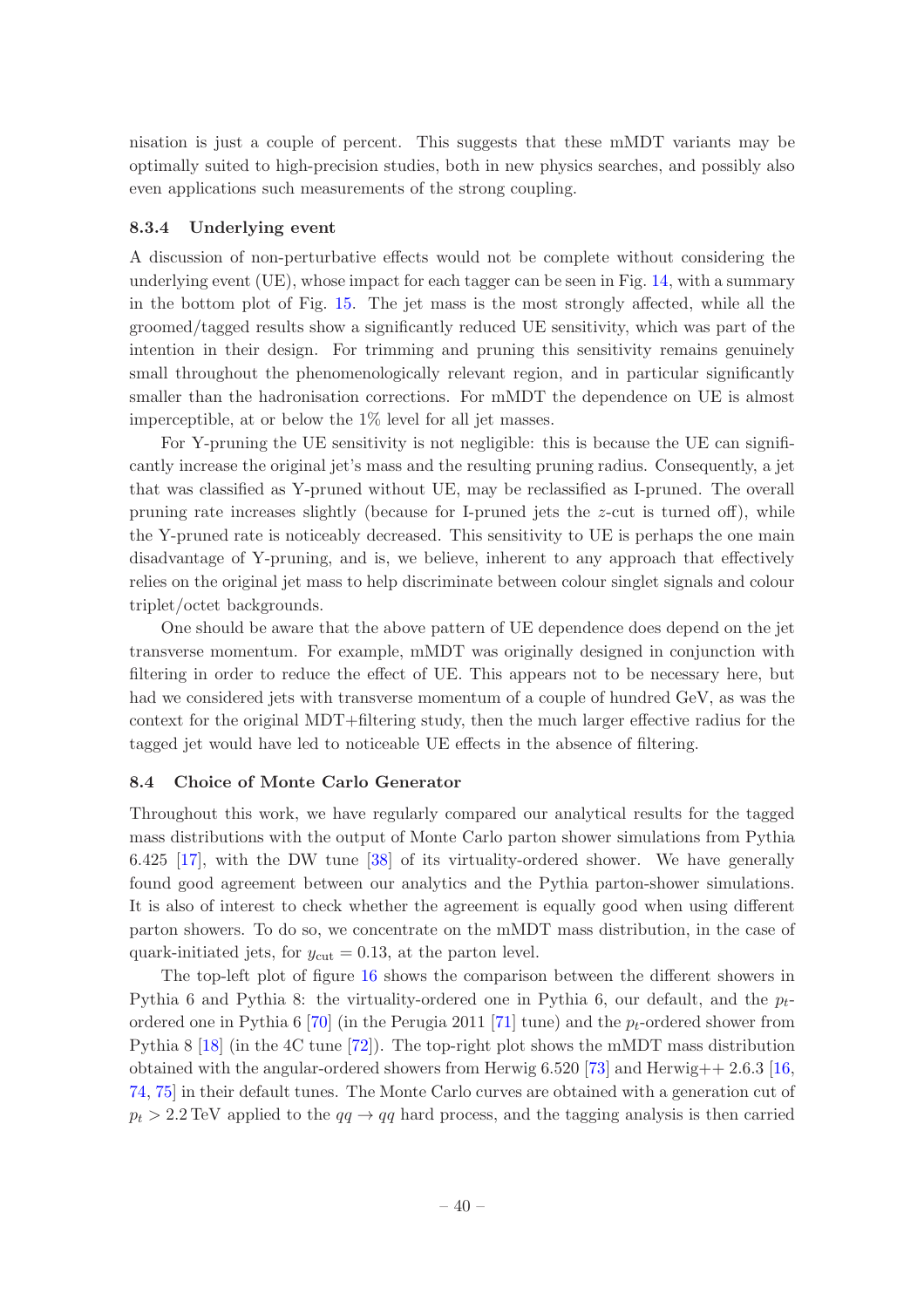nisation is just a couple of percent. This suggests that these mMDT variants may be optimally suited to high-precision studies, both in new physics searches, and possibly also even applications such measurements of the strong coupling.

### 8.3.4 Underlying event

A discussion of non-perturbative effects would not be complete without considering the underlying event (UE), whose impact for each tagger can be seen in Fig. 14, with a summary in the bottom plot of Fig. 15. The jet mass is the most strongly affected, while all the groomed/tagged results show a significantly reduced UE sensitivity, which was part of the intention in their design. For trimming and pruning this sensitivity remains genuinely small throughout the phenomenologically relevant region, and in particular significantly smaller than the hadronisation corrections. For mMDT the dependence on UE is almost imperceptible, at or below the 1% level for all jet masses.

For Y-pruning the UE sensitivity is not negligible: this is because the UE can significantly increase the original jet's mass and the resulting pruning radius. Consequently, a jet that was classified as Y-pruned without UE, may be reclassified as I-pruned. The overall pruning rate increases slightly (because for I-pruned jets the $z$-cut is turned off), while the Y-pruned rate is noticeably decreased. This sensitivity to UE is perhaps the one main disadvantage of Y-pruning, and is, we believe, inherent to any approach that effectively relies on the original jet mass to help discriminate between colour singlet signals and colour triplet/octet backgrounds.

One should be aware that the above pattern of UE dependence does depend on the jet transverse momentum. For example, mMDT was originally designed in conjunction with filtering in order to reduce the effect of UE. This appears not to be necessary here, but had we considered jets with transverse momentum of a couple of hundred GeV, as was the context for the original MDT+filtering study, then the much larger effective radius for the tagged jet would have led to noticeable UE effects in the absence of filtering.

## 8.4 Choice of Monte Carlo Generator

Throughout this work, we have regularly compared our analytical results for the tagged mass distributions with the output of Monte Carlo parton shower simulations from Pythia 6.425 [17], with the DW tune [38] of its virtuality-ordered shower. We have generally found good agreement between our analytics and the Pythia parton-shower simulations. It is also of interest to check whether the agreement is equally good when using different parton showers. To do so, we concentrate on the mMDT mass distribution, in the case of quark-initiated jets, for $y_{\rm cut} = 0.13$, at the parton level.

The top-left plot of figure 16 shows the comparison between the different showers in Pythia 6 and Pythia 8: the virtuality-ordered one in Pythia 6, our default, and the $p_t$-ordered one in Pythia 6 [70] (in the Perugia 2011 [71] tune) and the $p_t$-ordered shower from Pythia 8 [18] (in the 4C tune [72]). The top-right plot shows the mMDT mass distribution obtained with the angular-ordered showers from Herwig 6.520 [73] and Herwig++ 2.6.3 [16, 74, 75] in their default tunes. The Monte Carlo curves are obtained with a generation cut of $p_t > 2.2\,\text{TeV}$ applied to the $qq \to qq$ hard process, and the tagging analysis is then carried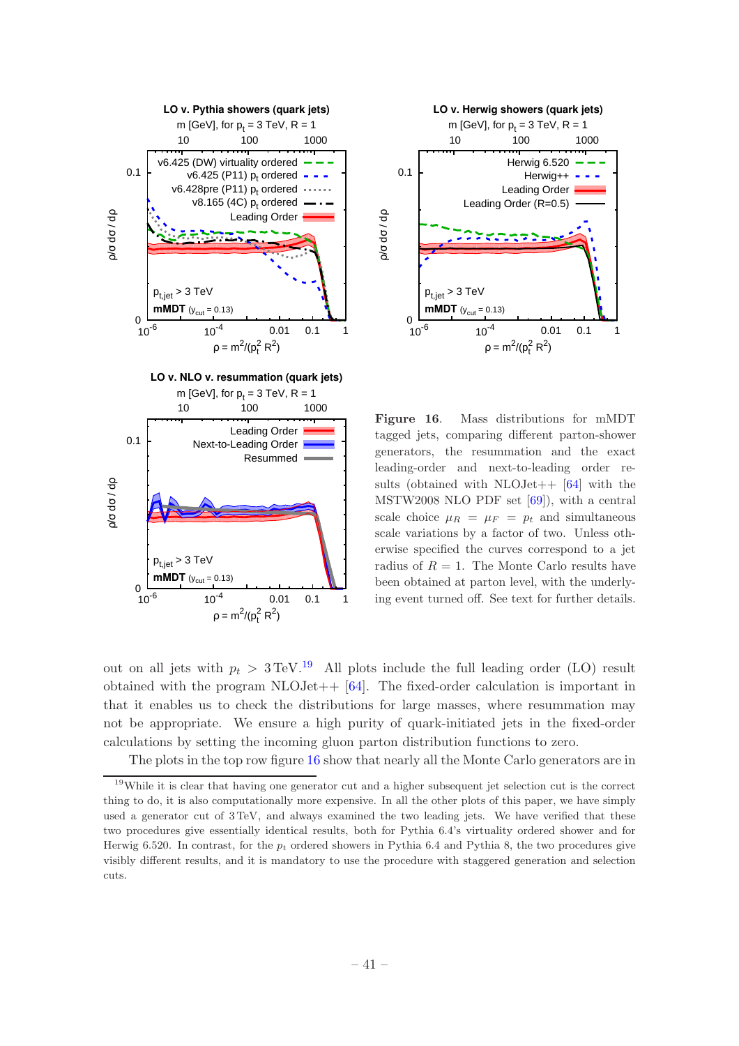**Figure 16**. Mass distributions for mMDT tagged jets, comparing different parton-shower generators, the resummation and the exact leading-order and next-to-leading order results (obtained with NLOJet++ [64] with the MSTW2008 NLO PDF set [69]), with a central scale choice $\mu_R = \mu_F = p_t$ and simultaneous scale variations by a factor of two. Unless otherwise specified the curves correspond to a jet radius of $R = 1$. The Monte Carlo results have been obtained at parton level, with the underlying event turned off. See text for further details.

out on all jets with $p_t > 3\,\text{TeV}$.[19] All plots include the full leading order (LO) result obtained with the program NLOJet++ [64]. The fixed-order calculation is important in that it enables us to check the distributions for large masses, where resummation may not be appropriate. We ensure a high purity of quark-initiated jets in the fixed-order calculations by setting the incoming gluon parton distribution functions to zero.

The plots in the top row figure 16 show that nearly all the Monte Carlo generators are in

[19] While it is clear that having one generator cut and a higher subsequent jet selection cut is the correct thing to do, it is also computationally more expensive. In all the other plots of this paper, we have simply used a generator cut of 3 TeV, and always examined the two leading jets. We have verified that these two procedures give essentially identical results, both for Pythia 6.4's virtuality ordered shower and for Herwig 6.520. In contrast, for the $p_t$ ordered showers in Pythia 6.4 and Pythia 8, the two procedures give visibly different results, and it is mandatory to use the procedure with staggered generation and selection cuts.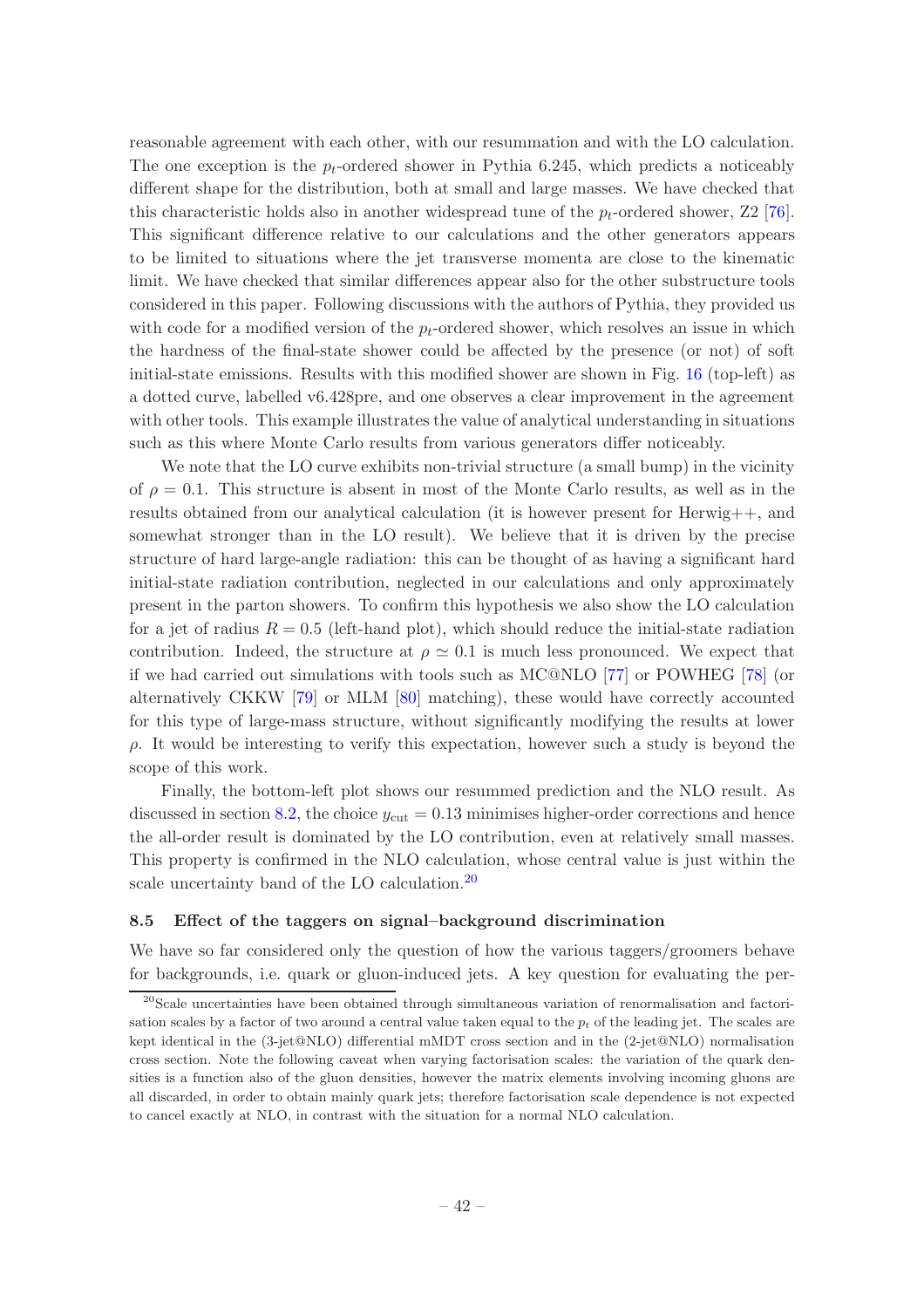reasonable agreement with each other, with our resummation and with the LO calculation. The one exception is the $p_t$-ordered shower in Pythia 6.245, which predicts a noticeably different shape for the distribution, both at small and large masses. We have checked that this characteristic holds also in another widespread tune of the $p_t$-ordered shower, Z2 [76]. This significant difference relative to our calculations and the other generators appears to be limited to situations where the jet transverse momenta are close to the kinematic limit. We have checked that similar differences appear also for the other substructure tools considered in this paper. Following discussions with the authors of Pythia, they provided us with code for a modified version of the $p_t$-ordered shower, which resolves an issue in which the hardness of the final-state shower could be affected by the presence (or not) of soft initial-state emissions. Results with this modified shower are shown in Fig. 16 (top-left) as a dotted curve, labelled v6.428pre, and one observes a clear improvement in the agreement with other tools. This example illustrates the value of analytical understanding in situations such as this where Monte Carlo results from various generators differ noticeably.

We note that the LO curve exhibits non-trivial structure (a small bump) in the vicinity of $\rho = 0.1$. This structure is absent in most of the Monte Carlo results, as well as in the results obtained from our analytical calculation (it is however present for Herwig++, and somewhat stronger than in the LO result). We believe that it is driven by the precise structure of hard large-angle radiation: this can be thought of as having a significant hard initial-state radiation contribution, neglected in our calculations and only approximately present in the parton showers. To confirm this hypothesis we also show the LO calculation for a jet of radius $R = 0.5$ (left-hand plot), which should reduce the initial-state radiation contribution. Indeed, the structure at $\rho \simeq 0.1$ is much less pronounced. We expect that if we had carried out simulations with tools such as MC@NLO [77] or POWHEG [78] (or alternatively CKKW [79] or MLM [80] matching), these would have correctly accounted for this type of large-mass structure, without significantly modifying the results at lower $\rho$. It would be interesting to verify this expectation, however such a study is beyond the scope of this work.

Finally, the bottom-left plot shows our resummed prediction and the NLO result. As discussed in section 8.2, the choice $y_{\text{cut}} = 0.13$ minimises higher-order corrections and hence the all-order result is dominated by the LO contribution, even at relatively small masses. This property is confirmed in the NLO calculation, whose central value is just within the scale uncertainty band of the LO calculation.[20]

### 8.5 Effect of the taggers on signal–background discrimination

We have so far considered only the question of how the various taggers/groomers behave for backgrounds, i.e. quark or gluon-induced jets. A key question for evaluating the per-

[20] Scale uncertainties have been obtained through simultaneous variation of renormalisation and factorisation scales by a factor of two around a central value taken equal to the $p_t$ of the leading jet. The scales are kept identical in the (3-jet@NLO) differential mMDT cross section and in the (2-jet@NLO) normalisation cross section. Note the following caveat when varying factorisation scales: the variation of the quark densities is a function also of the gluon densities, however the matrix elements involving incoming gluons are all discarded, in order to obtain mainly quark jets; therefore factorisation scale dependence is not expected to cancel exactly at NLO, in contrast with the situation for a normal NLO calculation.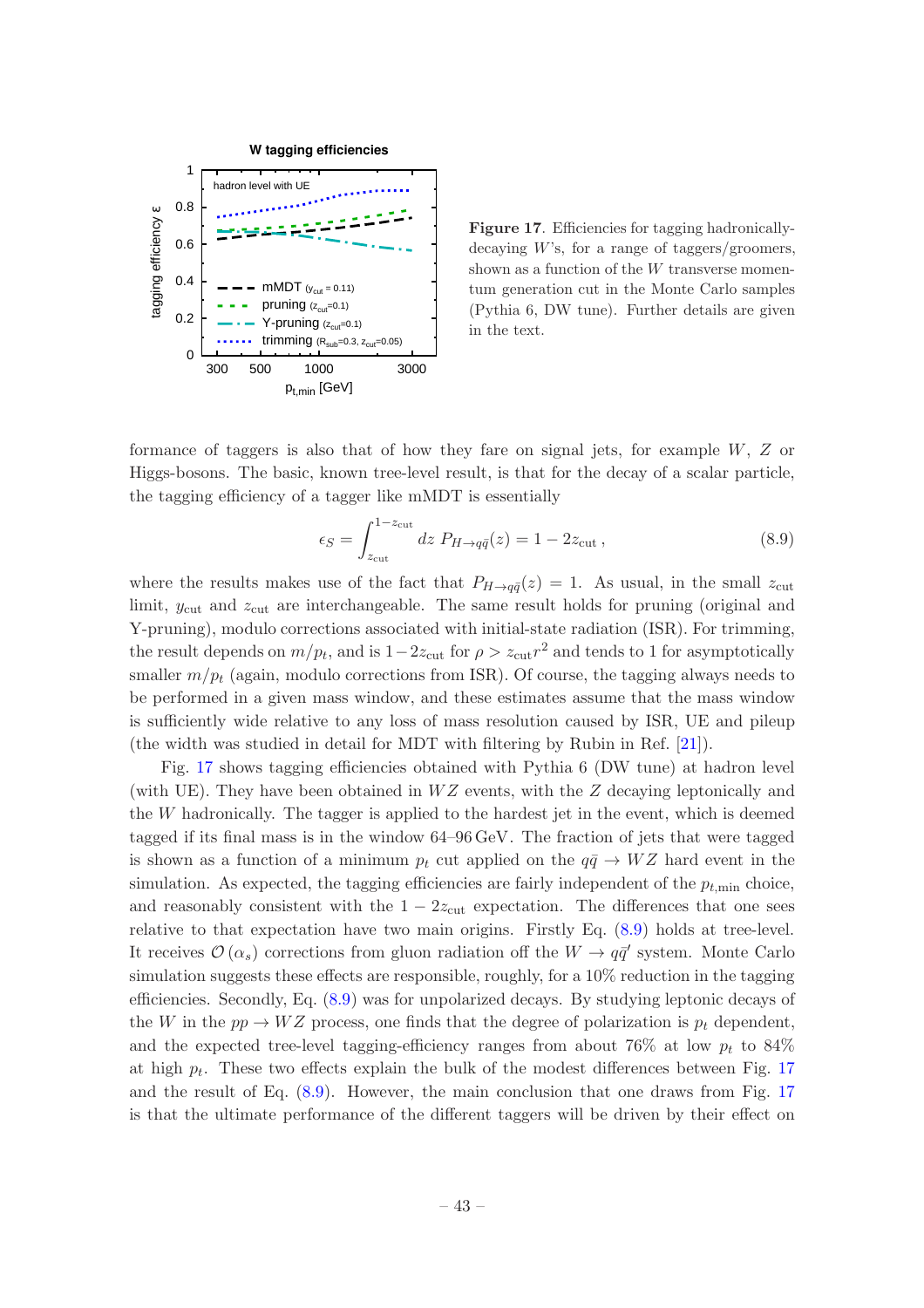**Figure 17**. Efficiencies for tagging hadronically-decaying $W$'s, for a range of taggers/groomers, shown as a function of the $W$ transverse momentum generation cut in the Monte Carlo samples (Pythia 6, DW tune). Further details are given in the text.

formance of taggers is also that of how they fare on signal jets, for example $W$, $Z$ or Higgs-bosons. The basic, known tree-level result, is that for the decay of a scalar particle, the tagging efficiency of a tagger like mMDT is essentially

$$\epsilon_S = \int_{z_{\text{cut}}}^{1-z_{\text{cut}}} dz \; P_{H \to q\bar{q}}(z) = 1 - 2z_{\text{cut}} \,, \tag{8.9}$$

where the results makes use of the fact that $P_{H\to q\bar{q}}(z) = 1$. As usual, in the small $z_{\text{cut}}$ limit, $y_{\text{cut}}$ and $z_{\text{cut}}$ are interchangeable. The same result holds for pruning (original and Y-pruning), modulo corrections associated with initial-state radiation (ISR). For trimming, the result depends on $m/p_t$, and is $1-2z_{\text{cut}}$ for $\rho > z_{\text{cut}} r^2$ and tends to 1 for asymptotically smaller $m/p_t$ (again, modulo corrections from ISR). Of course, the tagging always needs to be performed in a given mass window, and these estimates assume that the mass window is sufficiently wide relative to any loss of mass resolution caused by ISR, UE and pileup (the width was studied in detail for MDT with filtering by Rubin in Ref. [21]).

Fig. 17 shows tagging efficiencies obtained with Pythia 6 (DW tune) at hadron level (with UE). They have been obtained in $WZ$ events, with the $Z$ decaying leptonically and the $W$ hadronically. The tagger is applied to the hardest jet in the event, which is deemed tagged if its final mass is in the window 64–96 GeV. The fraction of jets that were tagged is shown as a function of a minimum $p_t$ cut applied on the $q\bar{q} \to WZ$ hard event in the simulation. As expected, the tagging efficiencies are fairly independent of the $p_{t,\text{min}}$ choice, and reasonably consistent with the $1 - 2z_{\text{cut}}$ expectation. The differences that one sees relative to that expectation have two main origins. Firstly Eq. (8.9) holds at tree-level. It receives $\mathcal{O}(\alpha_s)$ corrections from gluon radiation off the $W \to q\bar{q}'$ system. Monte Carlo simulation suggests these effects are responsible, roughly, for a 10% reduction in the tagging efficiencies. Secondly, Eq. (8.9) was for unpolarized decays. By studying leptonic decays of the $W$ in the $pp \to WZ$ process, one finds that the degree of polarization is $p_t$ dependent, and the expected tree-level tagging-efficiency ranges from about 76% at low $p_t$ to 84% at high $p_t$. These two effects explain the bulk of the modest differences between Fig. 17 and the result of Eq. (8.9). However, the main conclusion that one draws from Fig. 17 is that the ultimate performance of the different taggers will be driven by their effect on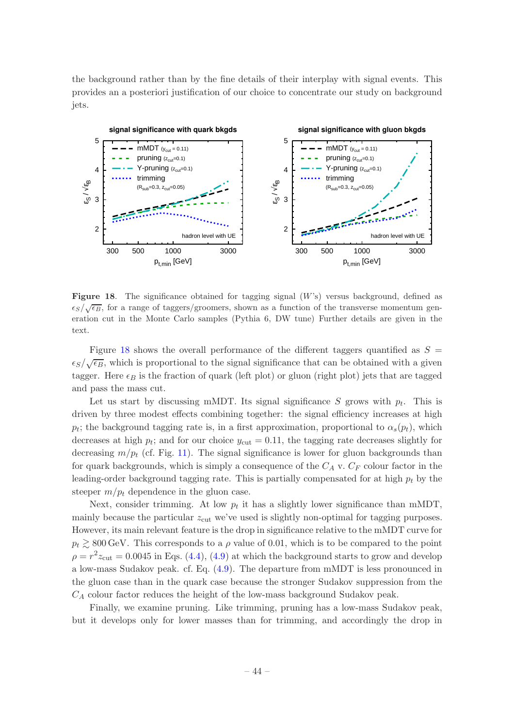the background rather than by the fine details of their interplay with signal events. This provides an a posteriori justification of our choice to concentrate our study on background jets.

**Figure 18**. The significance obtained for tagging signal ($W$'s) versus background, defined as $\epsilon_S/\sqrt{\epsilon_B}$, for a range of taggers/groomers, shown as a function of the transverse momentum generation cut in the Monte Carlo samples (Pythia 6, DW tune) Further details are given in the text.

Figure 18 shows the overall performance of the different taggers quantified as $S = \epsilon_S/\sqrt{\epsilon_B}$, which is proportional to the signal significance that can be obtained with a given tagger. Here $\epsilon_B$ is the fraction of quark (left plot) or gluon (right plot) jets that are tagged and pass the mass cut.

Let us start by discussing mMDT. Its signal significance $S$ grows with $p_t$. This is driven by three modest effects combining together: the signal efficiency increases at high $p_t$; the background tagging rate is, in a first approximation, proportional to $\alpha_s(p_t)$, which decreases at high $p_t$; and for our choice $y_{\text{cut}} = 0.11$, the tagging rate decreases slightly for decreasing $m/p_t$ (cf. Fig. 11). The signal significance is lower for gluon backgrounds than for quark backgrounds, which is simply a consequence of the $C_A$ v. $C_F$ colour factor in the leading-order background tagging rate. This is partially compensated for at high $p_t$ by the steeper $m/p_t$ dependence in the gluon case.

Next, consider trimming. At low $p_t$ it has a slightly lower significance than mMDT, mainly because the particular $z_{\text{cut}}$ we've used is slightly non-optimal for tagging purposes. However, its main relevant feature is the drop in significance relative to the mMDT curve for $p_t \gtrsim 800\,\text{GeV}$. This corresponds to a $\rho$ value of 0.01, which is to be compared to the point $\rho = r^2 z_{\text{cut}} = 0.0045$ in Eqs. (4.4), (4.9) at which the background starts to grow and develop a low-mass Sudakov peak. cf. Eq. (4.9). The departure from mMDT is less pronounced in the gluon case than in the quark case because the stronger Sudakov suppression from the $C_A$ colour factor reduces the height of the low-mass background Sudakov peak.

Finally, we examine pruning. Like trimming, pruning has a low-mass Sudakov peak, but it develops only for lower masses than for trimming, and accordingly the drop in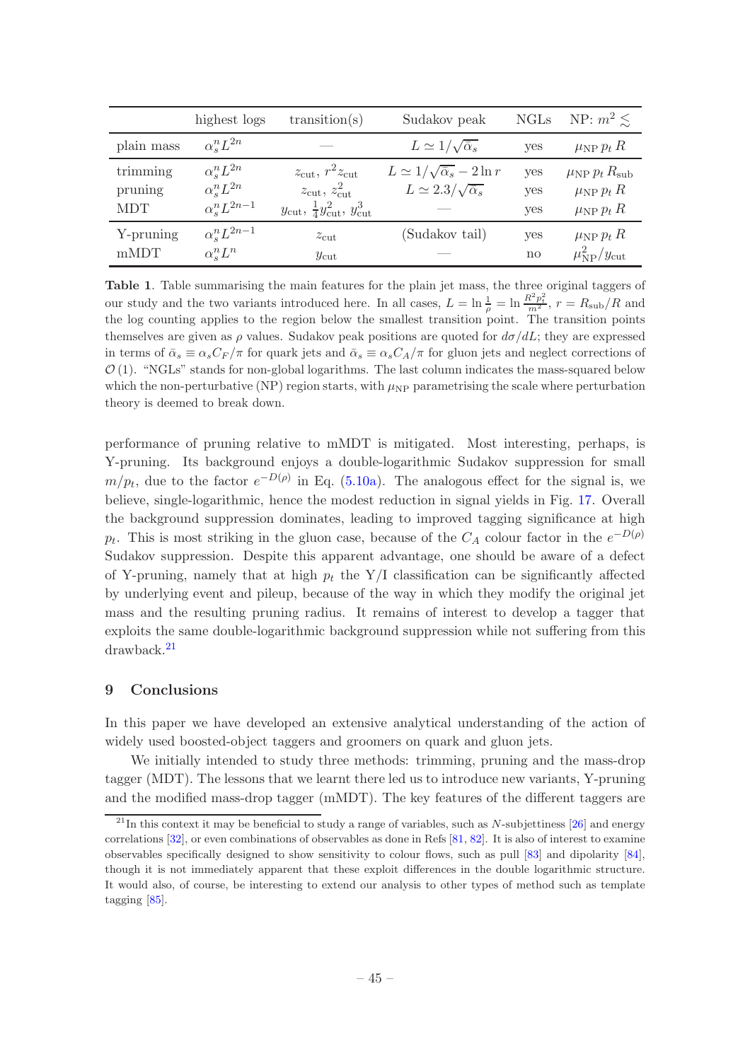|  | highest logs | transition(s) | Sudakov peak | NGLs | NP: $m^2 \lesssim$ |
|---|---|---|---|---|---|
| plain mass | $\alpha_s^n L^{2n}$ | — | $L \simeq 1/\sqrt{\bar{\alpha}_s}$ | yes | $\mu_{\rm NP}\, p_t\, R$ |
| trimming | $\alpha_s^n L^{2n}$ | $z_{\rm cut},\ r^2 z_{\rm cut}$ | $L \simeq 1/\sqrt{\bar{\alpha}_s} - 2\ln r$ | yes | $\mu_{\rm NP}\, p_t\, R_{\rm sub}$ |
| pruning | $\alpha_s^n L^{2n}$ | $z_{\rm cut},\ z_{\rm cut}^2$ | $L \simeq 2.3/\sqrt{\bar{\alpha}_s}$ | yes | $\mu_{\rm NP}\, p_t\, R$ |
| MDT | $\alpha_s^n L^{2n-1}$ | $y_{\rm cut},\ \frac{1}{4}y_{\rm cut}^2,\ y_{\rm cut}^3$ | — | yes | $\mu_{\rm NP}\, p_t\, R$ |
| Y-pruning | $\alpha_s^n L^{2n-1}$ | $z_{\rm cut}$ | (Sudakov tail) | yes | $\mu_{\rm NP}\, p_t\, R$ |
| mMDT | $\alpha_s^n L^{n}$ | $y_{\rm cut}$ | — | no | $\mu_{\rm NP}^2/y_{\rm cut}$ |

**Table 1**. Table summarising the main features for the plain jet mass, the three original taggers of our study and the two variants introduced here. In all cases, $L = \ln\frac{1}{\rho} = \ln\frac{R^2 p_t^2}{m^2}$, $r = R_{\rm sub}/R$ and the log counting applies to the region below the smallest transition point. The transition points themselves are given as $\rho$ values. Sudakov peak positions are quoted for $d\sigma/dL$; they are expressed in terms of $\bar{\alpha}_s \equiv \alpha_s C_F/\pi$ for quark jets and $\bar{\alpha}_s \equiv \alpha_s C_A/\pi$ for gluon jets and neglect corrections of $\mathcal{O}(1)$. "NGLs" stands for non-global logarithms. The last column indicates the mass-squared below which the non-perturbative (NP) region starts, with $\mu_{\rm NP}$ parametrising the scale where perturbation theory is deemed to break down.

performance of pruning relative to mMDT is mitigated. Most interesting, perhaps, is Y-pruning. Its background enjoys a double-logarithmic Sudakov suppression for small $m/p_t$, due to the factor $e^{-D(\rho)}$ in Eq. (5.10a). The analogous effect for the signal is, we believe, single-logarithmic, hence the modest reduction in signal yields in Fig. 17. Overall the background suppression dominates, leading to improved tagging significance at high $p_t$. This is most striking in the gluon case, because of the $C_A$ colour factor in the $e^{-D(\rho)}$ Sudakov suppression. Despite this apparent advantage, one should be aware of a defect of Y-pruning, namely that at high $p_t$ the Y/I classification can be significantly affected by underlying event and pileup, because of the way in which they modify the original jet mass and the resulting pruning radius. It remains of interest to develop a tagger that exploits the same double-logarithmic background suppression while not suffering from this drawback.[21]

## 9 Conclusions

In this paper we have developed an extensive analytical understanding of the action of widely used boosted-object taggers and groomers on quark and gluon jets.

We initially intended to study three methods: trimming, pruning and the mass-drop tagger (MDT). The lessons that we learnt there led us to introduce new variants, Y-pruning and the modified mass-drop tagger (mMDT). The key features of the different taggers are

[21] In this context it may be beneficial to study a range of variables, such as $N$-subjettiness [26] and energy correlations [32], or even combinations of observables as done in Refs [81, 82]. It is also of interest to examine observables specifically designed to show sensitivity to colour flows, such as pull [83] and dipolarity [84], though it is not immediately apparent that these exploit differences in the double logarithmic structure. It would also, of course, be interesting to extend our analysis to other types of method such as template tagging [85].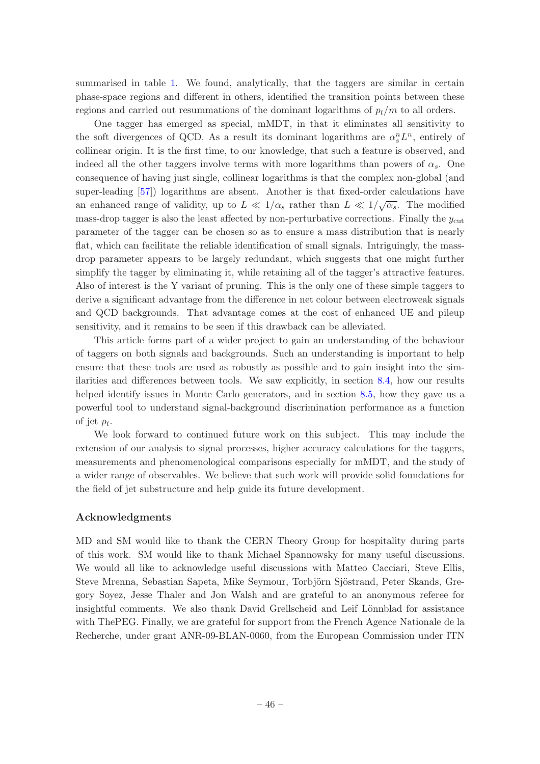summarised in table 1. We found, analytically, that the taggers are similar in certain phase-space regions and different in others, identified the transition points between these regions and carried out resummations of the dominant logarithms of $p_t/m$ to all orders.

One tagger has emerged as special, mMDT, in that it eliminates all sensitivity to the soft divergences of QCD. As a result its dominant logarithms are $\alpha_s^n L^n$, entirely of collinear origin. It is the first time, to our knowledge, that such a feature is observed, and indeed all the other taggers involve terms with more logarithms than powers of $\alpha_s$. One consequence of having just single, collinear logarithms is that the complex non-global (and super-leading [57]) logarithms are absent. Another is that fixed-order calculations have an enhanced range of validity, up to $L \ll 1/\alpha_s$ rather than $L \ll 1/\sqrt{\alpha_s}$. The modified mass-drop tagger is also the least affected by non-perturbative corrections. Finally the $y_{\text{cut}}$ parameter of the tagger can be chosen so as to ensure a mass distribution that is nearly flat, which can facilitate the reliable identification of small signals. Intriguingly, the mass-drop parameter appears to be largely redundant, which suggests that one might further simplify the tagger by eliminating it, while retaining all of the tagger's attractive features. Also of interest is the Y variant of pruning. This is the only one of these simple taggers to derive a significant advantage from the difference in net colour between electroweak signals and QCD backgrounds. That advantage comes at the cost of enhanced UE and pileup sensitivity, and it remains to be seen if this drawback can be alleviated.

This article forms part of a wider project to gain an understanding of the behaviour of taggers on both signals and backgrounds. Such an understanding is important to help ensure that these tools are used as robustly as possible and to gain insight into the similarities and differences between tools. We saw explicitly, in section 8.4, how our results helped identify issues in Monte Carlo generators, and in section 8.5, how they gave us a powerful tool to understand signal-background discrimination performance as a function of jet $p_t$.

We look forward to continued future work on this subject. This may include the extension of our analysis to signal processes, higher accuracy calculations for the taggers, measurements and phenomenological comparisons especially for mMDT, and the study of a wider range of observables. We believe that such work will provide solid foundations for the field of jet substructure and help guide its future development.

## Acknowledgments

MD and SM would like to thank the CERN Theory Group for hospitality during parts of this work. SM would like to thank Michael Spannowsky for many useful discussions. We would all like to acknowledge useful discussions with Matteo Cacciari, Steve Ellis, Steve Mrenna, Sebastian Sapeta, Mike Seymour, Torbjörn Sjöstrand, Peter Skands, Gregory Soyez, Jesse Thaler and Jon Walsh and are grateful to an anonymous referee for insightful comments. We also thank David Grellscheid and Leif Lönnblad for assistance with ThePEG. Finally, we are grateful for support from the French Agence Nationale de la Recherche, under grant ANR-09-BLAN-0060, from the European Commission under ITN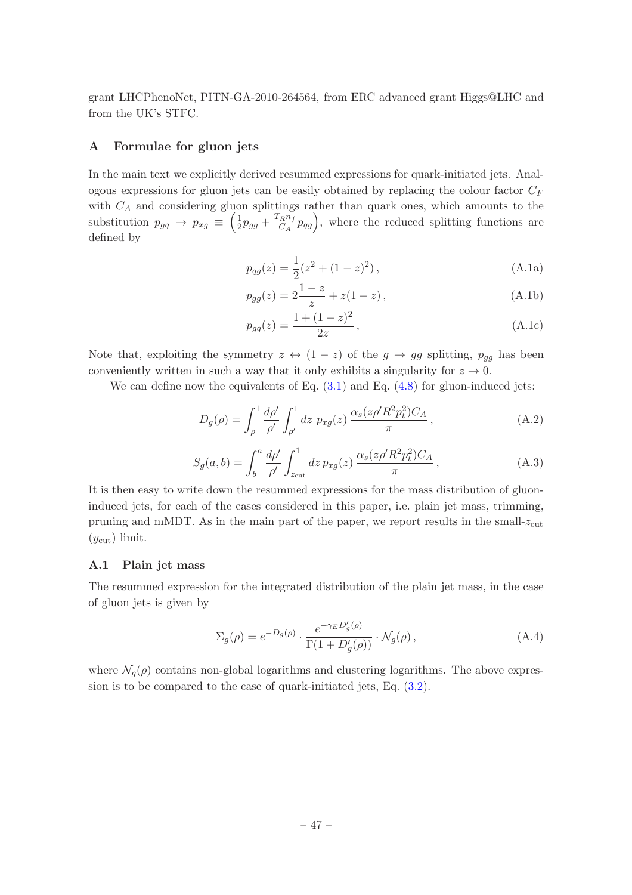grant LHCPhenoNet, PITN-GA-2010-264564, from ERC advanced grant Higgs@LHC and from the UK's STFC.

## A Formulae for gluon jets

In the main text we explicitly derived resummed expressions for quark-initiated jets. Analogous expressions for gluon jets can be easily obtained by replacing the colour factor $C_F$ with $C_A$ and considering gluon splittings rather than quark ones, which amounts to the substitution $p_{gq} \to p_{xg} \equiv \left(\frac{1}{2}p_{gg} + \frac{T_R n_f}{C_A} p_{qg}\right)$, where the reduced splitting functions are defined by

$$p_{qg}(z) = \frac{1}{2}(z^2 + (1-z)^2)\,, \tag{A.1a}$$

$$p_{gg}(z) = 2\frac{1-z}{z} + z(1-z)\,, \tag{A.1b}$$

$$p_{gq}(z) = \frac{1+(1-z)^2}{2z}\,, \tag{A.1c}$$

Note that, exploiting the symmetry $z \leftrightarrow (1-z)$ of the $g \to gg$ splitting, $p_{gg}$ has been conveniently written in such a way that it only exhibits a singularity for $z \to 0$.

We can define now the equivalents of Eq. (3.1) and Eq. (4.8) for gluon-induced jets:

$$D_g(\rho) = \int_\rho^1 \frac{d\rho'}{\rho'} \int_{\rho'}^1 dz\; p_{xg}(z)\, \frac{\alpha_s(z\rho' R^2 p_t^2) C_A}{\pi}\,, \tag{A.2}$$

$$S_g(a,b) = \int_b^a \frac{d\rho'}{\rho'} \int_{z_{\rm cut}}^1 dz\, p_{xg}(z)\, \frac{\alpha_s(z\rho' R^2 p_t^2) C_A}{\pi}\,, \tag{A.3}$$

It is then easy to write down the resummed expressions for the mass distribution of gluon-induced jets, for each of the cases considered in this paper, i.e. plain jet mass, trimming, pruning and mMDT. As in the main part of the paper, we report results in the small-$z_{\rm cut}$ ($y_{\rm cut}$) limit.

### A.1 Plain jet mass

The resummed expression for the integrated distribution of the plain jet mass, in the case of gluon jets is given by

$$\Sigma_g(\rho) = e^{-D_g(\rho)} \cdot \frac{e^{-\gamma_E D_g'(\rho)}}{\Gamma(1+D_g'(\rho))} \cdot \mathcal{N}_g(\rho)\,, \tag{A.4}$$

where $\mathcal{N}_g(\rho)$ contains non-global logarithms and clustering logarithms. The above expression is to be compared to the case of quark-initiated jets, Eq. (3.2).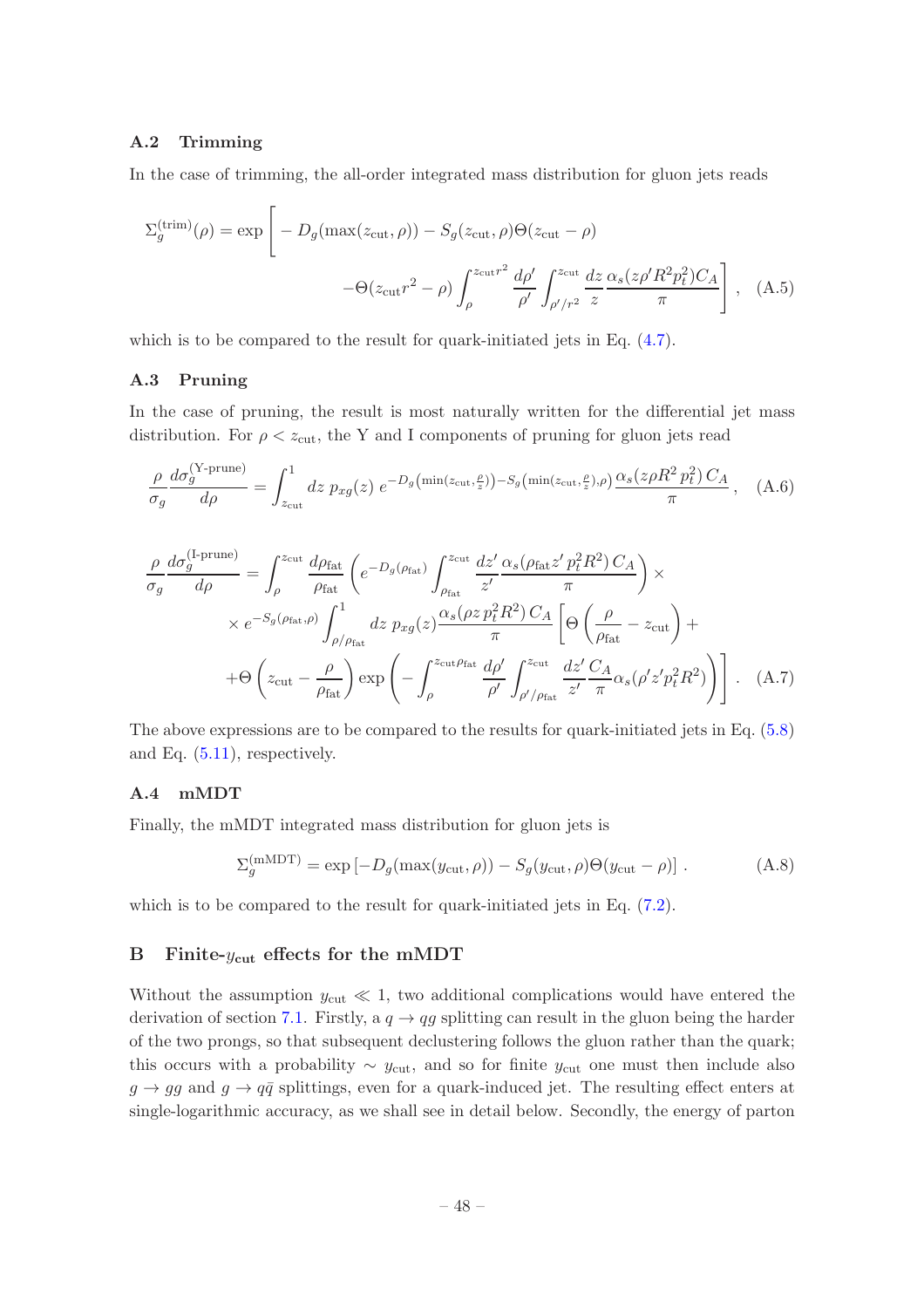### A.2 Trimming

In the case of trimming, the all-order integrated mass distribution for gluon jets reads

$$\Sigma_g^{(\text{trim})}(\rho) = \exp\Bigg[ -D_g(\max(z_{\text{cut}}, \rho)) - S_g(z_{\text{cut}}, \rho)\Theta(z_{\text{cut}} - \rho) \\ -\Theta(z_{\text{cut}} r^2 - \rho) \int_\rho^{z_{\text{cut}} r^2} \frac{d\rho'}{\rho'} \int_{\rho'/r^2}^{z_{\text{cut}}} \frac{dz}{z} \frac{\alpha_s(z\rho' R^2 p_t^2) C_A}{\pi} \Bigg], \quad (A.5)$$

which is to be compared to the result for quark-initiated jets in Eq. (4.7).

### A.3 Pruning

In the case of pruning, the result is most naturally written for the differential jet mass distribution. For $\rho < z_{\text{cut}}$, the Y and I components of pruning for gluon jets read

$$\frac{\rho}{\sigma_g} \frac{d\sigma_g^{(\text{Y-prune})}}{d\rho} = \int_{z_{\text{cut}}}^1 dz\; p_{xg}(z)\; e^{-D_g\left(\min(z_{\text{cut}}, \frac{\rho}{z})\right) - S_g\left(\min(z_{\text{cut}}, \frac{\rho}{z}), \rho\right)} \frac{\alpha_s(z\rho R^2 p_t^2)\, C_A}{\pi}, \quad (A.6)$$

$$\frac{\rho}{\sigma_g} \frac{d\sigma_g^{(\text{I-prune})}}{d\rho} = \int_\rho^{z_{\text{cut}}} \frac{d\rho_{\text{fat}}}{\rho_{\text{fat}}} \left( e^{-D_g(\rho_{\text{fat}})} \int_{\rho_{\text{fat}}}^{z_{\text{cut}}} \frac{dz'}{z'} \frac{\alpha_s(\rho_{\text{fat}} z' p_t^2 R^2)\, C_A}{\pi} \right) \times \\ \times e^{-S_g(\rho_{\text{fat}}, \rho)} \int_{\rho/\rho_{\text{fat}}}^1 dz\; p_{xg}(z) \frac{\alpha_s(\rho z\, p_t^2 R^2)\, C_A}{\pi} \left[ \Theta\left( \frac{\rho}{\rho_{\text{fat}}} - z_{\text{cut}} \right) + \right. \\ \left. + \Theta\left( z_{\text{cut}} - \frac{\rho}{\rho_{\text{fat}}} \right) \exp\left( - \int_\rho^{z_{\text{cut}}\rho_{\text{fat}}} \frac{d\rho'}{\rho'} \int_{\rho'/\rho_{\text{fat}}}^{z_{\text{cut}}} \frac{dz'}{z'} \frac{C_A}{\pi} \alpha_s(\rho' z' p_t^2 R^2) \right) \right]. \quad (A.7)$$

The above expressions are to be compared to the results for quark-initiated jets in Eq. (5.8) and Eq. (5.11), respectively.

### A.4 mMDT

Finally, the mMDT integrated mass distribution for gluon jets is

$$\Sigma_g^{(\text{mMDT})} = \exp\left[ -D_g(\max(y_{\text{cut}}, \rho)) - S_g(y_{\text{cut}}, \rho)\Theta(y_{\text{cut}} - \rho) \right]. \quad (A.8)$$

which is to be compared to the result for quark-initiated jets in Eq. (7.2).

## B Finite-$y_{\text{cut}}$ effects for the mMDT

Without the assumption $y_{\text{cut}} \ll 1$, two additional complications would have entered the derivation of section 7.1. Firstly, a $q \to qg$ splitting can result in the gluon being the harder of the two prongs, so that subsequent declustering follows the gluon rather than the quark; this occurs with a probability $\sim y_{\text{cut}}$, and so for finite $y_{\text{cut}}$ one must then include also $g \to gg$ and $g \to q\bar{q}$ splittings, even for a quark-induced jet. The resulting effect enters at single-logarithmic accuracy, as we shall see in detail below. Secondly, the energy of parton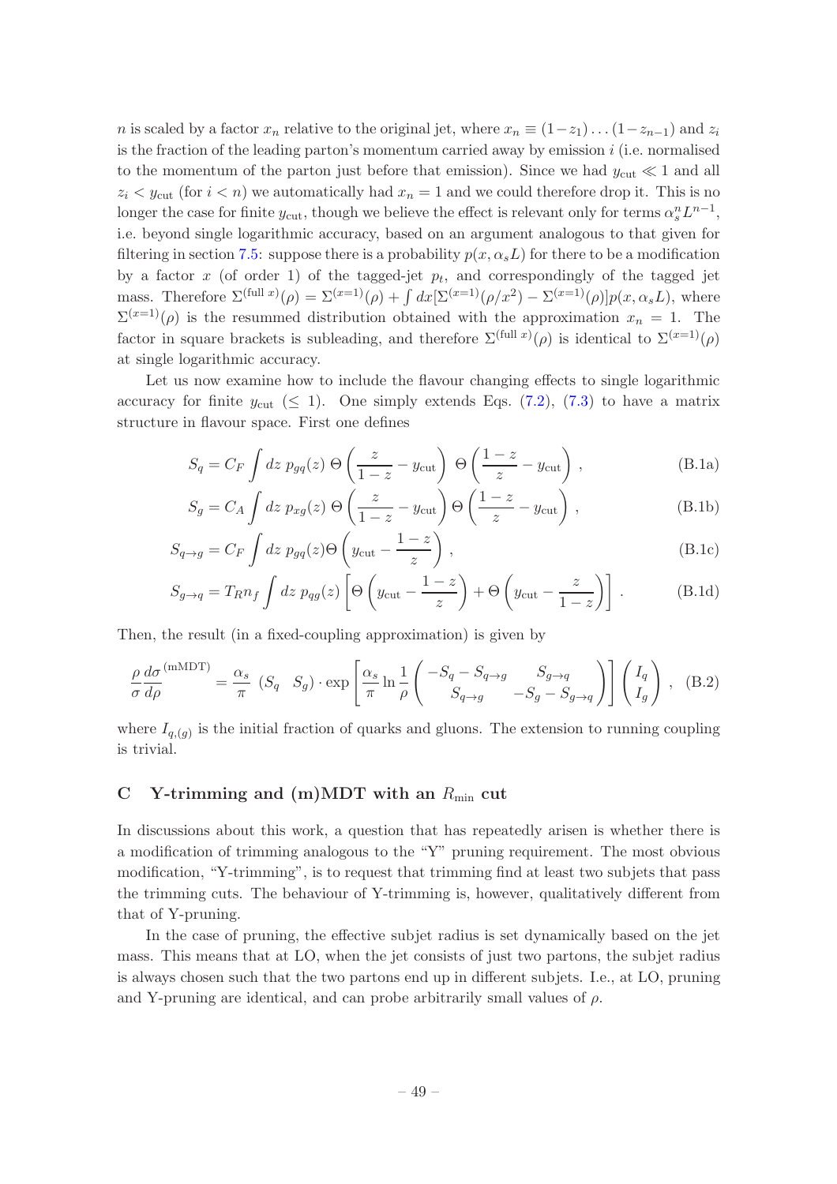$n$ is scaled by a factor $x_n$ relative to the original jet, where $x_n \equiv (1-z_1)\dots(1-z_{n-1})$ and $z_i$ is the fraction of the leading parton's momentum carried away by emission $i$ (i.e. normalised to the momentum of the parton just before that emission). Since we had $y_{\text{cut}} \ll 1$ and all $z_i < y_{\text{cut}}$ (for $i < n$) we automatically had $x_n = 1$ and we could therefore drop it. This is no longer the case for finite $y_{\text{cut}}$, though we believe the effect is relevant only for terms $\alpha_s^n L^{n-1}$, i.e. beyond single logarithmic accuracy, based on an argument analogous to that given for filtering in section 7.5: suppose there is a probability $p(x, \alpha_s L)$ for there to be a modification by a factor $x$ (of order 1) of the tagged-jet $p_t$, and correspondingly of the tagged jet mass. Therefore $\Sigma^{(\text{full } x)}(\rho) = \Sigma^{(x=1)}(\rho) + \int dx [\Sigma^{(x=1)}(\rho/x^2) - \Sigma^{(x=1)}(\rho)] p(x, \alpha_s L)$, where $\Sigma^{(x=1)}(\rho)$ is the resummed distribution obtained with the approximation $x_n = 1$. The factor in square brackets is subleading, and therefore $\Sigma^{(\text{full } x)}(\rho)$ is identical to $\Sigma^{(x=1)}(\rho)$ at single logarithmic accuracy.

Let us now examine how to include the flavour changing effects to single logarithmic accuracy for finite $y_{\text{cut}}$ ($\leq 1$). One simply extends Eqs. (7.2), (7.3) to have a matrix structure in flavour space. First one defines

$$S_q = C_F \int dz \; p_{gq}(z) \; \Theta\left(\frac{z}{1-z} - y_{\text{cut}}\right) \; \Theta\left(\frac{1-z}{z} - y_{\text{cut}}\right), \tag{B.1a}$$

$$S_g = C_A \int dz \; p_{xg}(z) \; \Theta\left(\frac{z}{1-z} - y_{\text{cut}}\right) \Theta\left(\frac{1-z}{z} - y_{\text{cut}}\right), \tag{B.1b}$$

$$S_{q\to g} = C_F \int dz \; p_{gq}(z) \Theta\left(y_{\text{cut}} - \frac{1-z}{z}\right), \tag{B.1c}$$

$$S_{g\to q} = T_R n_f \int dz \; p_{qg}(z) \left[\Theta\left(y_{\text{cut}} - \frac{1-z}{z}\right) + \Theta\left(y_{\text{cut}} - \frac{z}{1-z}\right)\right]. \tag{B.1d}$$

Then, the result (in a fixed-coupling approximation) is given by

$$\frac{\rho}{\sigma}\frac{d\sigma}{d\rho}^{(\text{mMDT})} = \frac{\alpha_s}{\pi} \; (S_q \quad S_g) \cdot \exp\left[\frac{\alpha_s}{\pi} \ln\frac{1}{\rho} \begin{pmatrix} -S_q - S_{q\to g} & S_{g\to q} \\ S_{q\to g} & -S_g - S_{g\to q} \end{pmatrix}\right] \begin{pmatrix} I_q \\ I_g \end{pmatrix}, \tag{B.2}$$

where $I_{q,(g)}$ is the initial fraction of quarks and gluons. The extension to running coupling is trivial.

## C Y-trimming and (m)MDT with an $R_{\min}$ cut

In discussions about this work, a question that has repeatedly arisen is whether there is a modification of trimming analogous to the "Y" pruning requirement. The most obvious modification, "Y-trimming", is to request that trimming find at least two subjets that pass the trimming cuts. The behaviour of Y-trimming is, however, qualitatively different from that of Y-pruning.

In the case of pruning, the effective subjet radius is set dynamically based on the jet mass. This means that at LO, when the jet consists of just two partons, the subjet radius is always chosen such that the two partons end up in different subjets. I.e., at LO, pruning and Y-pruning are identical, and can probe arbitrarily small values of $\rho$.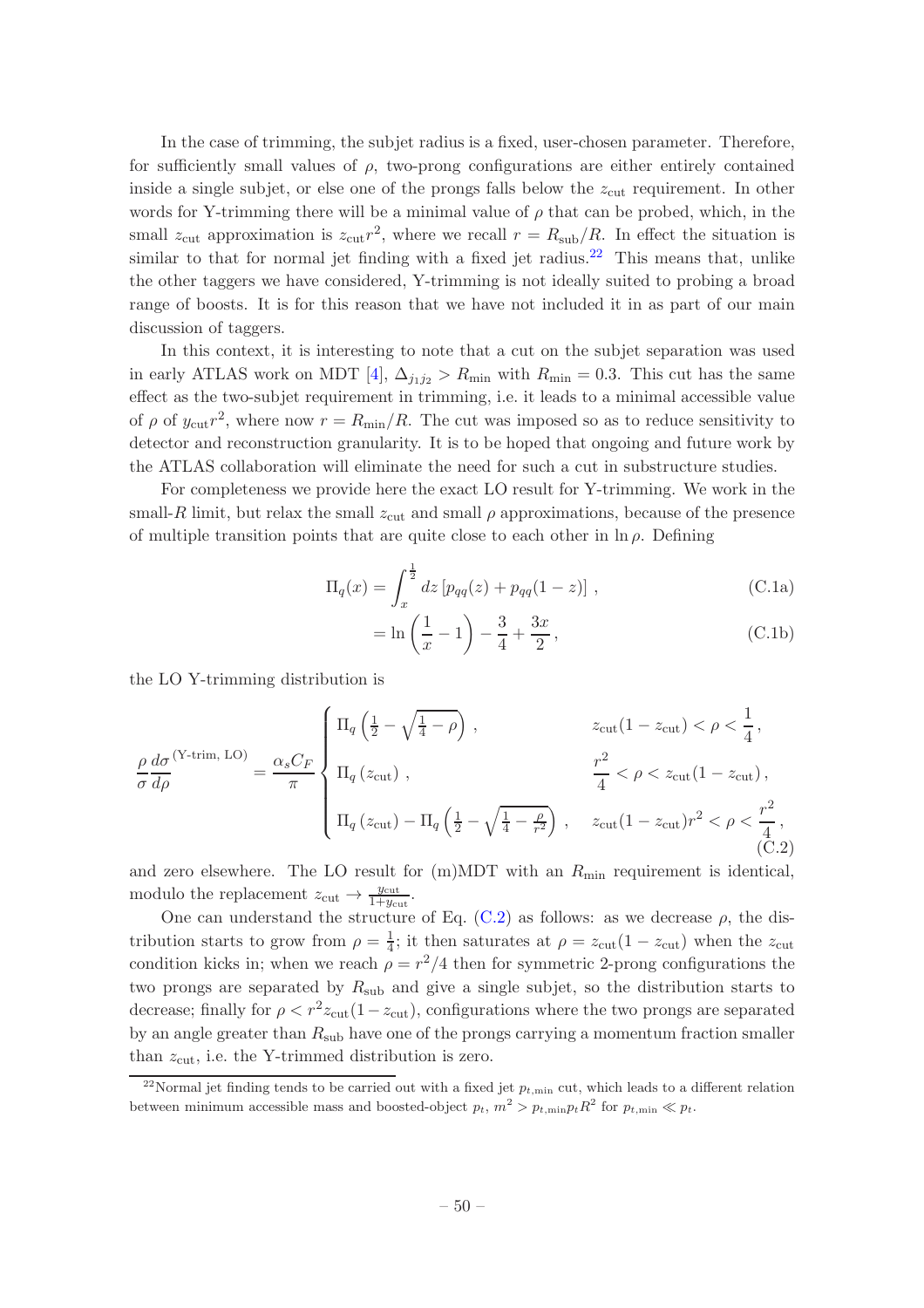In the case of trimming, the subjet radius is a fixed, user-chosen parameter. Therefore, for sufficiently small values of $\rho$, two-prong configurations are either entirely contained inside a single subjet, or else one of the prongs falls below the $z_{\text{cut}}$ requirement. In other words for Y-trimming there will be a minimal value of $\rho$ that can be probed, which, in the small $z_{\text{cut}}$ approximation is $z_{\text{cut}} r^2$, where we recall $r = R_{\text{sub}}/R$. In effect the situation is similar to that for normal jet finding with a fixed jet radius.[22] This means that, unlike the other taggers we have considered, Y-trimming is not ideally suited to probing a broad range of boosts. It is for this reason that we have not included it in as part of our main discussion of taggers.

In this context, it is interesting to note that a cut on the subjet separation was used in early ATLAS work on MDT [4], $\Delta_{j_1 j_2} > R_{\text{min}}$ with $R_{\text{min}} = 0.3$. This cut has the same effect as the two-subjet requirement in trimming, i.e. it leads to a minimal accessible value of $\rho$ of $y_{\text{cut}} r^2$, where now $r = R_{\text{min}}/R$. The cut was imposed so as to reduce sensitivity to detector and reconstruction granularity. It is to be hoped that ongoing and future work by the ATLAS collaboration will eliminate the need for such a cut in substructure studies.

For completeness we provide here the exact LO result for Y-trimming. We work in the small-$R$ limit, but relax the small $z_{\text{cut}}$ and small $\rho$ approximations, because of the presence of multiple transition points that are quite close to each other in $\ln \rho$. Defining

$$\Pi_q(x) = \int_x^{\frac{1}{2}} dz \left[ p_{qq}(z) + p_{qq}(1-z) \right] , \tag{C.1a}$$

$$= \ln\left(\frac{1}{x} - 1\right) - \frac{3}{4} + \frac{3x}{2} , \tag{C.1b}$$

the LO Y-trimming distribution is

$$\frac{\rho}{\sigma}\frac{d\sigma}{d\rho}^{(\text{Y-trim, LO})} = \frac{\alpha_s C_F}{\pi} \begin{cases} \Pi_q\left(\frac{1}{2} - \sqrt{\frac{1}{4} - \rho}\right) , & z_{\text{cut}}(1-z_{\text{cut}}) < \rho < \dfrac{1}{4} , \\ \Pi_q\left(z_{\text{cut}}\right) , & \dfrac{r^2}{4} < \rho < z_{\text{cut}}(1-z_{\text{cut}}) , \\ \Pi_q\left(z_{\text{cut}}\right) - \Pi_q\left(\frac{1}{2} - \sqrt{\frac{1}{4} - \frac{\rho}{r^2}}\right) , & z_{\text{cut}}(1-z_{\text{cut}}) r^2 < \rho < \dfrac{r^2}{4} , \end{cases} \tag{C.2}$$

and zero elsewhere. The LO result for (m)MDT with an $R_{\text{min}}$ requirement is identical, modulo the replacement $z_{\text{cut}} \to \frac{y_{\text{cut}}}{1+y_{\text{cut}}}$.

One can understand the structure of Eq. (C.2) as follows: as we decrease $\rho$, the distribution starts to grow from $\rho = \frac{1}{4}$; it then saturates at $\rho = z_{\text{cut}}(1-z_{\text{cut}})$ when the $z_{\text{cut}}$ condition kicks in; when we reach $\rho = r^2/4$ then for symmetric 2-prong configurations the two prongs are separated by $R_{\text{sub}}$ and give a single subjet, so the distribution starts to decrease; finally for $\rho < r^2 z_{\text{cut}}(1-z_{\text{cut}})$, configurations where the two prongs are separated by an angle greater than $R_{\text{sub}}$ have one of the prongs carrying a momentum fraction smaller than $z_{\text{cut}}$, i.e. the Y-trimmed distribution is zero.

[22] Normal jet finding tends to be carried out with a fixed jet $p_{t,\text{min}}$ cut, which leads to a different relation between minimum accessible mass and boosted-object $p_t$, $m^2 > p_{t,\text{min}} p_t R^2$ for $p_{t,\text{min}} \ll p_t$.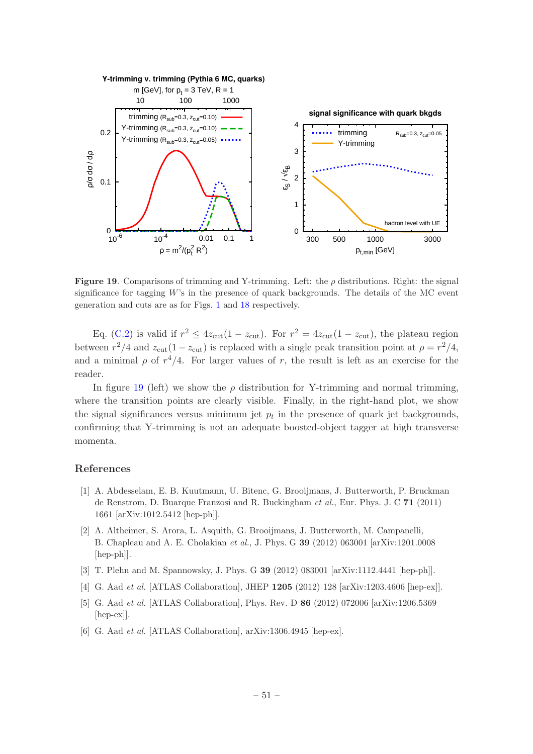**Figure 19**. Comparisons of trimming and Y-trimming. Left: the $\rho$ distributions. Right: the signal significance for tagging $W$'s in the presence of quark backgrounds. The details of the MC event generation and cuts are as for Figs. 1 and 18 respectively.

Eq. (C.2) is valid if $r^2 \leq 4z_{\rm cut}(1-z_{\rm cut})$. For $r^2 = 4z_{\rm cut}(1-z_{\rm cut})$, the plateau region between $r^2/4$ and $z_{\rm cut}(1-z_{\rm cut})$ is replaced with a single peak transition point at $\rho = r^2/4$, and a minimal $\rho$ of $r^4/4$. For larger values of $r$, the result is left as an exercise for the reader.

In figure 19 (left) we show the $\rho$ distribution for Y-trimming and normal trimming, where the transition points are clearly visible. Finally, in the right-hand plot, we show the signal significances versus minimum jet $p_t$ in the presence of quark jet backgrounds, confirming that Y-trimming is not an adequate boosted-object tagger at high transverse momenta.

## References

[1] A. Abdesselam, E. B. Kuutmann, U. Bitenc, G. Brooijmans, J. Butterworth, P. Bruckman de Renstrom, D. Buarque Franzosi and R. Buckingham *et al.*, Eur. Phys. J. C **71** (2011) 1661 [arXiv:1012.5412 [hep-ph]].

[2] A. Altheimer, S. Arora, L. Asquith, G. Brooijmans, J. Butterworth, M. Campanelli, B. Chapleau and A. E. Cholakian *et al.*, J. Phys. G **39** (2012) 063001 [arXiv:1201.0008 [hep-ph]].

[3] T. Plehn and M. Spannowsky, J. Phys. G **39** (2012) 083001 [arXiv:1112.4441 [hep-ph]].

[4] G. Aad *et al.* [ATLAS Collaboration], JHEP **1205** (2012) 128 [arXiv:1203.4606 [hep-ex]].

[5] G. Aad *et al.* [ATLAS Collaboration], Phys. Rev. D **86** (2012) 072006 [arXiv:1206.5369 [hep-ex]].

[6] G. Aad *et al.* [ATLAS Collaboration], arXiv:1306.4945 [hep-ex].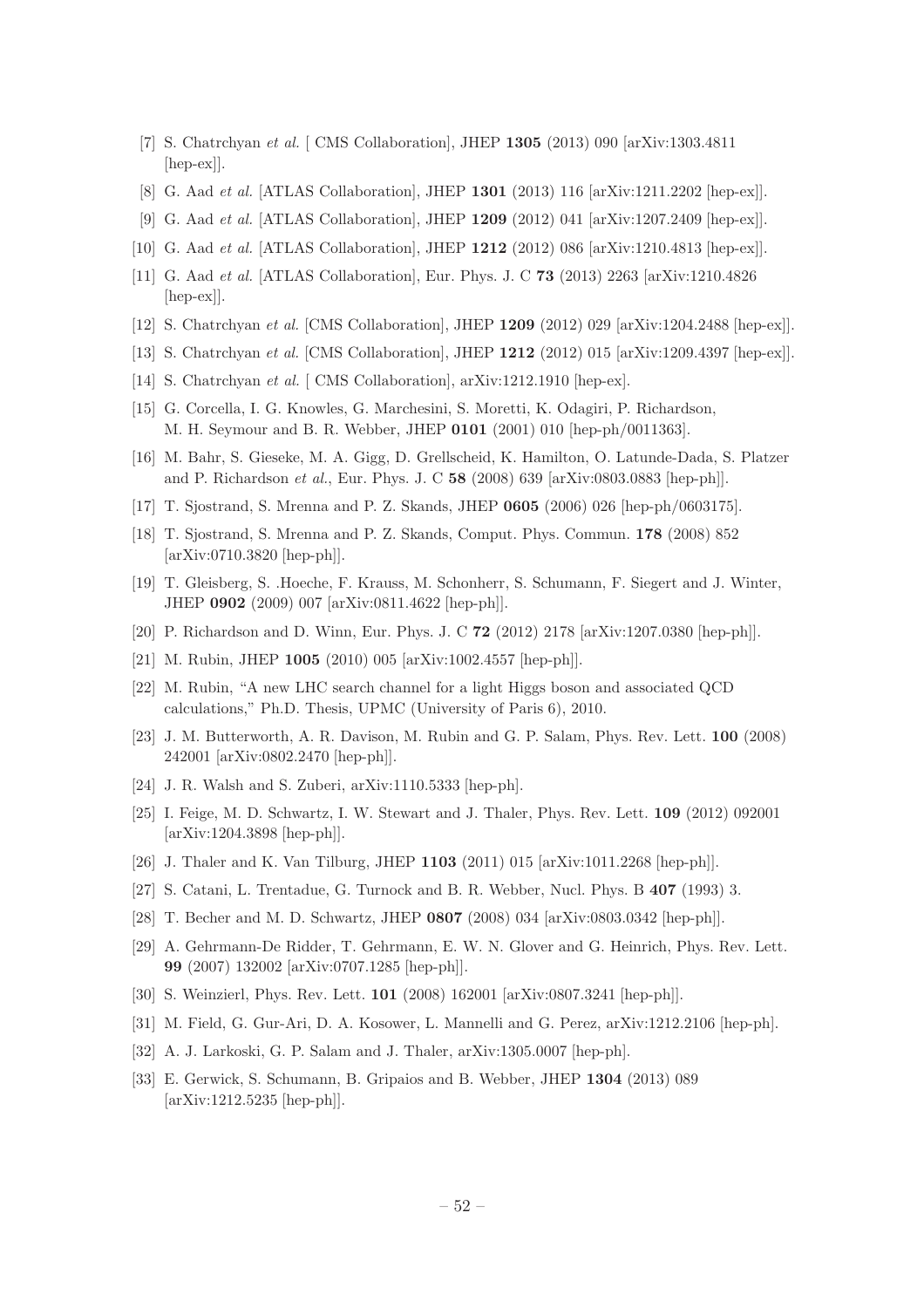[7] S. Chatrchyan *et al.* [ CMS Collaboration], JHEP **1305** (2013) 090 [arXiv:1303.4811 [hep-ex]].

[8] G. Aad *et al.* [ATLAS Collaboration], JHEP **1301** (2013) 116 [arXiv:1211.2202 [hep-ex]].

[9] G. Aad *et al.* [ATLAS Collaboration], JHEP **1209** (2012) 041 [arXiv:1207.2409 [hep-ex]].

[10] G. Aad *et al.* [ATLAS Collaboration], JHEP **1212** (2012) 086 [arXiv:1210.4813 [hep-ex]].

[11] G. Aad *et al.* [ATLAS Collaboration], Eur. Phys. J. C **73** (2013) 2263 [arXiv:1210.4826 [hep-ex]].

[12] S. Chatrchyan *et al.* [CMS Collaboration], JHEP **1209** (2012) 029 [arXiv:1204.2488 [hep-ex]].

[13] S. Chatrchyan *et al.* [CMS Collaboration], JHEP **1212** (2012) 015 [arXiv:1209.4397 [hep-ex]].

[14] S. Chatrchyan *et al.* [ CMS Collaboration], arXiv:1212.1910 [hep-ex].

[15] G. Corcella, I. G. Knowles, G. Marchesini, S. Moretti, K. Odagiri, P. Richardson, M. H. Seymour and B. R. Webber, JHEP **0101** (2001) 010 [hep-ph/0011363].

[16] M. Bahr, S. Gieseke, M. A. Gigg, D. Grellscheid, K. Hamilton, O. Latunde-Dada, S. Platzer and P. Richardson *et al.*, Eur. Phys. J. C **58** (2008) 639 [arXiv:0803.0883 [hep-ph]].

[17] T. Sjostrand, S. Mrenna and P. Z. Skands, JHEP **0605** (2006) 026 [hep-ph/0603175].

[18] T. Sjostrand, S. Mrenna and P. Z. Skands, Comput. Phys. Commun. **178** (2008) 852 [arXiv:0710.3820 [hep-ph]].

[19] T. Gleisberg, S. .Hoeche, F. Krauss, M. Schonherr, S. Schumann, F. Siegert and J. Winter, JHEP **0902** (2009) 007 [arXiv:0811.4622 [hep-ph]].

[20] P. Richardson and D. Winn, Eur. Phys. J. C **72** (2012) 2178 [arXiv:1207.0380 [hep-ph]].

[21] M. Rubin, JHEP **1005** (2010) 005 [arXiv:1002.4557 [hep-ph]].

[22] M. Rubin, "A new LHC search channel for a light Higgs boson and associated QCD calculations," Ph.D. Thesis, UPMC (University of Paris 6), 2010.

[23] J. M. Butterworth, A. R. Davison, M. Rubin and G. P. Salam, Phys. Rev. Lett. **100** (2008) 242001 [arXiv:0802.2470 [hep-ph]].

[24] J. R. Walsh and S. Zuberi, arXiv:1110.5333 [hep-ph].

[25] I. Feige, M. D. Schwartz, I. W. Stewart and J. Thaler, Phys. Rev. Lett. **109** (2012) 092001 [arXiv:1204.3898 [hep-ph]].

[26] J. Thaler and K. Van Tilburg, JHEP **1103** (2011) 015 [arXiv:1011.2268 [hep-ph]].

[27] S. Catani, L. Trentadue, G. Turnock and B. R. Webber, Nucl. Phys. B **407** (1993) 3.

[28] T. Becher and M. D. Schwartz, JHEP **0807** (2008) 034 [arXiv:0803.0342 [hep-ph]].

[29] A. Gehrmann-De Ridder, T. Gehrmann, E. W. N. Glover and G. Heinrich, Phys. Rev. Lett. **99** (2007) 132002 [arXiv:0707.1285 [hep-ph]].

[30] S. Weinzierl, Phys. Rev. Lett. **101** (2008) 162001 [arXiv:0807.3241 [hep-ph]].

[31] M. Field, G. Gur-Ari, D. A. Kosower, L. Mannelli and G. Perez, arXiv:1212.2106 [hep-ph].

[32] A. J. Larkoski, G. P. Salam and J. Thaler, arXiv:1305.0007 [hep-ph].

[33] E. Gerwick, S. Schumann, B. Gripaios and B. Webber, JHEP **1304** (2013) 089 [arXiv:1212.5235 [hep-ph]].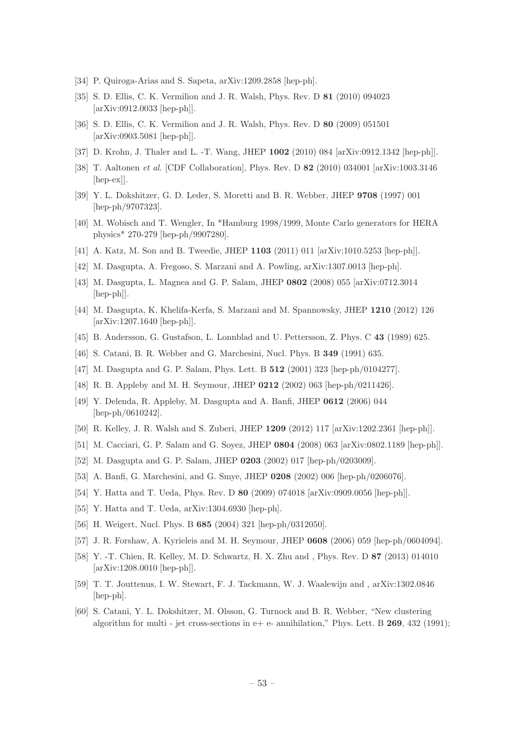[34] P. Quiroga-Arias and S. Sapeta, arXiv:1209.2858 [hep-ph].

[35] S. D. Ellis, C. K. Vermilion and J. R. Walsh, Phys. Rev. D **81** (2010) 094023 [arXiv:0912.0033 [hep-ph]].

[36] S. D. Ellis, C. K. Vermilion and J. R. Walsh, Phys. Rev. D **80** (2009) 051501 [arXiv:0903.5081 [hep-ph]].

[37] D. Krohn, J. Thaler and L. -T. Wang, JHEP **1002** (2010) 084 [arXiv:0912.1342 [hep-ph]].

[38] T. Aaltonen *et al.* [CDF Collaboration], Phys. Rev. D **82** (2010) 034001 [arXiv:1003.3146 [hep-ex]].

[39] Y. L. Dokshitzer, G. D. Leder, S. Moretti and B. R. Webber, JHEP **9708** (1997) 001 [hep-ph/9707323].

[40] M. Wobisch and T. Wengler, In *Hamburg 1998/1999, Monte Carlo generators for HERA physics* 270-279 [hep-ph/9907280].

[41] A. Katz, M. Son and B. Tweedie, JHEP **1103** (2011) 011 [arXiv:1010.5253 [hep-ph]].

[42] M. Dasgupta, A. Fregoso, S. Marzani and A. Powling, arXiv:1307.0013 [hep-ph].

[43] M. Dasgupta, L. Magnea and G. P. Salam, JHEP **0802** (2008) 055 [arXiv:0712.3014 [hep-ph]].

[44] M. Dasgupta, K. Khelifa-Kerfa, S. Marzani and M. Spannowsky, JHEP **1210** (2012) 126 [arXiv:1207.1640 [hep-ph]].

[45] B. Andersson, G. Gustafson, L. Lonnblad and U. Pettersson, Z. Phys. C **43** (1989) 625.

[46] S. Catani, B. R. Webber and G. Marchesini, Nucl. Phys. B **349** (1991) 635.

[47] M. Dasgupta and G. P. Salam, Phys. Lett. B **512** (2001) 323 [hep-ph/0104277].

[48] R. B. Appleby and M. H. Seymour, JHEP **0212** (2002) 063 [hep-ph/0211426].

[49] Y. Delenda, R. Appleby, M. Dasgupta and A. Banfi, JHEP **0612** (2006) 044 [hep-ph/0610242].

[50] R. Kelley, J. R. Walsh and S. Zuberi, JHEP **1209** (2012) 117 [arXiv:1202.2361 [hep-ph]].

[51] M. Cacciari, G. P. Salam and G. Soyez, JHEP **0804** (2008) 063 [arXiv:0802.1189 [hep-ph]].

[52] M. Dasgupta and G. P. Salam, JHEP **0203** (2002) 017 [hep-ph/0203009].

[53] A. Banfi, G. Marchesini, and G. Smye, JHEP **0208** (2002) 006 [hep-ph/0206076].

[54] Y. Hatta and T. Ueda, Phys. Rev. D **80** (2009) 074018 [arXiv:0909.0056 [hep-ph]].

[55] Y. Hatta and T. Ueda, arXiv:1304.6930 [hep-ph].

[56] H. Weigert, Nucl. Phys. B **685** (2004) 321 [hep-ph/0312050].

[57] J. R. Forshaw, A. Kyrieleis and M. H. Seymour, JHEP **0608** (2006) 059 [hep-ph/0604094].

[58] Y. -T. Chien, R. Kelley, M. D. Schwartz, H. X. Zhu and , Phys. Rev. D **87** (2013) 014010 [arXiv:1208.0010 [hep-ph]].

[59] T. T. Jouttenus, I. W. Stewart, F. J. Tackmann, W. J. Waalewijn and , arXiv:1302.0846 [hep-ph].

[60] S. Catani, Y. L. Dokshitzer, M. Olsson, G. Turnock and B. R. Webber, "New clustering algorithm for multi - jet cross-sections in e+ e- annihilation," Phys. Lett. B **269**, 432 (1991);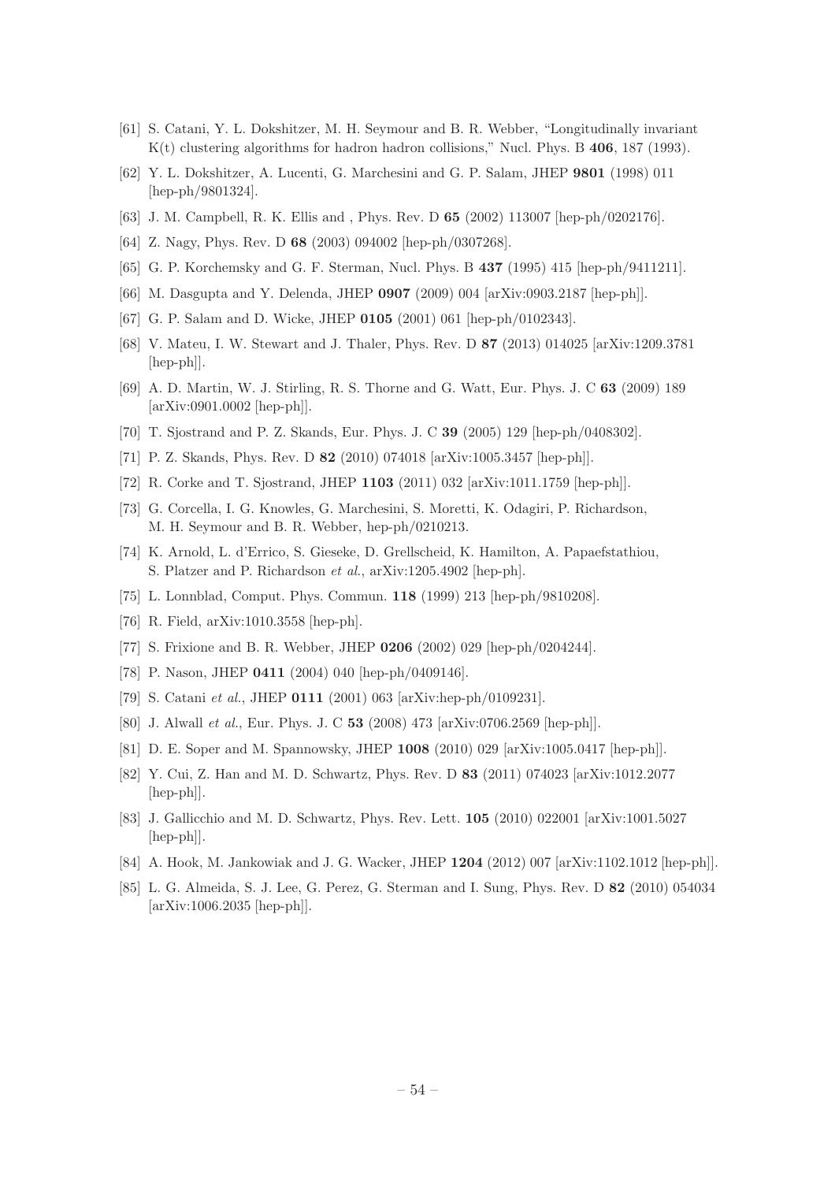[61] S. Catani, Y. L. Dokshitzer, M. H. Seymour and B. R. Webber, "Longitudinally invariant K(t) clustering algorithms for hadron hadron collisions," Nucl. Phys. B **406**, 187 (1993).

[62] Y. L. Dokshitzer, A. Lucenti, G. Marchesini and G. P. Salam, JHEP **9801** (1998) 011 [hep-ph/9801324].

[63] J. M. Campbell, R. K. Ellis and , Phys. Rev. D **65** (2002) 113007 [hep-ph/0202176].

[64] Z. Nagy, Phys. Rev. D **68** (2003) 094002 [hep-ph/0307268].

[65] G. P. Korchemsky and G. F. Sterman, Nucl. Phys. B **437** (1995) 415 [hep-ph/9411211].

[66] M. Dasgupta and Y. Delenda, JHEP **0907** (2009) 004 [arXiv:0903.2187 [hep-ph]].

[67] G. P. Salam and D. Wicke, JHEP **0105** (2001) 061 [hep-ph/0102343].

[68] V. Mateu, I. W. Stewart and J. Thaler, Phys. Rev. D **87** (2013) 014025 [arXiv:1209.3781 [hep-ph]].

[69] A. D. Martin, W. J. Stirling, R. S. Thorne and G. Watt, Eur. Phys. J. C **63** (2009) 189 [arXiv:0901.0002 [hep-ph]].

[70] T. Sjostrand and P. Z. Skands, Eur. Phys. J. C **39** (2005) 129 [hep-ph/0408302].

[71] P. Z. Skands, Phys. Rev. D **82** (2010) 074018 [arXiv:1005.3457 [hep-ph]].

[72] R. Corke and T. Sjostrand, JHEP **1103** (2011) 032 [arXiv:1011.1759 [hep-ph]].

[73] G. Corcella, I. G. Knowles, G. Marchesini, S. Moretti, K. Odagiri, P. Richardson, M. H. Seymour and B. R. Webber, hep-ph/0210213.

[74] K. Arnold, L. d'Errico, S. Gieseke, D. Grellscheid, K. Hamilton, A. Papaefstathiou, S. Platzer and P. Richardson *et al.*, arXiv:1205.4902 [hep-ph].

[75] L. Lonnblad, Comput. Phys. Commun. **118** (1999) 213 [hep-ph/9810208].

[76] R. Field, arXiv:1010.3558 [hep-ph].

[77] S. Frixione and B. R. Webber, JHEP **0206** (2002) 029 [hep-ph/0204244].

[78] P. Nason, JHEP **0411** (2004) 040 [hep-ph/0409146].

[79] S. Catani *et al.*, JHEP **0111** (2001) 063 [arXiv:hep-ph/0109231].

[80] J. Alwall *et al.*, Eur. Phys. J. C **53** (2008) 473 [arXiv:0706.2569 [hep-ph]].

[81] D. E. Soper and M. Spannowsky, JHEP **1008** (2010) 029 [arXiv:1005.0417 [hep-ph]].

[82] Y. Cui, Z. Han and M. D. Schwartz, Phys. Rev. D **83** (2011) 074023 [arXiv:1012.2077 [hep-ph]].

[83] J. Gallicchio and M. D. Schwartz, Phys. Rev. Lett. **105** (2010) 022001 [arXiv:1001.5027 [hep-ph]].

[84] A. Hook, M. Jankowiak and J. G. Wacker, JHEP **1204** (2012) 007 [arXiv:1102.1012 [hep-ph]].

[85] L. G. Almeida, S. J. Lee, G. Perez, G. Sterman and I. Sung, Phys. Rev. D **82** (2010) 054034 [arXiv:1006.2035 [hep-ph]].